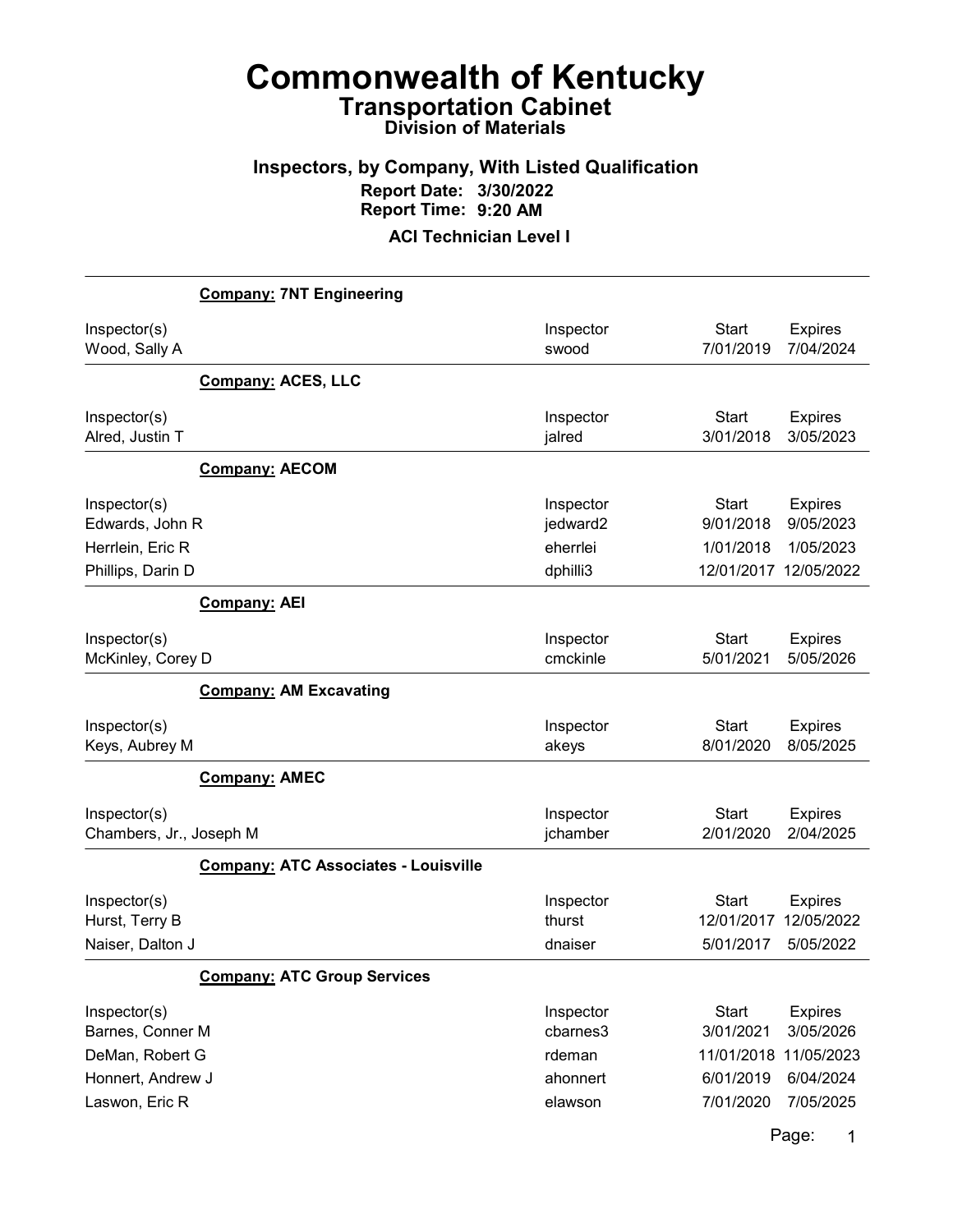# Commonwealth of Kentucky

## Transportation Cabinet

### Division of Materials

### Inspectors, by Company, With Listed Qualification

**Report Date: 3/30/2022**
**Report Time: 9:20 AM**

**ACI Technician Level I**

---

**Company: 7NT Engineering**

| Inspector(s) | Inspector | Start | Expires |
|---|---|---|---|
| Wood, Sally A | swood | 7/01/2019 | 7/04/2024 |

**Company: ACES, LLC**

| Inspector(s) | Inspector | Start | Expires |
|---|---|---|---|
| Alred, Justin T | jalred | 3/01/2018 | 3/05/2023 |

**Company: AECOM**

| Inspector(s) | Inspector | Start | Expires |
|---|---|---|---|
| Edwards, John R | jedward2 | 9/01/2018 | 9/05/2023 |
| Herrlein, Eric R | eherrlei | 1/01/2018 | 1/05/2023 |
| Phillips, Darin D | dphilli3 | 12/01/2017 | 12/05/2022 |

**Company: AEI**

| Inspector(s) | Inspector | Start | Expires |
|---|---|---|---|
| McKinley, Corey D | cmckinle | 5/01/2021 | 5/05/2026 |

**Company: AM Excavating**

| Inspector(s) | Inspector | Start | Expires |
|---|---|---|---|
| Keys, Aubrey M | akeys | 8/01/2020 | 8/05/2025 |

**Company: AMEC**

| Inspector(s) | Inspector | Start | Expires |
|---|---|---|---|
| Chambers, Jr., Joseph M | jchamber | 2/01/2020 | 2/04/2025 |

**Company: ATC Associates - Louisville**

| Inspector(s) | Inspector | Start | Expires |
|---|---|---|---|
| Hurst, Terry B | thurst | 12/01/2017 | 12/05/2022 |
| Naiser, Dalton J | dnaiser | 5/01/2017 | 5/05/2022 |

**Company: ATC Group Services**

| Inspector(s) | Inspector | Start | Expires |
|---|---|---|---|
| Barnes, Conner M | cbarnes3 | 3/01/2021 | 3/05/2026 |
| DeMan, Robert G | rdeman | 11/01/2018 | 11/05/2023 |
| Honnert, Andrew J | ahonnert | 6/01/2019 | 6/04/2024 |
| Laswon, Eric R | elawson | 7/01/2020 | 7/05/2025 |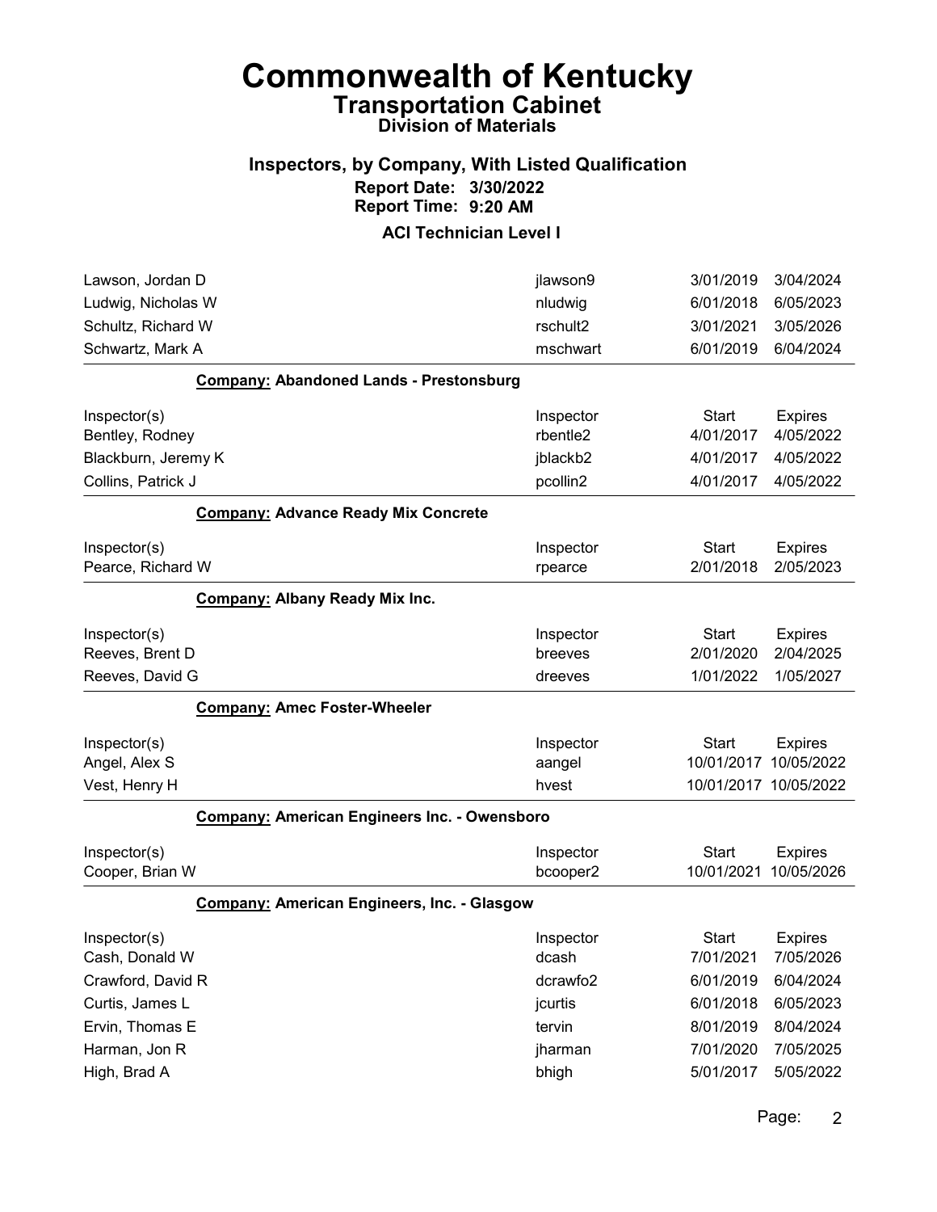# Commonwealth of Kentucky
## Transportation Cabinet
### Division of Materials

### Inspectors, by Company, With Listed Qualification
**Report Date: 3/30/2022**
**Report Time: 9:20 AM**

**ACI Technician Level I**

| Inspector(s) | Inspector | Start | Expires |
|---|---|---|---|
| Lawson, Jordan D | jlawson9 | 3/01/2019 | 3/04/2024 |
| Ludwig, Nicholas W | nludwig | 6/01/2018 | 6/05/2023 |
| Schultz, Richard W | rschult2 | 3/01/2021 | 3/05/2026 |
| Schwartz, Mark A | mschwart | 6/01/2019 | 6/04/2024 |

**Company:** **Abandoned Lands - Prestonsburg**

| Inspector(s) | Inspector | Start | Expires |
|---|---|---|---|
| Bentley, Rodney | rbentle2 | 4/01/2017 | 4/05/2022 |
| Blackburn, Jeremy K | jblackb2 | 4/01/2017 | 4/05/2022 |
| Collins, Patrick J | pcollin2 | 4/01/2017 | 4/05/2022 |

**Company:** **Advance Ready Mix Concrete**

| Inspector(s) | Inspector | Start | Expires |
|---|---|---|---|
| Pearce, Richard W | rpearce | 2/01/2018 | 2/05/2023 |

**Company:** **Albany Ready Mix Inc.**

| Inspector(s) | Inspector | Start | Expires |
|---|---|---|---|
| Reeves, Brent D | breeves | 2/01/2020 | 2/04/2025 |
| Reeves, David G | dreeves | 1/01/2022 | 1/05/2027 |

**Company:** **Amec Foster-Wheeler**

| Inspector(s) | Inspector | Start | Expires |
|---|---|---|---|
| Angel, Alex S | aangel | 10/01/2017 | 10/05/2022 |
| Vest, Henry H | hvest | 10/01/2017 | 10/05/2022 |

**Company:** **American Engineers Inc. - Owensboro**

| Inspector(s) | Inspector | Start | Expires |
|---|---|---|---|
| Cooper, Brian W | bcooper2 | 10/01/2021 | 10/05/2026 |

**Company:** **American Engineers, Inc. - Glasgow**

| Inspector(s) | Inspector | Start | Expires |
|---|---|---|---|
| Cash, Donald W | dcash | 7/01/2021 | 7/05/2026 |
| Crawford, David R | dcrawfo2 | 6/01/2019 | 6/04/2024 |
| Curtis, James L | jcurtis | 6/01/2018 | 6/05/2023 |
| Ervin, Thomas E | tervin | 8/01/2019 | 8/04/2024 |
| Harman, Jon R | jharman | 7/01/2020 | 7/05/2025 |
| High, Brad A | bhigh | 5/01/2017 | 5/05/2022 |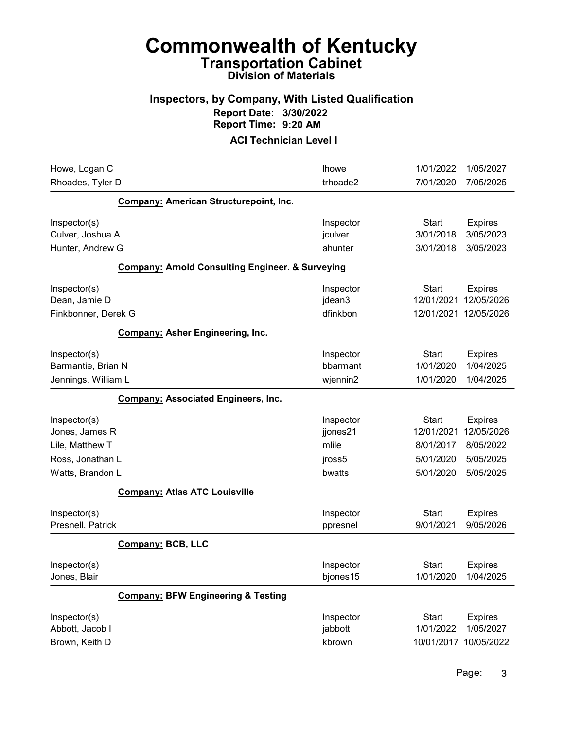# Commonwealth of Kentucky

## Transportation Cabinet

### Division of Materials

### Inspectors, by Company, With Listed Qualification

**Report Date: 3/30/2022**
**Report Time: 9:20 AM**

### ACI Technician Level I

| | | | |
|---|---|---|---|
| Howe, Logan C | lhowe | 1/01/2022 | 1/05/2027 |
| Rhoades, Tyler D | trhoade2 | 7/01/2020 | 7/05/2025 |

**Company:** **American Structurepoint, Inc.**

| Inspector(s) | Inspector | Start | Expires |
|---|---|---|---|
| Culver, Joshua A | jculver | 3/01/2018 | 3/05/2023 |
| Hunter, Andrew G | ahunter | 3/01/2018 | 3/05/2023 |

**Company:** **Arnold Consulting Engineer. & Surveying**

| Inspector(s) | Inspector | Start | Expires |
|---|---|---|---|
| Dean, Jamie D | jdean3 | 12/01/2021 | 12/05/2026 |
| Finkbonner, Derek G | dfinkbon | 12/01/2021 | 12/05/2026 |

**Company:** **Asher Engineering, Inc.**

| Inspector(s) | Inspector | Start | Expires |
|---|---|---|---|
| Barmantie, Brian N | bbarmant | 1/01/2020 | 1/04/2025 |
| Jennings, William L | wjennin2 | 1/01/2020 | 1/04/2025 |

**Company:** **Associated Engineers, Inc.**

| Inspector(s) | Inspector | Start | Expires |
|---|---|---|---|
| Jones, James R | jjones21 | 12/01/2021 | 12/05/2026 |
| Lile, Matthew T | mlile | 8/01/2017 | 8/05/2022 |
| Ross, Jonathan L | jross5 | 5/01/2020 | 5/05/2025 |
| Watts, Brandon L | bwatts | 5/01/2020 | 5/05/2025 |

**Company:** **Atlas ATC Louisville**

| Inspector(s) | Inspector | Start | Expires |
|---|---|---|---|
| Presnell, Patrick | ppresnel | 9/01/2021 | 9/05/2026 |

**Company:** **BCB, LLC**

| Inspector(s) | Inspector | Start | Expires |
|---|---|---|---|
| Jones, Blair | bjones15 | 1/01/2020 | 1/04/2025 |

**Company:** **BFW Engineering & Testing**

| Inspector(s) | Inspector | Start | Expires |
|---|---|---|---|
| Abbott, Jacob I | jabbott | 1/01/2022 | 1/05/2027 |
| Brown, Keith D | kbrown | 10/01/2017 | 10/05/2022 |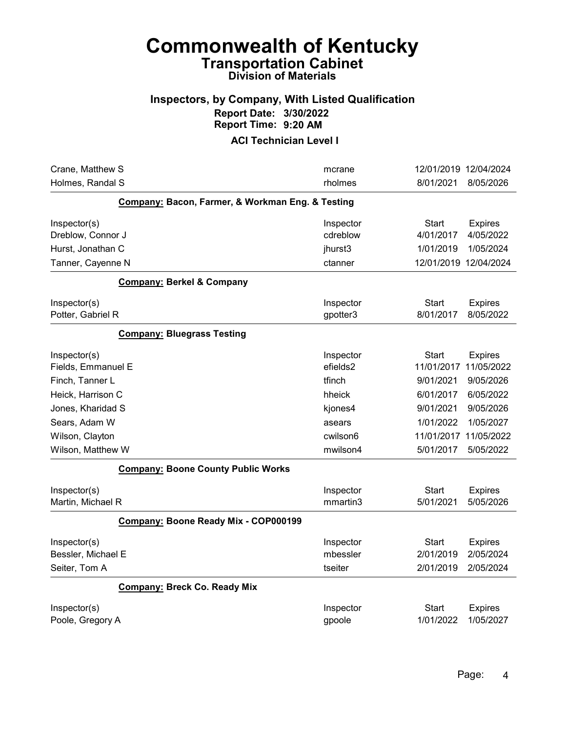# Commonwealth of Kentucky

## Transportation Cabinet

### Division of Materials

### Inspectors, by Company, With Listed Qualification

**Report Date: 3/30/2022**
**Report Time: 9:20 AM**

### ACI Technician Level I

| Inspector(s) | Inspector | Start | Expires |
|---|---|---|---|
| Crane, Matthew S | mcrane | 12/01/2019 | 12/04/2024 |
| Holmes, Randal S | rholmes | 8/01/2021 | 8/05/2026 |

**Company: Bacon, Farmer, & Workman Eng. & Testing**

| Inspector(s) | Inspector | Start | Expires |
|---|---|---|---|
| Dreblow, Connor J | cdreblow | 4/01/2017 | 4/05/2022 |
| Hurst, Jonathan C | jhurst3 | 1/01/2019 | 1/05/2024 |
| Tanner, Cayenne N | ctanner | 12/01/2019 | 12/04/2024 |

**Company: Berkel & Company**

| Inspector(s) | Inspector | Start | Expires |
|---|---|---|---|
| Potter, Gabriel R | gpotter3 | 8/01/2017 | 8/05/2022 |

**Company: Bluegrass Testing**

| Inspector(s) | Inspector | Start | Expires |
|---|---|---|---|
| Fields, Emmanuel E | efields2 | 11/01/2017 | 11/05/2022 |
| Finch, Tanner L | tfinch | 9/01/2021 | 9/05/2026 |
| Heick, Harrison C | hheick | 6/01/2017 | 6/05/2022 |
| Jones, Kharidad S | kjones4 | 9/01/2021 | 9/05/2026 |
| Sears, Adam W | asears | 1/01/2022 | 1/05/2027 |
| Wilson, Clayton | cwilson6 | 11/01/2017 | 11/05/2022 |
| Wilson, Matthew W | mwilson4 | 5/01/2017 | 5/05/2022 |

**Company: Boone County Public Works**

| Inspector(s) | Inspector | Start | Expires |
|---|---|---|---|
| Martin, Michael R | mmartin3 | 5/01/2021 | 5/05/2026 |

**Company: Boone Ready Mix - COP000199**

| Inspector(s) | Inspector | Start | Expires |
|---|---|---|---|
| Bessler, Michael E | mbessler | 2/01/2019 | 2/05/2024 |
| Seiter, Tom A | tseiter | 2/01/2019 | 2/05/2024 |

**Company: Breck Co. Ready Mix**

| Inspector(s) | Inspector | Start | Expires |
|---|---|---|---|
| Poole, Gregory A | gpoole | 1/01/2022 | 1/05/2027 |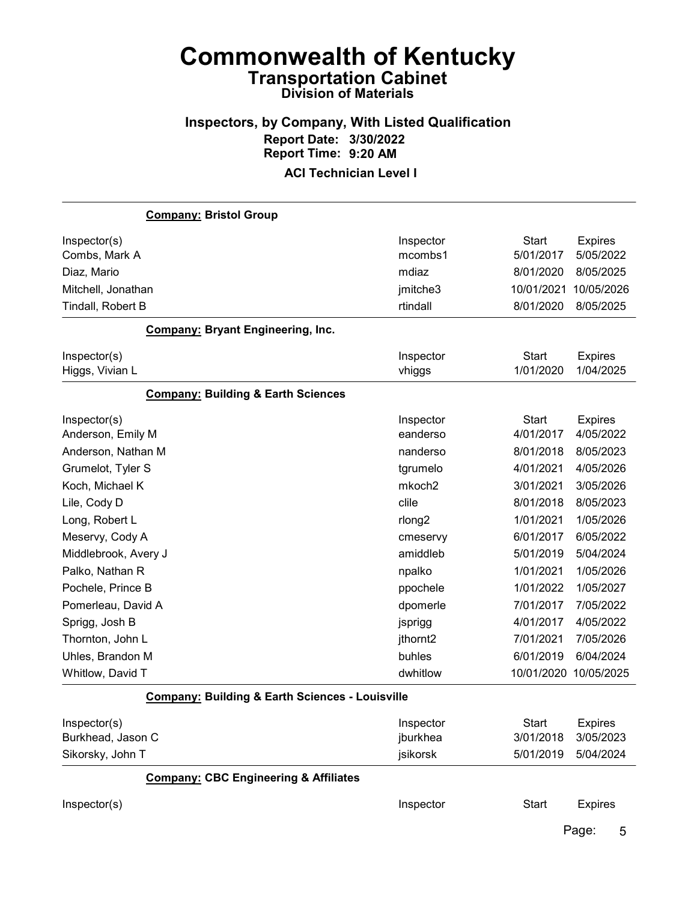# Commonwealth of Kentucky

## Transportation Cabinet

### Division of Materials

### Inspectors, by Company, With Listed Qualification

**Report Date: 3/30/2022**
**Report Time: 9:20 AM**

**ACI Technician Level I**

---

**Company: Bristol Group**

| Inspector(s) | Inspector | Start | Expires |
|---|---|---|---|
| Combs, Mark A | mcombs1 | 5/01/2017 | 5/05/2022 |
| Diaz, Mario | mdiaz | 8/01/2020 | 8/05/2025 |
| Mitchell, Jonathan | jmitche3 | 10/01/2021 | 10/05/2026 |
| Tindall, Robert B | rtindall | 8/01/2020 | 8/05/2025 |

**Company: Bryant Engineering, Inc.**

| Inspector(s) | Inspector | Start | Expires |
|---|---|---|---|
| Higgs, Vivian L | vhiggs | 1/01/2020 | 1/04/2025 |

**Company: Building & Earth Sciences**

| Inspector(s) | Inspector | Start | Expires |
|---|---|---|---|
| Anderson, Emily M | eanderso | 4/01/2017 | 4/05/2022 |
| Anderson, Nathan M | nanderso | 8/01/2018 | 8/05/2023 |
| Grumelot, Tyler S | tgrumelo | 4/01/2021 | 4/05/2026 |
| Koch, Michael K | mkoch2 | 3/01/2021 | 3/05/2026 |
| Lile, Cody D | clile | 8/01/2018 | 8/05/2023 |
| Long, Robert L | rlong2 | 1/01/2021 | 1/05/2026 |
| Meservy, Cody A | cmeservy | 6/01/2017 | 6/05/2022 |
| Middlebrook, Avery J | amiddleb | 5/01/2019 | 5/04/2024 |
| Palko, Nathan R | npalko | 1/01/2021 | 1/05/2026 |
| Pochele, Prince B | ppochele | 1/01/2022 | 1/05/2027 |
| Pomerleau, David A | dpomerle | 7/01/2017 | 7/05/2022 |
| Sprigg, Josh B | jsprigg | 4/01/2017 | 4/05/2022 |
| Thornton, John L | jthornt2 | 7/01/2021 | 7/05/2026 |
| Uhles, Brandon M | buhles | 6/01/2019 | 6/04/2024 |
| Whitlow, David T | dwhitlow | 10/01/2020 | 10/05/2025 |

**Company: Building & Earth Sciences - Louisville**

| Inspector(s) | Inspector | Start | Expires |
|---|---|---|---|
| Burkhead, Jason C | jburkhea | 3/01/2018 | 3/05/2023 |
| Sikorsky, John T | jsikorsk | 5/01/2019 | 5/04/2024 |

**Company: CBC Engineering & Affiliates**

| Inspector(s) | Inspector | Start | Expires |
|---|---|---|---|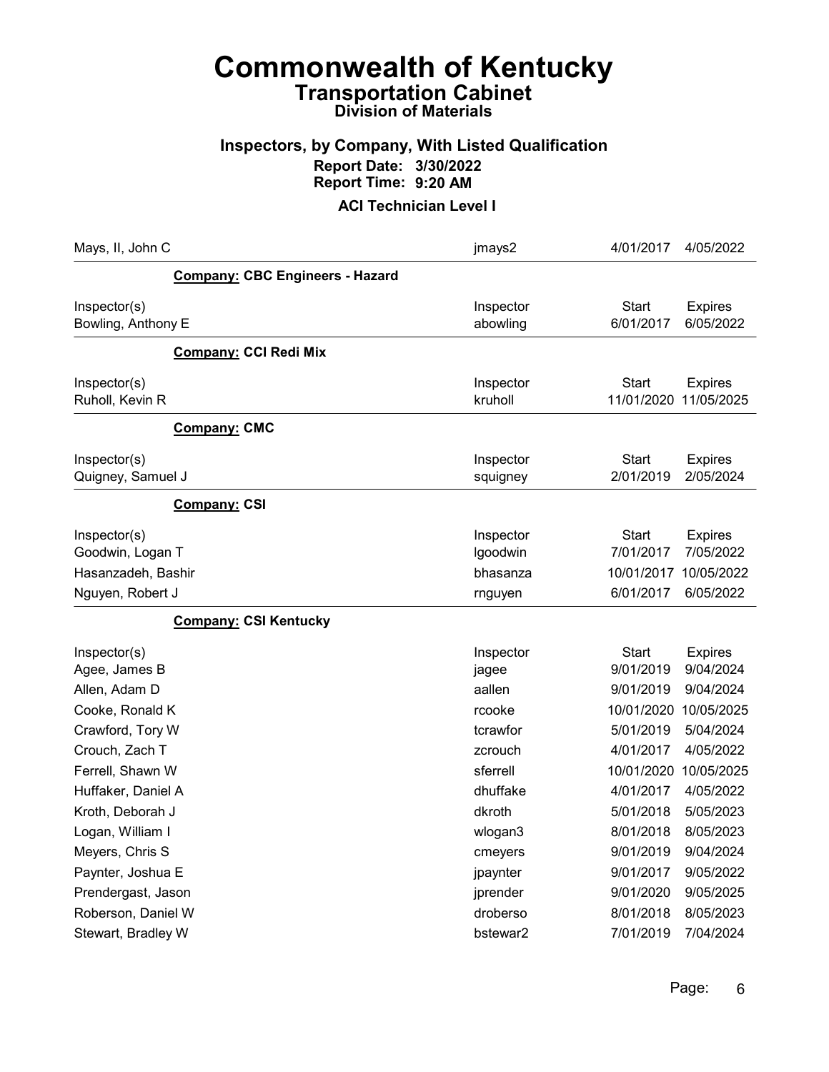# Commonwealth of Kentucky

## Transportation Cabinet

### Division of Materials

### Inspectors, by Company, With Listed Qualification

**Report Date: 3/30/2022**
**Report Time: 9:20 AM**

**ACI Technician Level I**

| | | | |
|---|---|---|---|
| Mays, II, John C | jmays2 | 4/01/2017 | 4/05/2022 |

**Company: CBC Engineers - Hazard**

| Inspector(s) | Inspector | Start | Expires |
|---|---|---|---|
| Bowling, Anthony E | abowling | 6/01/2017 | 6/05/2022 |

**Company: CCI Redi Mix**

| Inspector(s) | Inspector | Start | Expires |
|---|---|---|---|
| Ruholl, Kevin R | kruholl | 11/01/2020 | 11/05/2025 |

**Company: CMC**

| Inspector(s) | Inspector | Start | Expires |
|---|---|---|---|
| Quigney, Samuel J | squigney | 2/01/2019 | 2/05/2024 |

**Company: CSI**

| Inspector(s) | Inspector | Start | Expires |
|---|---|---|---|
| Goodwin, Logan T | lgoodwin | 7/01/2017 | 7/05/2022 |
| Hasanzadeh, Bashir | bhasanza | 10/01/2017 | 10/05/2022 |
| Nguyen, Robert J | rnguyen | 6/01/2017 | 6/05/2022 |

**Company: CSI Kentucky**

| Inspector(s) | Inspector | Start | Expires |
|---|---|---|---|
| Agee, James B | jagee | 9/01/2019 | 9/04/2024 |
| Allen, Adam D | aallen | 9/01/2019 | 9/04/2024 |
| Cooke, Ronald K | rcooke | 10/01/2020 | 10/05/2025 |
| Crawford, Tory W | tcrawfor | 5/01/2019 | 5/04/2024 |
| Crouch, Zach T | zcrouch | 4/01/2017 | 4/05/2022 |
| Ferrell, Shawn W | sferrell | 10/01/2020 | 10/05/2025 |
| Huffaker, Daniel A | dhuffake | 4/01/2017 | 4/05/2022 |
| Kroth, Deborah J | dkroth | 5/01/2018 | 5/05/2023 |
| Logan, William I | wlogan3 | 8/01/2018 | 8/05/2023 |
| Meyers, Chris S | cmeyers | 9/01/2019 | 9/04/2024 |
| Paynter, Joshua E | jpaynter | 9/01/2017 | 9/05/2022 |
| Prendergast, Jason | jprender | 9/01/2020 | 9/05/2025 |
| Roberson, Daniel W | droberso | 8/01/2018 | 8/05/2023 |
| Stewart, Bradley W | bstewar2 | 7/01/2019 | 7/04/2024 |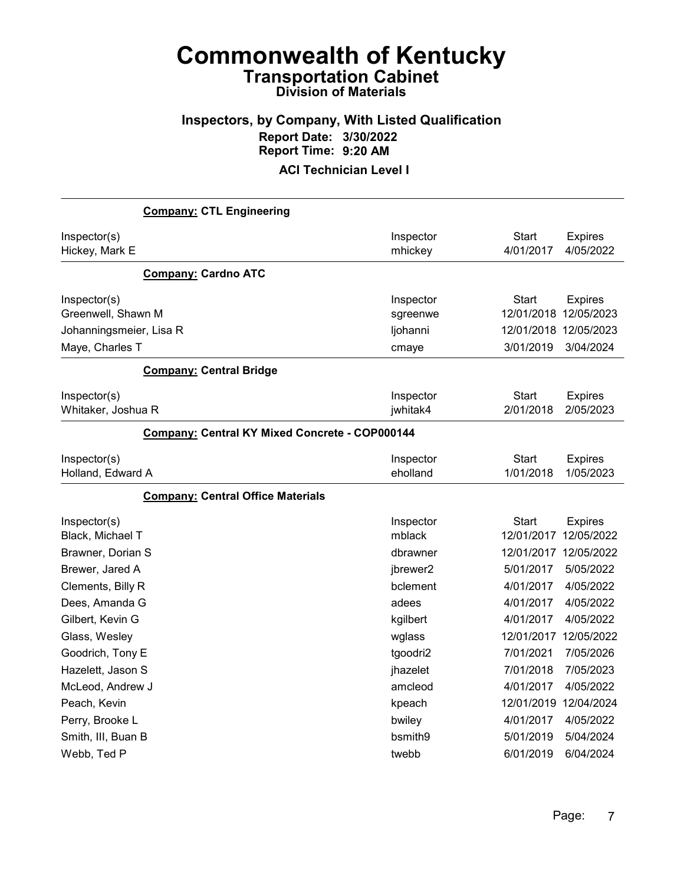# Commonwealth of Kentucky

## Transportation Cabinet

### Division of Materials

### Inspectors, by Company, With Listed Qualification

**Report Date: 3/30/2022**
**Report Time: 9:20 AM**

**ACI Technician Level I**

**Company: CTL Engineering**

| Inspector(s) | Inspector | Start | Expires |
|---|---|---|---|
| Hickey, Mark E | mhickey | 4/01/2017 | 4/05/2022 |

**Company: Cardno ATC**

| Inspector(s) | Inspector | Start | Expires |
|---|---|---|---|
| Greenwell, Shawn M | sgreenwe | 12/01/2018 | 12/05/2023 |
| Johanningsmeier, Lisa R | ljohanni | 12/01/2018 | 12/05/2023 |
| Maye, Charles T | cmaye | 3/01/2019 | 3/04/2024 |

**Company: Central Bridge**

| Inspector(s) | Inspector | Start | Expires |
|---|---|---|---|
| Whitaker, Joshua R | jwhitak4 | 2/01/2018 | 2/05/2023 |

**Company: Central KY Mixed Concrete - COP000144**

| Inspector(s) | Inspector | Start | Expires |
|---|---|---|---|
| Holland, Edward A | eholland | 1/01/2018 | 1/05/2023 |

**Company: Central Office Materials**

| Inspector(s) | Inspector | Start | Expires |
|---|---|---|---|
| Black, Michael T | mblack | 12/01/2017 | 12/05/2022 |
| Brawner, Dorian S | dbrawner | 12/01/2017 | 12/05/2022 |
| Brewer, Jared A | jbrewer2 | 5/01/2017 | 5/05/2022 |
| Clements, Billy R | bclement | 4/01/2017 | 4/05/2022 |
| Dees, Amanda G | adees | 4/01/2017 | 4/05/2022 |
| Gilbert, Kevin G | kgilbert | 4/01/2017 | 4/05/2022 |
| Glass, Wesley | wglass | 12/01/2017 | 12/05/2022 |
| Goodrich, Tony E | tgoodri2 | 7/01/2021 | 7/05/2026 |
| Hazelett, Jason S | jhazelet | 7/01/2018 | 7/05/2023 |
| McLeod, Andrew J | amcleod | 4/01/2017 | 4/05/2022 |
| Peach, Kevin | kpeach | 12/01/2019 | 12/04/2024 |
| Perry, Brooke L | bwiley | 4/01/2017 | 4/05/2022 |
| Smith, III, Buan B | bsmith9 | 5/01/2019 | 5/04/2024 |
| Webb, Ted P | twebb | 6/01/2019 | 6/04/2024 |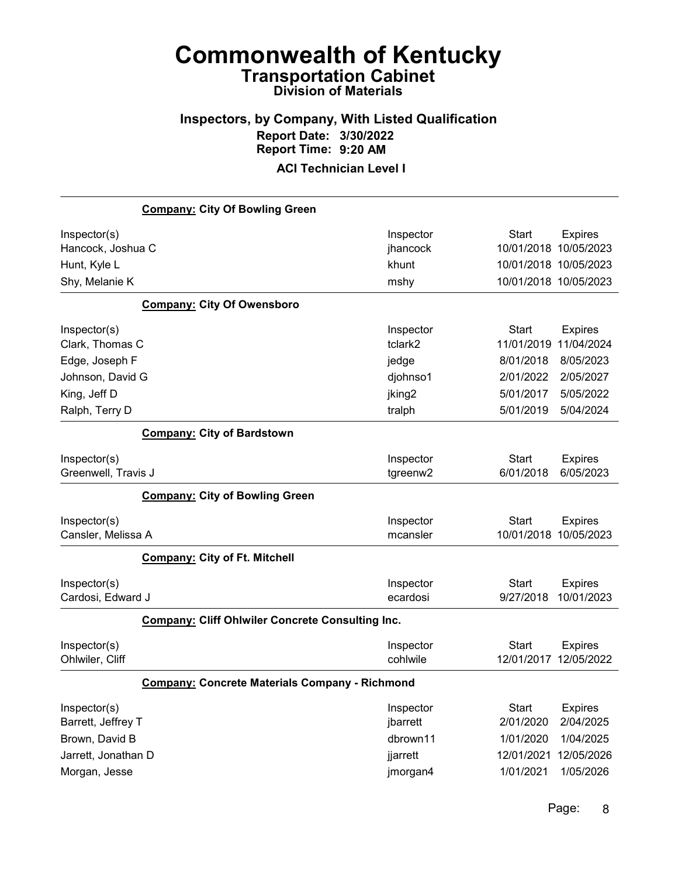# Commonwealth of Kentucky
## Transportation Cabinet
### Division of Materials

### Inspectors, by Company, With Listed Qualification
**Report Date: 3/30/2022**
**Report Time: 9:20 AM**

**ACI Technician Level I**

**Company: City Of Bowling Green**

| Inspector(s) | Inspector | Start | Expires |
|---|---|---|---|
| Hancock, Joshua C | jhancock | 10/01/2018 | 10/05/2023 |
| Hunt, Kyle L | khunt | 10/01/2018 | 10/05/2023 |
| Shy, Melanie K | mshy | 10/01/2018 | 10/05/2023 |

**Company: City Of Owensboro**

| Inspector(s) | Inspector | Start | Expires |
|---|---|---|---|
| Clark, Thomas C | tclark2 | 11/01/2019 | 11/04/2024 |
| Edge, Joseph F | jedge | 8/01/2018 | 8/05/2023 |
| Johnson, David G | djohnso1 | 2/01/2022 | 2/05/2027 |
| King, Jeff D | jking2 | 5/01/2017 | 5/05/2022 |
| Ralph, Terry D | tralph | 5/01/2019 | 5/04/2024 |

**Company: City of Bardstown**

| Inspector(s) | Inspector | Start | Expires |
|---|---|---|---|
| Greenwell, Travis J | tgreenw2 | 6/01/2018 | 6/05/2023 |

**Company: City of Bowling Green**

| Inspector(s) | Inspector | Start | Expires |
|---|---|---|---|
| Cansler, Melissa A | mcansler | 10/01/2018 | 10/05/2023 |

**Company: City of Ft. Mitchell**

| Inspector(s) | Inspector | Start | Expires |
|---|---|---|---|
| Cardosi, Edward J | ecardosi | 9/27/2018 | 10/01/2023 |

**Company: Cliff Ohlwiler Concrete Consulting Inc.**

| Inspector(s) | Inspector | Start | Expires |
|---|---|---|---|
| Ohlwiler, Cliff | cohlwile | 12/01/2017 | 12/05/2022 |

**Company: Concrete Materials Company - Richmond**

| Inspector(s) | Inspector | Start | Expires |
|---|---|---|---|
| Barrett, Jeffrey T | jbarrett | 2/01/2020 | 2/04/2025 |
| Brown, David B | dbrown11 | 1/01/2020 | 1/04/2025 |
| Jarrett, Jonathan D | jjarrett | 12/01/2021 | 12/05/2026 |
| Morgan, Jesse | jmorgan4 | 1/01/2021 | 1/05/2026 |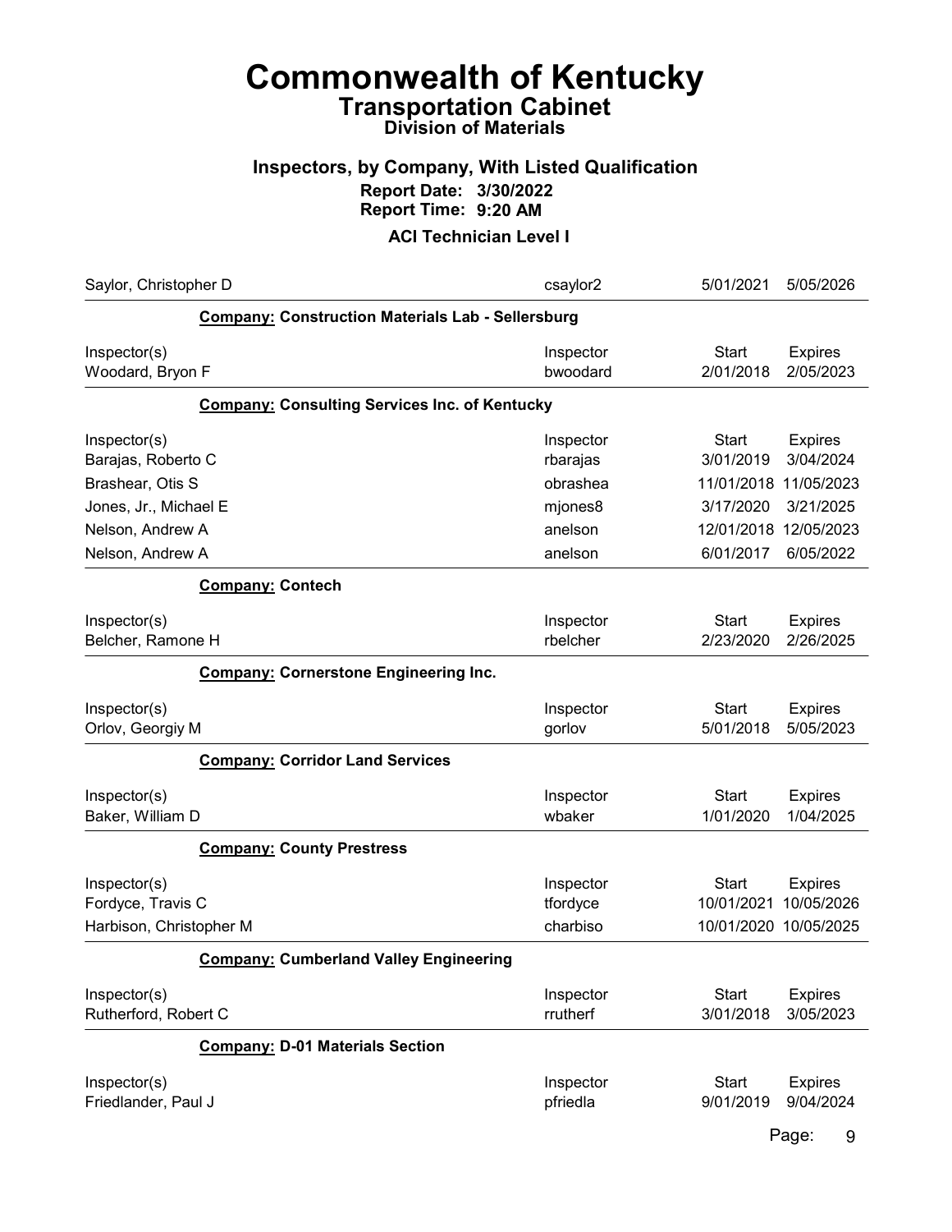# Commonwealth of Kentucky
## Transportation Cabinet
### Division of Materials

### Inspectors, by Company, With Listed Qualification
**Report Date: 3/30/2022**
**Report Time: 9:20 AM**

### ACI Technician Level I

| | | | |
|---|---|---|---|
| Saylor, Christopher D | csaylor2 | 5/01/2021 | 5/05/2026 |

**Company: Construction Materials Lab - Sellersburg**

| Inspector(s) | Inspector | Start | Expires |
|---|---|---|---|
| Woodard, Bryon F | bwoodard | 2/01/2018 | 2/05/2023 |

**Company: Consulting Services Inc. of Kentucky**

| Inspector(s) | Inspector | Start | Expires |
|---|---|---|---|
| Barajas, Roberto C | rbarajas | 3/01/2019 | 3/04/2024 |
| Brashear, Otis S | obrashea | 11/01/2018 | 11/05/2023 |
| Jones, Jr., Michael E | mjones8 | 3/17/2020 | 3/21/2025 |
| Nelson, Andrew A | anelson | 12/01/2018 | 12/05/2023 |
| Nelson, Andrew A | anelson | 6/01/2017 | 6/05/2022 |

**Company: Contech**

| Inspector(s) | Inspector | Start | Expires |
|---|---|---|---|
| Belcher, Ramone H | rbelcher | 2/23/2020 | 2/26/2025 |

**Company: Cornerstone Engineering Inc.**

| Inspector(s) | Inspector | Start | Expires |
|---|---|---|---|
| Orlov, Georgiy M | gorlov | 5/01/2018 | 5/05/2023 |

**Company: Corridor Land Services**

| Inspector(s) | Inspector | Start | Expires |
|---|---|---|---|
| Baker, William D | wbaker | 1/01/2020 | 1/04/2025 |

**Company: County Prestress**

| Inspector(s) | Inspector | Start | Expires |
|---|---|---|---|
| Fordyce, Travis C | tfordyce | 10/01/2021 | 10/05/2026 |
| Harbison, Christopher M | charbiso | 10/01/2020 | 10/05/2025 |

**Company: Cumberland Valley Engineering**

| Inspector(s) | Inspector | Start | Expires |
|---|---|---|---|
| Rutherford, Robert C | rrutherf | 3/01/2018 | 3/05/2023 |

**Company: D-01 Materials Section**

| Inspector(s) | Inspector | Start | Expires |
|---|---|---|---|
| Friedlander, Paul J | pfriedla | 9/01/2019 | 9/04/2024 |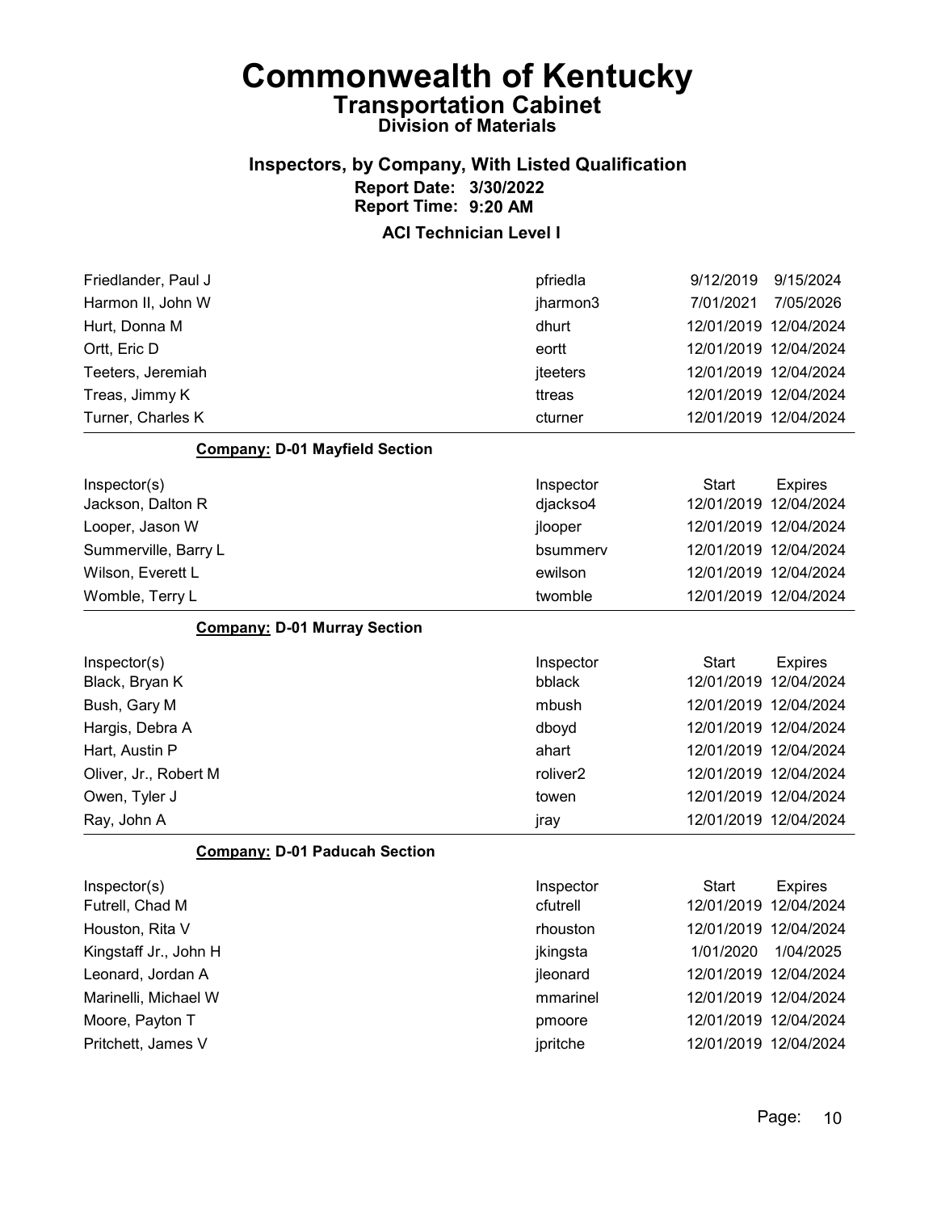# Commonwealth of Kentucky

## Transportation Cabinet

### Division of Materials

### Inspectors, by Company, With Listed Qualification

**Report Date: 3/30/2022**
**Report Time: 9:20 AM**

### ACI Technician Level I

| Inspector(s) | Inspector | Start | Expires |
|---|---|---|---|
| Friedlander, Paul J | pfriedla | 9/12/2019 | 9/15/2024 |
| Harmon II, John W | jharmon3 | 7/01/2021 | 7/05/2026 |
| Hurt, Donna M | dhurt | 12/01/2019 | 12/04/2024 |
| Ortt, Eric D | eortt | 12/01/2019 | 12/04/2024 |
| Teeters, Jeremiah | jteeters | 12/01/2019 | 12/04/2024 |
| Treas, Jimmy K | ttreas | 12/01/2019 | 12/04/2024 |
| Turner, Charles K | cturner | 12/01/2019 | 12/04/2024 |

**Company: D-01 Mayfield Section**

| Inspector(s) | Inspector | Start | Expires |
|---|---|---|---|
| Jackson, Dalton R | djackso4 | 12/01/2019 | 12/04/2024 |
| Looper, Jason W | jlooper | 12/01/2019 | 12/04/2024 |
| Summerville, Barry L | bsummerv | 12/01/2019 | 12/04/2024 |
| Wilson, Everett L | ewilson | 12/01/2019 | 12/04/2024 |
| Womble, Terry L | twomble | 12/01/2019 | 12/04/2024 |

**Company: D-01 Murray Section**

| Inspector(s) | Inspector | Start | Expires |
|---|---|---|---|
| Black, Bryan K | bblack | 12/01/2019 | 12/04/2024 |
| Bush, Gary M | mbush | 12/01/2019 | 12/04/2024 |
| Hargis, Debra A | dboyd | 12/01/2019 | 12/04/2024 |
| Hart, Austin P | ahart | 12/01/2019 | 12/04/2024 |
| Oliver, Jr., Robert M | roliver2 | 12/01/2019 | 12/04/2024 |
| Owen, Tyler J | towen | 12/01/2019 | 12/04/2024 |
| Ray, John A | jray | 12/01/2019 | 12/04/2024 |

**Company: D-01 Paducah Section**

| Inspector(s) | Inspector | Start | Expires |
|---|---|---|---|
| Futrell, Chad M | cfutrell | 12/01/2019 | 12/04/2024 |
| Houston, Rita V | rhouston | 12/01/2019 | 12/04/2024 |
| Kingstaff Jr., John H | jkingsta | 1/01/2020 | 1/04/2025 |
| Leonard, Jordan A | jleonard | 12/01/2019 | 12/04/2024 |
| Marinelli, Michael W | mmarinel | 12/01/2019 | 12/04/2024 |
| Moore, Payton T | pmoore | 12/01/2019 | 12/04/2024 |
| Pritchett, James V | jpritche | 12/01/2019 | 12/04/2024 |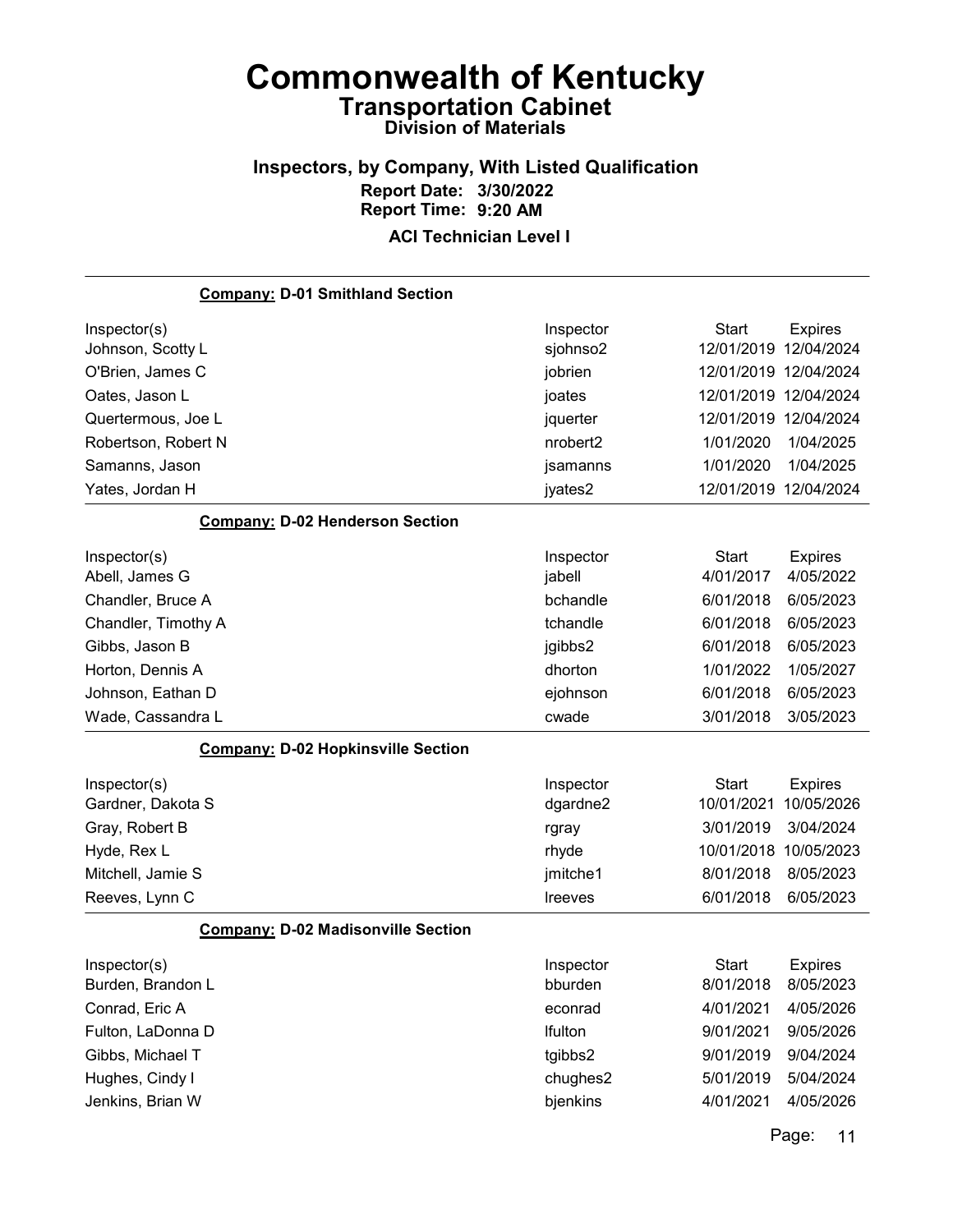# Commonwealth of Kentucky

## Transportation Cabinet

### Division of Materials

### Inspectors, by Company, With Listed Qualification

**Report Date: 3/30/2022**
**Report Time: 9:20 AM**

**ACI Technician Level I**

**Company: D-01 Smithland Section**

| Inspector(s) | Inspector | Start | Expires |
|---|---|---|---|
| Johnson, Scotty L | sjohnso2 | 12/01/2019 | 12/04/2024 |
| O'Brien, James C | jobrien | 12/01/2019 | 12/04/2024 |
| Oates, Jason L | joates | 12/01/2019 | 12/04/2024 |
| Quertermous, Joe L | jquerter | 12/01/2019 | 12/04/2024 |
| Robertson, Robert N | nrobert2 | 1/01/2020 | 1/04/2025 |
| Samanns, Jason | jsamanns | 1/01/2020 | 1/04/2025 |
| Yates, Jordan H | jyates2 | 12/01/2019 | 12/04/2024 |

**Company: D-02 Henderson Section**

| Inspector(s) | Inspector | Start | Expires |
|---|---|---|---|
| Abell, James G | jabell | 4/01/2017 | 4/05/2022 |
| Chandler, Bruce A | bchandle | 6/01/2018 | 6/05/2023 |
| Chandler, Timothy A | tchandle | 6/01/2018 | 6/05/2023 |
| Gibbs, Jason B | jgibbs2 | 6/01/2018 | 6/05/2023 |
| Horton, Dennis A | dhorton | 1/01/2022 | 1/05/2027 |
| Johnson, Eathan D | ejohnson | 6/01/2018 | 6/05/2023 |
| Wade, Cassandra L | cwade | 3/01/2018 | 3/05/2023 |

**Company: D-02 Hopkinsville Section**

| Inspector(s) | Inspector | Start | Expires |
|---|---|---|---|
| Gardner, Dakota S | dgardne2 | 10/01/2021 | 10/05/2026 |
| Gray, Robert B | rgray | 3/01/2019 | 3/04/2024 |
| Hyde, Rex L | rhyde | 10/01/2018 | 10/05/2023 |
| Mitchell, Jamie S | jmitche1 | 8/01/2018 | 8/05/2023 |
| Reeves, Lynn C | lreeves | 6/01/2018 | 6/05/2023 |

**Company: D-02 Madisonville Section**

| Inspector(s) | Inspector | Start | Expires |
|---|---|---|---|
| Burden, Brandon L | bburden | 8/01/2018 | 8/05/2023 |
| Conrad, Eric A | econrad | 4/01/2021 | 4/05/2026 |
| Fulton, LaDonna D | lfulton | 9/01/2021 | 9/05/2026 |
| Gibbs, Michael T | tgibbs2 | 9/01/2019 | 9/04/2024 |
| Hughes, Cindy I | chughes2 | 5/01/2019 | 5/04/2024 |
| Jenkins, Brian W | bjenkins | 4/01/2021 | 4/05/2026 |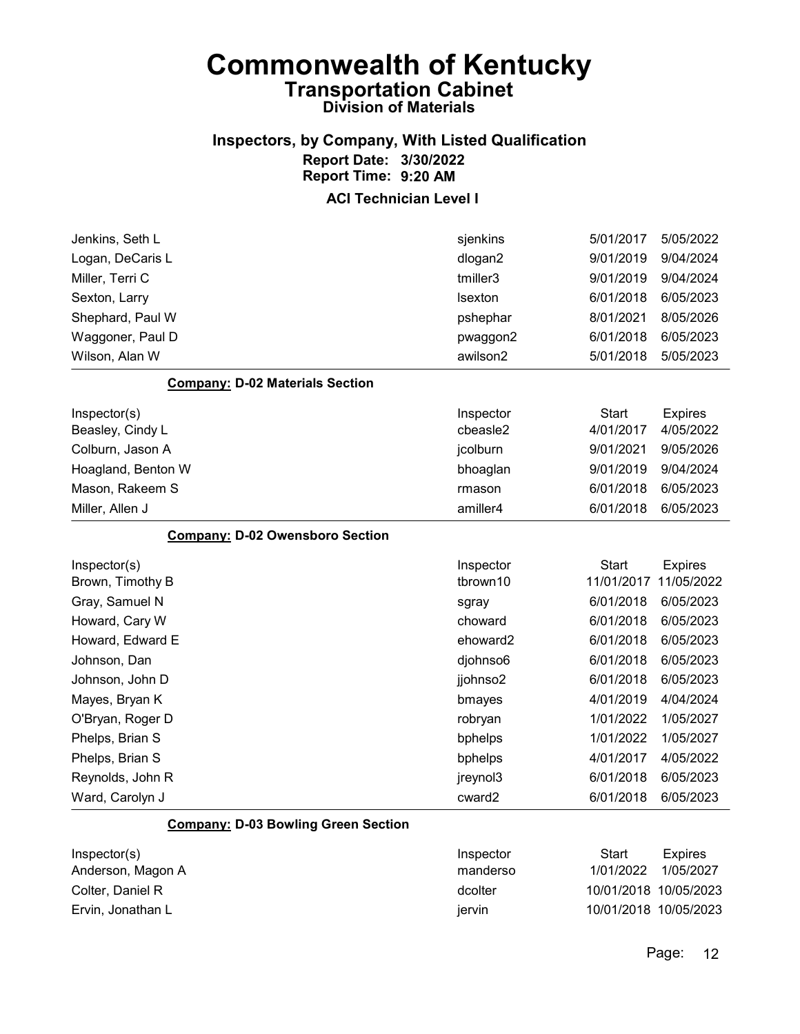# Commonwealth of Kentucky
## Transportation Cabinet
### Division of Materials

### Inspectors, by Company, With Listed Qualification
**Report Date: 3/30/2022**
**Report Time: 9:20 AM**

**ACI Technician Level I**

| Inspector(s) | Inspector | Start | Expires |
|---|---|---|---|
| Jenkins, Seth L | sjenkins | 5/01/2017 | 5/05/2022 |
| Logan, DeCaris L | dlogan2 | 9/01/2019 | 9/04/2024 |
| Miller, Terri C | tmiller3 | 9/01/2019 | 9/04/2024 |
| Sexton, Larry | lsexton | 6/01/2018 | 6/05/2023 |
| Shephard, Paul W | pshephar | 8/01/2021 | 8/05/2026 |
| Waggoner, Paul D | pwaggon2 | 6/01/2018 | 6/05/2023 |
| Wilson, Alan W | awilson2 | 5/01/2018 | 5/05/2023 |

**Company: D-02 Materials Section**

| Inspector(s) | Inspector | Start | Expires |
|---|---|---|---|
| Beasley, Cindy L | cbeasle2 | 4/01/2017 | 4/05/2022 |
| Colburn, Jason A | jcolburn | 9/01/2021 | 9/05/2026 |
| Hoagland, Benton W | bhoaglan | 9/01/2019 | 9/04/2024 |
| Mason, Rakeem S | rmason | 6/01/2018 | 6/05/2023 |
| Miller, Allen J | amiller4 | 6/01/2018 | 6/05/2023 |

**Company: D-02 Owensboro Section**

| Inspector(s) | Inspector | Start | Expires |
|---|---|---|---|
| Brown, Timothy B | tbrown10 | 11/01/2017 | 11/05/2022 |
| Gray, Samuel N | sgray | 6/01/2018 | 6/05/2023 |
| Howard, Cary W | choward | 6/01/2018 | 6/05/2023 |
| Howard, Edward E | ehoward2 | 6/01/2018 | 6/05/2023 |
| Johnson, Dan | djohnso6 | 6/01/2018 | 6/05/2023 |
| Johnson, John D | jjohnso2 | 6/01/2018 | 6/05/2023 |
| Mayes, Bryan K | bmayes | 4/01/2019 | 4/04/2024 |
| O'Bryan, Roger D | robryan | 1/01/2022 | 1/05/2027 |
| Phelps, Brian S | bphelps | 1/01/2022 | 1/05/2027 |
| Phelps, Brian S | bphelps | 4/01/2017 | 4/05/2022 |
| Reynolds, John R | jreynol3 | 6/01/2018 | 6/05/2023 |
| Ward, Carolyn J | cward2 | 6/01/2018 | 6/05/2023 |

**Company: D-03 Bowling Green Section**

| Inspector(s) | Inspector | Start | Expires |
|---|---|---|---|
| Anderson, Magon A | manderso | 1/01/2022 | 1/05/2027 |
| Colter, Daniel R | dcolter | 10/01/2018 | 10/05/2023 |
| Ervin, Jonathan L | jervin | 10/01/2018 | 10/05/2023 |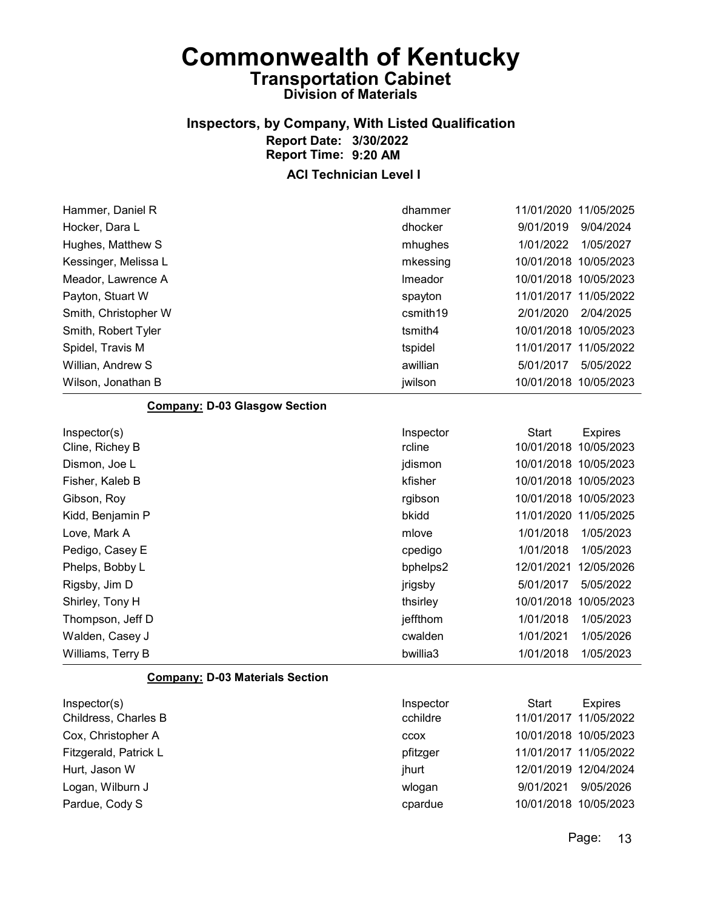# Commonwealth of Kentucky

## Transportation Cabinet

### Division of Materials

### Inspectors, by Company, With Listed Qualification

**Report Date: 3/30/2022**
**Report Time: 9:20 AM**

**ACI Technician Level I**

| Inspector(s) | Inspector | Start | Expires |
|---|---|---|---|
| Hammer, Daniel R | dhammer | 11/01/2020 | 11/05/2025 |
| Hocker, Dara L | dhocker | 9/01/2019 | 9/04/2024 |
| Hughes, Matthew S | mhughes | 1/01/2022 | 1/05/2027 |
| Kessinger, Melissa L | mkessing | 10/01/2018 | 10/05/2023 |
| Meador, Lawrence A | lmeador | 10/01/2018 | 10/05/2023 |
| Payton, Stuart W | spayton | 11/01/2017 | 11/05/2022 |
| Smith, Christopher W | csmith19 | 2/01/2020 | 2/04/2025 |
| Smith, Robert Tyler | tsmith4 | 10/01/2018 | 10/05/2023 |
| Spidel, Travis M | tspidel | 11/01/2017 | 11/05/2022 |
| Willian, Andrew S | awillian | 5/01/2017 | 5/05/2022 |
| Wilson, Jonathan B | jwilson | 10/01/2018 | 10/05/2023 |

**Company: D-03 Glasgow Section**

| Inspector(s) | Inspector | Start | Expires |
|---|---|---|---|
| Cline, Richey B | rcline | 10/01/2018 | 10/05/2023 |
| Dismon, Joe L | jdismon | 10/01/2018 | 10/05/2023 |
| Fisher, Kaleb B | kfisher | 10/01/2018 | 10/05/2023 |
| Gibson, Roy | rgibson | 10/01/2018 | 10/05/2023 |
| Kidd, Benjamin P | bkidd | 11/01/2020 | 11/05/2025 |
| Love, Mark A | mlove | 1/01/2018 | 1/05/2023 |
| Pedigo, Casey E | cpedigo | 1/01/2018 | 1/05/2023 |
| Phelps, Bobby L | bphelps2 | 12/01/2021 | 12/05/2026 |
| Rigsby, Jim D | jrigsby | 5/01/2017 | 5/05/2022 |
| Shirley, Tony H | thsirley | 10/01/2018 | 10/05/2023 |
| Thompson, Jeff D | jeffthom | 1/01/2018 | 1/05/2023 |
| Walden, Casey J | cwalden | 1/01/2021 | 1/05/2026 |
| Williams, Terry B | bwillia3 | 1/01/2018 | 1/05/2023 |

**Company: D-03 Materials Section**

| Inspector(s) | Inspector | Start | Expires |
|---|---|---|---|
| Childress, Charles B | cchildre | 11/01/2017 | 11/05/2022 |
| Cox, Christopher A | ccox | 10/01/2018 | 10/05/2023 |
| Fitzgerald, Patrick L | pfitzger | 11/01/2017 | 11/05/2022 |
| Hurt, Jason W | jhurt | 12/01/2019 | 12/04/2024 |
| Logan, Wilburn J | wlogan | 9/01/2021 | 9/05/2026 |
| Pardue, Cody S | cpardue | 10/01/2018 | 10/05/2023 |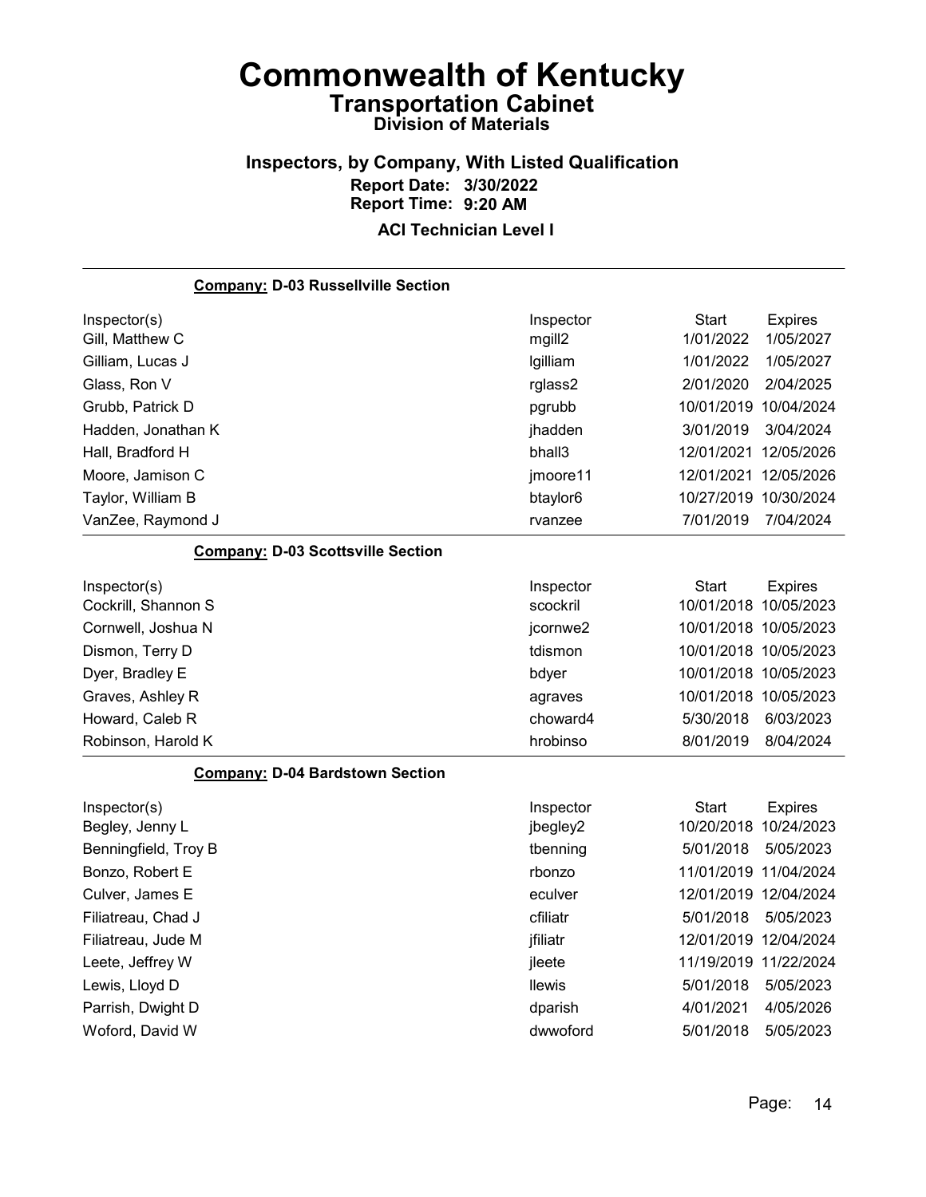# Commonwealth of Kentucky

## Transportation Cabinet

### Division of Materials

### Inspectors, by Company, With Listed Qualification

**Report Date: 3/30/2022**
**Report Time: 9:20 AM**

**ACI Technician Level I**

**Company: D-03 Russellville Section**

| Inspector(s) | Inspector | Start | Expires |
|---|---|---|---|
| Gill, Matthew C | mgill2 | 1/01/2022 | 1/05/2027 |
| Gilliam, Lucas J | lgilliam | 1/01/2022 | 1/05/2027 |
| Glass, Ron V | rglass2 | 2/01/2020 | 2/04/2025 |
| Grubb, Patrick D | pgrubb | 10/01/2019 | 10/04/2024 |
| Hadden, Jonathan K | jhadden | 3/01/2019 | 3/04/2024 |
| Hall, Bradford H | bhall3 | 12/01/2021 | 12/05/2026 |
| Moore, Jamison C | jmoore11 | 12/01/2021 | 12/05/2026 |
| Taylor, William B | btaylor6 | 10/27/2019 | 10/30/2024 |
| VanZee, Raymond J | rvanzee | 7/01/2019 | 7/04/2024 |

**Company: D-03 Scottsville Section**

| Inspector(s) | Inspector | Start | Expires |
|---|---|---|---|
| Cockrill, Shannon S | scockril | 10/01/2018 | 10/05/2023 |
| Cornwell, Joshua N | jcornwe2 | 10/01/2018 | 10/05/2023 |
| Dismon, Terry D | tdismon | 10/01/2018 | 10/05/2023 |
| Dyer, Bradley E | bdyer | 10/01/2018 | 10/05/2023 |
| Graves, Ashley R | agraves | 10/01/2018 | 10/05/2023 |
| Howard, Caleb R | choward4 | 5/30/2018 | 6/03/2023 |
| Robinson, Harold K | hrobinso | 8/01/2019 | 8/04/2024 |

**Company: D-04 Bardstown Section**

| Inspector(s) | Inspector | Start | Expires |
|---|---|---|---|
| Begley, Jenny L | jbegley2 | 10/20/2018 | 10/24/2023 |
| Benningfield, Troy B | tbenning | 5/01/2018 | 5/05/2023 |
| Bonzo, Robert E | rbonzo | 11/01/2019 | 11/04/2024 |
| Culver, James E | eculver | 12/01/2019 | 12/04/2024 |
| Filiatreau, Chad J | cfiliatr | 5/01/2018 | 5/05/2023 |
| Filiatreau, Jude M | jfiliatr | 12/01/2019 | 12/04/2024 |
| Leete, Jeffrey W | jleete | 11/19/2019 | 11/22/2024 |
| Lewis, Lloyd D | llewis | 5/01/2018 | 5/05/2023 |
| Parrish, Dwight D | dparish | 4/01/2021 | 4/05/2026 |
| Woford, David W | dwwoford | 5/01/2018 | 5/05/2023 |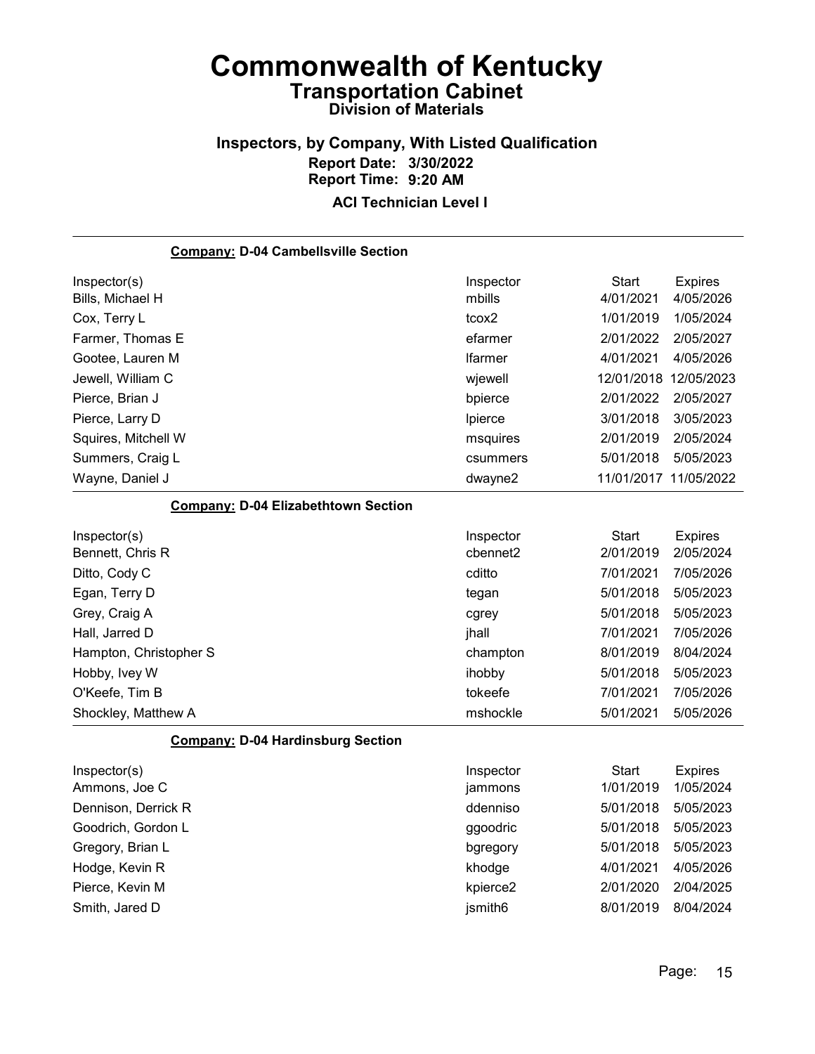# Commonwealth of Kentucky

## Transportation Cabinet

### Division of Materials

### Inspectors, by Company, With Listed Qualification

**Report Date: 3/30/2022**

**Report Time: 9:20 AM**

**ACI Technician Level I**

**Company: D-04 Cambellsville Section**

| Inspector(s) | Inspector | Start | Expires |
|---|---|---|---|
| Bills, Michael H | mbills | 4/01/2021 | 4/05/2026 |
| Cox, Terry L | tcox2 | 1/01/2019 | 1/05/2024 |
| Farmer, Thomas E | efarmer | 2/01/2022 | 2/05/2027 |
| Gootee, Lauren M | lfarmer | 4/01/2021 | 4/05/2026 |
| Jewell, William C | wjewell | 12/01/2018 | 12/05/2023 |
| Pierce, Brian J | bpierce | 2/01/2022 | 2/05/2027 |
| Pierce, Larry D | lpierce | 3/01/2018 | 3/05/2023 |
| Squires, Mitchell W | msquires | 2/01/2019 | 2/05/2024 |
| Summers, Craig L | csummers | 5/01/2018 | 5/05/2023 |
| Wayne, Daniel J | dwayne2 | 11/01/2017 | 11/05/2022 |

**Company: D-04 Elizabethtown Section**

| Inspector(s) | Inspector | Start | Expires |
|---|---|---|---|
| Bennett, Chris R | cbennet2 | 2/01/2019 | 2/05/2024 |
| Ditto, Cody C | cditto | 7/01/2021 | 7/05/2026 |
| Egan, Terry D | tegan | 5/01/2018 | 5/05/2023 |
| Grey, Craig A | cgrey | 5/01/2018 | 5/05/2023 |
| Hall, Jarred D | jhall | 7/01/2021 | 7/05/2026 |
| Hampton, Christopher S | champton | 8/01/2019 | 8/04/2024 |
| Hobby, Ivey W | ihobby | 5/01/2018 | 5/05/2023 |
| O'Keefe, Tim B | tokeefe | 7/01/2021 | 7/05/2026 |
| Shockley, Matthew A | mshockle | 5/01/2021 | 5/05/2026 |

**Company: D-04 Hardinsburg Section**

| Inspector(s) | Inspector | Start | Expires |
|---|---|---|---|
| Ammons, Joe C | jammons | 1/01/2019 | 1/05/2024 |
| Dennison, Derrick R | ddenniso | 5/01/2018 | 5/05/2023 |
| Goodrich, Gordon L | ggoodric | 5/01/2018 | 5/05/2023 |
| Gregory, Brian L | bgregory | 5/01/2018 | 5/05/2023 |
| Hodge, Kevin R | khodge | 4/01/2021 | 4/05/2026 |
| Pierce, Kevin M | kpierce2 | 2/01/2020 | 2/04/2025 |
| Smith, Jared D | jsmith6 | 8/01/2019 | 8/04/2024 |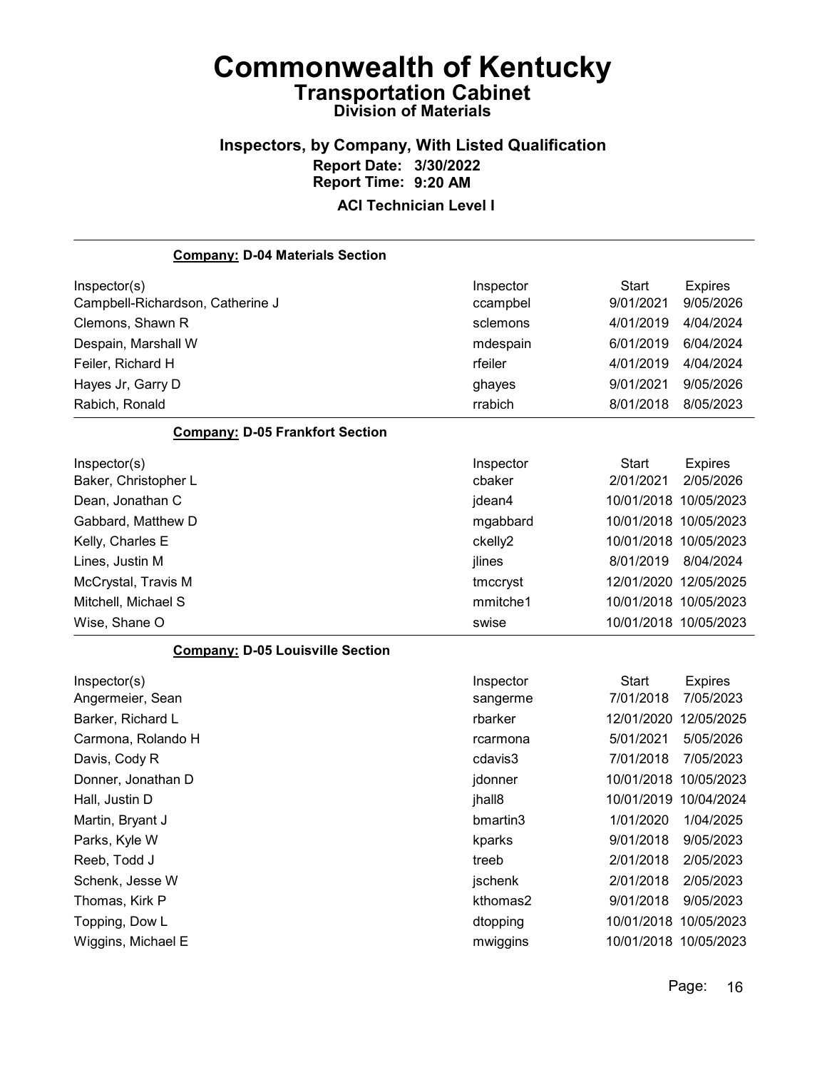# Commonwealth of Kentucky

## Transportation Cabinet

### Division of Materials

### Inspectors, by Company, With Listed Qualification

**Report Date: 3/30/2022**
**Report Time: 9:20 AM**

**ACI Technician Level I**

**Company: D-04 Materials Section**

| Inspector(s) | Inspector | Start | Expires |
|---|---|---|---|
| Campbell-Richardson, Catherine J | ccampbel | 9/01/2021 | 9/05/2026 |
| Clemons, Shawn R | sclemons | 4/01/2019 | 4/04/2024 |
| Despain, Marshall W | mdespain | 6/01/2019 | 6/04/2024 |
| Feiler, Richard H | rfeiler | 4/01/2019 | 4/04/2024 |
| Hayes Jr, Garry D | ghayes | 9/01/2021 | 9/05/2026 |
| Rabich, Ronald | rrabich | 8/01/2018 | 8/05/2023 |

**Company: D-05 Frankfort Section**

| Inspector(s) | Inspector | Start | Expires |
|---|---|---|---|
| Baker, Christopher L | cbaker | 2/01/2021 | 2/05/2026 |
| Dean, Jonathan C | jdean4 | 10/01/2018 | 10/05/2023 |
| Gabbard, Matthew D | mgabbard | 10/01/2018 | 10/05/2023 |
| Kelly, Charles E | ckelly2 | 10/01/2018 | 10/05/2023 |
| Lines, Justin M | jlines | 8/01/2019 | 8/04/2024 |
| McCrystal, Travis M | tmccryst | 12/01/2020 | 12/05/2025 |
| Mitchell, Michael S | mmitche1 | 10/01/2018 | 10/05/2023 |
| Wise, Shane O | swise | 10/01/2018 | 10/05/2023 |

**Company: D-05 Louisville Section**

| Inspector(s) | Inspector | Start | Expires |
|---|---|---|---|
| Angermeier, Sean | sangerme | 7/01/2018 | 7/05/2023 |
| Barker, Richard L | rbarker | 12/01/2020 | 12/05/2025 |
| Carmona, Rolando H | rcarmona | 5/01/2021 | 5/05/2026 |
| Davis, Cody R | cdavis3 | 7/01/2018 | 7/05/2023 |
| Donner, Jonathan D | jdonner | 10/01/2018 | 10/05/2023 |
| Hall, Justin D | jhall8 | 10/01/2019 | 10/04/2024 |
| Martin, Bryant J | bmartin3 | 1/01/2020 | 1/04/2025 |
| Parks, Kyle W | kparks | 9/01/2018 | 9/05/2023 |
| Reeb, Todd J | treeb | 2/01/2018 | 2/05/2023 |
| Schenk, Jesse W | jschenk | 2/01/2018 | 2/05/2023 |
| Thomas, Kirk P | kthomas2 | 9/01/2018 | 9/05/2023 |
| Topping, Dow L | dtopping | 10/01/2018 | 10/05/2023 |
| Wiggins, Michael E | mwiggins | 10/01/2018 | 10/05/2023 |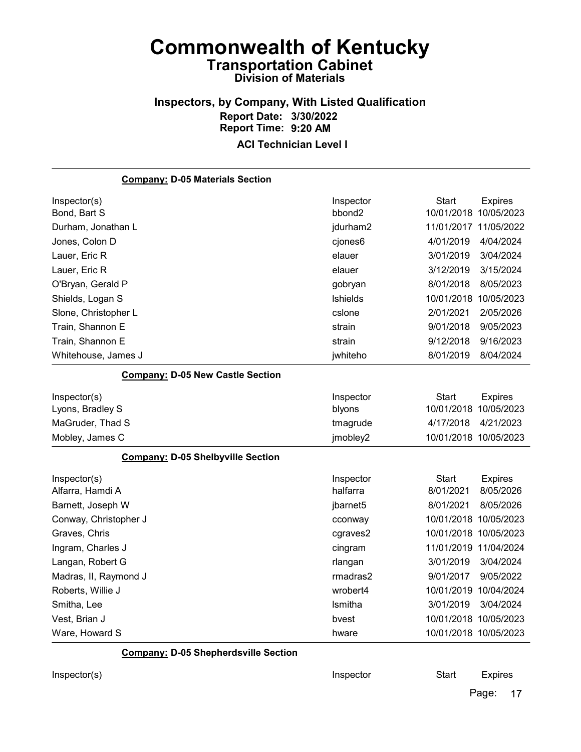# Commonwealth of Kentucky

## Transportation Cabinet

### Division of Materials

### Inspectors, by Company, With Listed Qualification

**Report Date: 3/30/2022**
**Report Time: 9:20 AM**

**ACI Technician Level I**

---

**Company: D-05 Materials Section**

| Inspector(s) | Inspector | Start | Expires |
|---|---|---|---|
| Bond, Bart S | bbond2 | 10/01/2018 | 10/05/2023 |
| Durham, Jonathan L | jdurham2 | 11/01/2017 | 11/05/2022 |
| Jones, Colon D | cjones6 | 4/01/2019 | 4/04/2024 |
| Lauer, Eric R | elauer | 3/01/2019 | 3/04/2024 |
| Lauer, Eric R | elauer | 3/12/2019 | 3/15/2024 |
| O'Bryan, Gerald P | gobryan | 8/01/2018 | 8/05/2023 |
| Shields, Logan S | lshields | 10/01/2018 | 10/05/2023 |
| Slone, Christopher L | cslone | 2/01/2021 | 2/05/2026 |
| Train, Shannon E | strain | 9/01/2018 | 9/05/2023 |
| Train, Shannon E | strain | 9/12/2018 | 9/16/2023 |
| Whitehouse, James J | jwhiteho | 8/01/2019 | 8/04/2024 |

**Company: D-05 New Castle Section**

| Inspector(s) | Inspector | Start | Expires |
|---|---|---|---|
| Lyons, Bradley S | blyons | 10/01/2018 | 10/05/2023 |
| MaGruder, Thad S | tmagrude | 4/17/2018 | 4/21/2023 |
| Mobley, James C | jmobley2 | 10/01/2018 | 10/05/2023 |

**Company: D-05 Shelbyville Section**

| Inspector(s) | Inspector | Start | Expires |
|---|---|---|---|
| Alfarra, Hamdi A | halfarra | 8/01/2021 | 8/05/2026 |
| Barnett, Joseph W | jbarnet5 | 8/01/2021 | 8/05/2026 |
| Conway, Christopher J | cconway | 10/01/2018 | 10/05/2023 |
| Graves, Chris | cgraves2 | 10/01/2018 | 10/05/2023 |
| Ingram, Charles J | cingram | 11/01/2019 | 11/04/2024 |
| Langan, Robert G | rlangan | 3/01/2019 | 3/04/2024 |
| Madras, II, Raymond J | rmadras2 | 9/01/2017 | 9/05/2022 |
| Roberts, Willie J | wrobert4 | 10/01/2019 | 10/04/2024 |
| Smitha, Lee | lsmitha | 3/01/2019 | 3/04/2024 |
| Vest, Brian J | bvest | 10/01/2018 | 10/05/2023 |
| Ware, Howard S | hware | 10/01/2018 | 10/05/2023 |

**Company: D-05 Shepherdsville Section**

| Inspector(s) | Inspector | Start | Expires |
|---|---|---|---|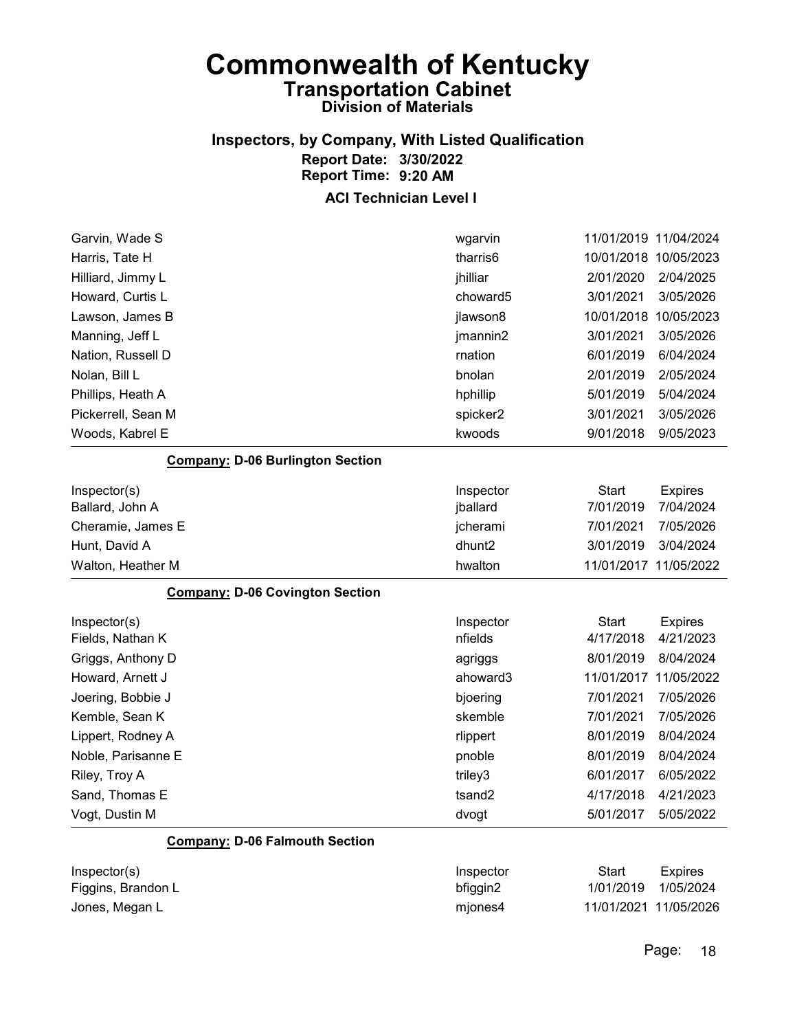# Commonwealth of Kentucky

## Transportation Cabinet

### Division of Materials

## Inspectors, by Company, With Listed Qualification

**Report Date: 3/30/2022**
**Report Time: 9:20 AM**

### ACI Technician Level I

| Inspector(s) | Inspector | Start | Expires |
|---|---|---|---|
| Garvin, Wade S | wgarvin | 11/01/2019 | 11/04/2024 |
| Harris, Tate H | tharris6 | 10/01/2018 | 10/05/2023 |
| Hilliard, Jimmy L | jhilliar | 2/01/2020 | 2/04/2025 |
| Howard, Curtis L | choward5 | 3/01/2021 | 3/05/2026 |
| Lawson, James B | jlawson8 | 10/01/2018 | 10/05/2023 |
| Manning, Jeff L | jmannin2 | 3/01/2021 | 3/05/2026 |
| Nation, Russell D | rnation | 6/01/2019 | 6/04/2024 |
| Nolan, Bill L | bnolan | 2/01/2019 | 2/05/2024 |
| Phillips, Heath A | hphillip | 5/01/2019 | 5/04/2024 |
| Pickerrell, Sean M | spicker2 | 3/01/2021 | 3/05/2026 |
| Woods, Kabrel E | kwoods | 9/01/2018 | 9/05/2023 |

**Company: D-06 Burlington Section**

| Inspector(s) | Inspector | Start | Expires |
|---|---|---|---|
| Ballard, John A | jballard | 7/01/2019 | 7/04/2024 |
| Cheramie, James E | jcherami | 7/01/2021 | 7/05/2026 |
| Hunt, David A | dhunt2 | 3/01/2019 | 3/04/2024 |
| Walton, Heather M | hwalton | 11/01/2017 | 11/05/2022 |

**Company: D-06 Covington Section**

| Inspector(s) | Inspector | Start | Expires |
|---|---|---|---|
| Fields, Nathan K | nfields | 4/17/2018 | 4/21/2023 |
| Griggs, Anthony D | agriggs | 8/01/2019 | 8/04/2024 |
| Howard, Arnett J | ahoward3 | 11/01/2017 | 11/05/2022 |
| Joering, Bobbie J | bjoering | 7/01/2021 | 7/05/2026 |
| Kemble, Sean K | skemble | 7/01/2021 | 7/05/2026 |
| Lippert, Rodney A | rlippert | 8/01/2019 | 8/04/2024 |
| Noble, Parisanne E | pnoble | 8/01/2019 | 8/04/2024 |
| Riley, Troy A | triley3 | 6/01/2017 | 6/05/2022 |
| Sand, Thomas E | tsand2 | 4/17/2018 | 4/21/2023 |
| Vogt, Dustin M | dvogt | 5/01/2017 | 5/05/2022 |

**Company: D-06 Falmouth Section**

| Inspector(s) | Inspector | Start | Expires |
|---|---|---|---|
| Figgins, Brandon L | bfiggin2 | 1/01/2019 | 1/05/2024 |
| Jones, Megan L | mjones4 | 11/01/2021 | 11/05/2026 |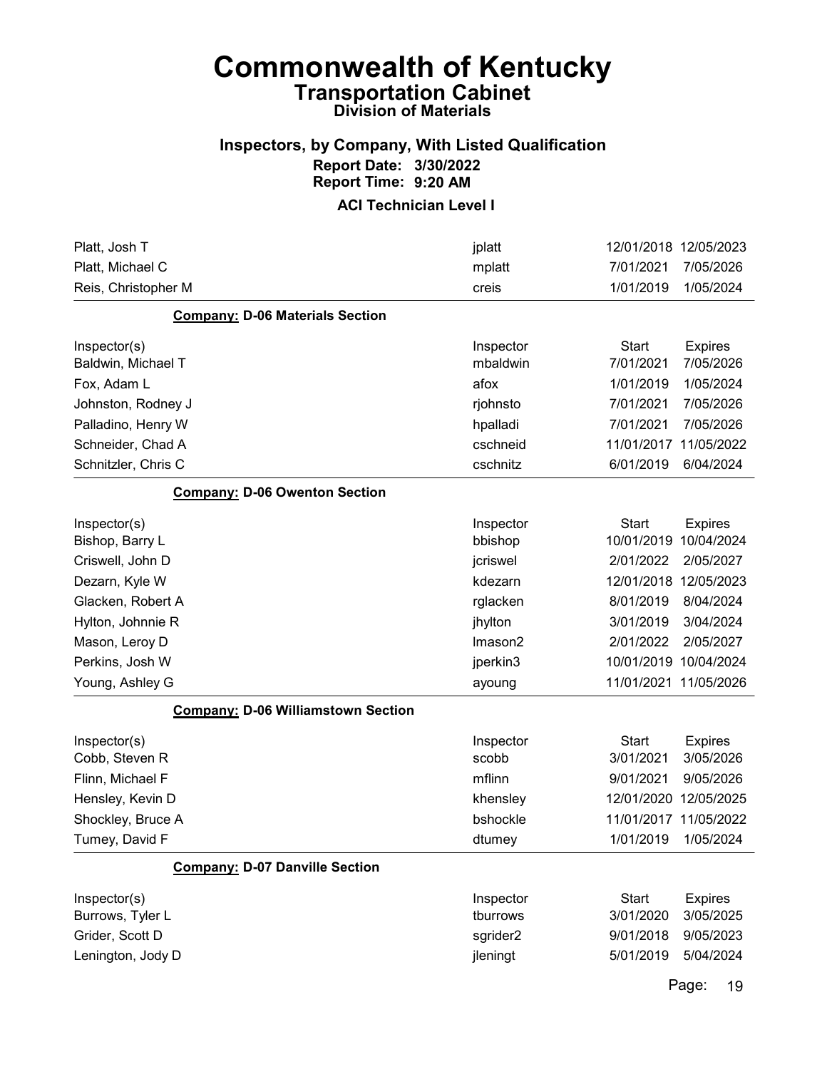# Commonwealth of Kentucky
## Transportation Cabinet
### Division of Materials

### Inspectors, by Company, With Listed Qualification
**Report Date: 3/30/2022**
**Report Time: 9:20 AM**

### ACI Technician Level I

| | | | |
|---|---|---|---|
| Platt, Josh T | jplatt | 12/01/2018 | 12/05/2023 |
| Platt, Michael C | mplatt | 7/01/2021 | 7/05/2026 |
| Reis, Christopher M | creis | 1/01/2019 | 1/05/2024 |

**Company: D-06 Materials Section**

| Inspector(s) | Inspector | Start | Expires |
|---|---|---|---|
| Baldwin, Michael T | mbaldwin | 7/01/2021 | 7/05/2026 |
| Fox, Adam L | afox | 1/01/2019 | 1/05/2024 |
| Johnston, Rodney J | rjohnsto | 7/01/2021 | 7/05/2026 |
| Palladino, Henry W | hpalladi | 7/01/2021 | 7/05/2026 |
| Schneider, Chad A | cschneid | 11/01/2017 | 11/05/2022 |
| Schnitzler, Chris C | cschnitz | 6/01/2019 | 6/04/2024 |

**Company: D-06 Owenton Section**

| Inspector(s) | Inspector | Start | Expires |
|---|---|---|---|
| Bishop, Barry L | bbishop | 10/01/2019 | 10/04/2024 |
| Criswell, John D | jcriswel | 2/01/2022 | 2/05/2027 |
| Dezarn, Kyle W | kdezarn | 12/01/2018 | 12/05/2023 |
| Glacken, Robert A | rglacken | 8/01/2019 | 8/04/2024 |
| Hylton, Johnnie R | jhylton | 3/01/2019 | 3/04/2024 |
| Mason, Leroy D | lmason2 | 2/01/2022 | 2/05/2027 |
| Perkins, Josh W | jperkin3 | 10/01/2019 | 10/04/2024 |
| Young, Ashley G | ayoung | 11/01/2021 | 11/05/2026 |

**Company: D-06 Williamstown Section**

| Inspector(s) | Inspector | Start | Expires |
|---|---|---|---|
| Cobb, Steven R | scobb | 3/01/2021 | 3/05/2026 |
| Flinn, Michael F | mflinn | 9/01/2021 | 9/05/2026 |
| Hensley, Kevin D | khensley | 12/01/2020 | 12/05/2025 |
| Shockley, Bruce A | bshockle | 11/01/2017 | 11/05/2022 |
| Tumey, David F | dtumey | 1/01/2019 | 1/05/2024 |

**Company: D-07 Danville Section**

| Inspector(s) | Inspector | Start | Expires |
|---|---|---|---|
| Burrows, Tyler L | tburrows | 3/01/2020 | 3/05/2025 |
| Grider, Scott D | sgrider2 | 9/01/2018 | 9/05/2023 |
| Lenington, Jody D | jleningt | 5/01/2019 | 5/04/2024 |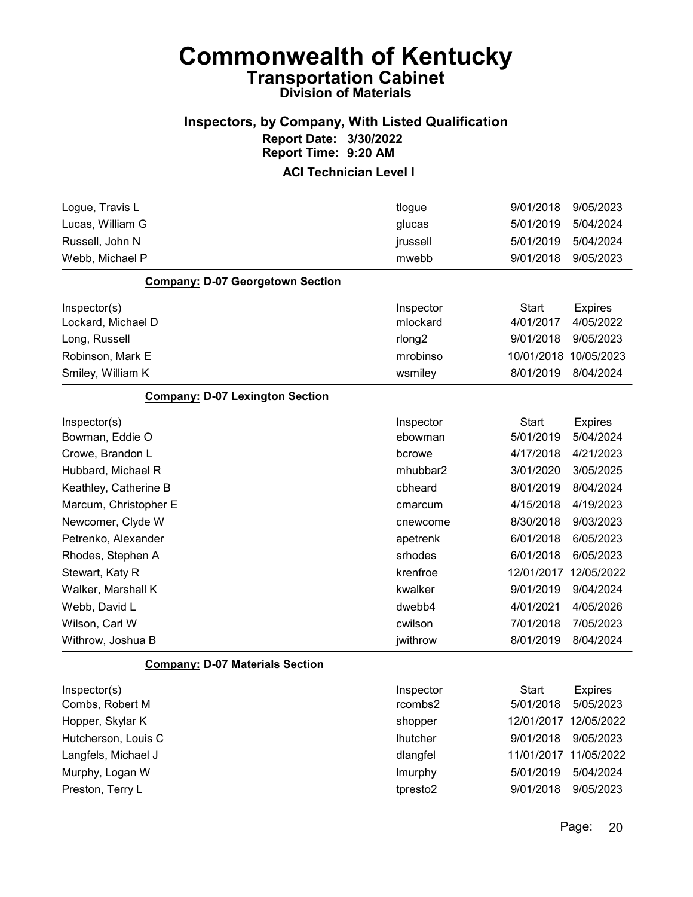# Commonwealth of Kentucky

## Transportation Cabinet

### Division of Materials

### Inspectors, by Company, With Listed Qualification

**Report Date: 3/30/2022**
**Report Time: 9:20 AM**

**ACI Technician Level I**

| Inspector(s) | Inspector | Start | Expires |
|---|---|---|---|
| Logue, Travis L | tlogue | 9/01/2018 | 9/05/2023 |
| Lucas, William G | glucas | 5/01/2019 | 5/04/2024 |
| Russell, John N | jrussell | 5/01/2019 | 5/04/2024 |
| Webb, Michael P | mwebb | 9/01/2018 | 9/05/2023 |

**Company: D-07 Georgetown Section**

| Inspector(s) | Inspector | Start | Expires |
|---|---|---|---|
| Lockard, Michael D | mlockard | 4/01/2017 | 4/05/2022 |
| Long, Russell | rlong2 | 9/01/2018 | 9/05/2023 |
| Robinson, Mark E | mrobinso | 10/01/2018 | 10/05/2023 |
| Smiley, William K | wsmiley | 8/01/2019 | 8/04/2024 |

**Company: D-07 Lexington Section**

| Inspector(s) | Inspector | Start | Expires |
|---|---|---|---|
| Bowman, Eddie O | ebowman | 5/01/2019 | 5/04/2024 |
| Crowe, Brandon L | bcrowe | 4/17/2018 | 4/21/2023 |
| Hubbard, Michael R | mhubbar2 | 3/01/2020 | 3/05/2025 |
| Keathley, Catherine B | cbheard | 8/01/2019 | 8/04/2024 |
| Marcum, Christopher E | cmarcum | 4/15/2018 | 4/19/2023 |
| Newcomer, Clyde W | cnewcome | 8/30/2018 | 9/03/2023 |
| Petrenko, Alexander | apetrenk | 6/01/2018 | 6/05/2023 |
| Rhodes, Stephen A | srhodes | 6/01/2018 | 6/05/2023 |
| Stewart, Katy R | krenfroe | 12/01/2017 | 12/05/2022 |
| Walker, Marshall K | kwalker | 9/01/2019 | 9/04/2024 |
| Webb, David L | dwebb4 | 4/01/2021 | 4/05/2026 |
| Wilson, Carl W | cwilson | 7/01/2018 | 7/05/2023 |
| Withrow, Joshua B | jwithrow | 8/01/2019 | 8/04/2024 |

**Company: D-07 Materials Section**

| Inspector(s) | Inspector | Start | Expires |
|---|---|---|---|
| Combs, Robert M | rcombs2 | 5/01/2018 | 5/05/2023 |
| Hopper, Skylar K | shopper | 12/01/2017 | 12/05/2022 |
| Hutcherson, Louis C | lhutcher | 9/01/2018 | 9/05/2023 |
| Langfels, Michael J | dlangfel | 11/01/2017 | 11/05/2022 |
| Murphy, Logan W | lmurphy | 5/01/2019 | 5/04/2024 |
| Preston, Terry L | tpresto2 | 9/01/2018 | 9/05/2023 |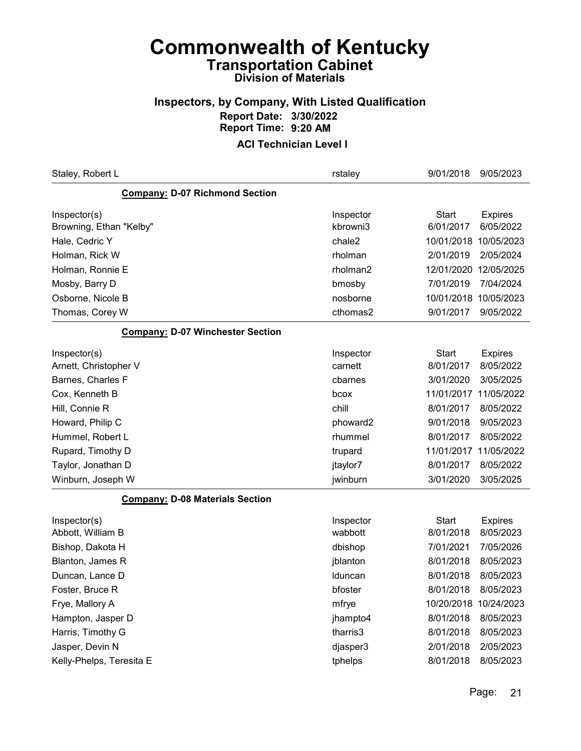# Commonwealth of Kentucky

## Transportation Cabinet

### Division of Materials

### Inspectors, by Company, With Listed Qualification

**Report Date: 3/30/2022**
**Report Time: 9:20 AM**

**ACI Technician Level I**

| | | | |
|---|---|---|---|
| Staley, Robert L | rstaley | 9/01/2018 | 9/05/2023 |

**Company: D-07 Richmond Section**

| Inspector(s) | Inspector | Start | Expires |
|---|---|---|---|
| Browning, Ethan "Kelby" | kbrowni3 | 6/01/2017 | 6/05/2022 |
| Hale, Cedric Y | chale2 | 10/01/2018 | 10/05/2023 |
| Holman, Rick W | rholman | 2/01/2019 | 2/05/2024 |
| Holman, Ronnie E | rholman2 | 12/01/2020 | 12/05/2025 |
| Mosby, Barry D | bmosby | 7/01/2019 | 7/04/2024 |
| Osborne, Nicole B | nosborne | 10/01/2018 | 10/05/2023 |
| Thomas, Corey W | cthomas2 | 9/01/2017 | 9/05/2022 |

**Company: D-07 Winchester Section**

| Inspector(s) | Inspector | Start | Expires |
|---|---|---|---|
| Arnett, Christopher V | carnett | 8/01/2017 | 8/05/2022 |
| Barnes, Charles F | cbarnes | 3/01/2020 | 3/05/2025 |
| Cox, Kenneth B | bcox | 11/01/2017 | 11/05/2022 |
| Hill, Connie R | chill | 8/01/2017 | 8/05/2022 |
| Howard, Philip C | phoward2 | 9/01/2018 | 9/05/2023 |
| Hummel, Robert L | rhummel | 8/01/2017 | 8/05/2022 |
| Rupard, Timothy D | trupard | 11/01/2017 | 11/05/2022 |
| Taylor, Jonathan D | jtaylor7 | 8/01/2017 | 8/05/2022 |
| Winburn, Joseph W | jwinburn | 3/01/2020 | 3/05/2025 |

**Company: D-08 Materials Section**

| Inspector(s) | Inspector | Start | Expires |
|---|---|---|---|
| Abbott, William B | wabbott | 8/01/2018 | 8/05/2023 |
| Bishop, Dakota H | dbishop | 7/01/2021 | 7/05/2026 |
| Blanton, James R | jblanton | 8/01/2018 | 8/05/2023 |
| Duncan, Lance D | lduncan | 8/01/2018 | 8/05/2023 |
| Foster, Bruce R | bfoster | 8/01/2018 | 8/05/2023 |
| Frye, Mallory A | mfrye | 10/20/2018 | 10/24/2023 |
| Hampton, Jasper D | jhampto4 | 8/01/2018 | 8/05/2023 |
| Harris, Timothy G | tharris3 | 8/01/2018 | 8/05/2023 |
| Jasper, Devin N | djasper3 | 2/01/2018 | 2/05/2023 |
| Kelly-Phelps, Teresita E | tphelps | 8/01/2018 | 8/05/2023 |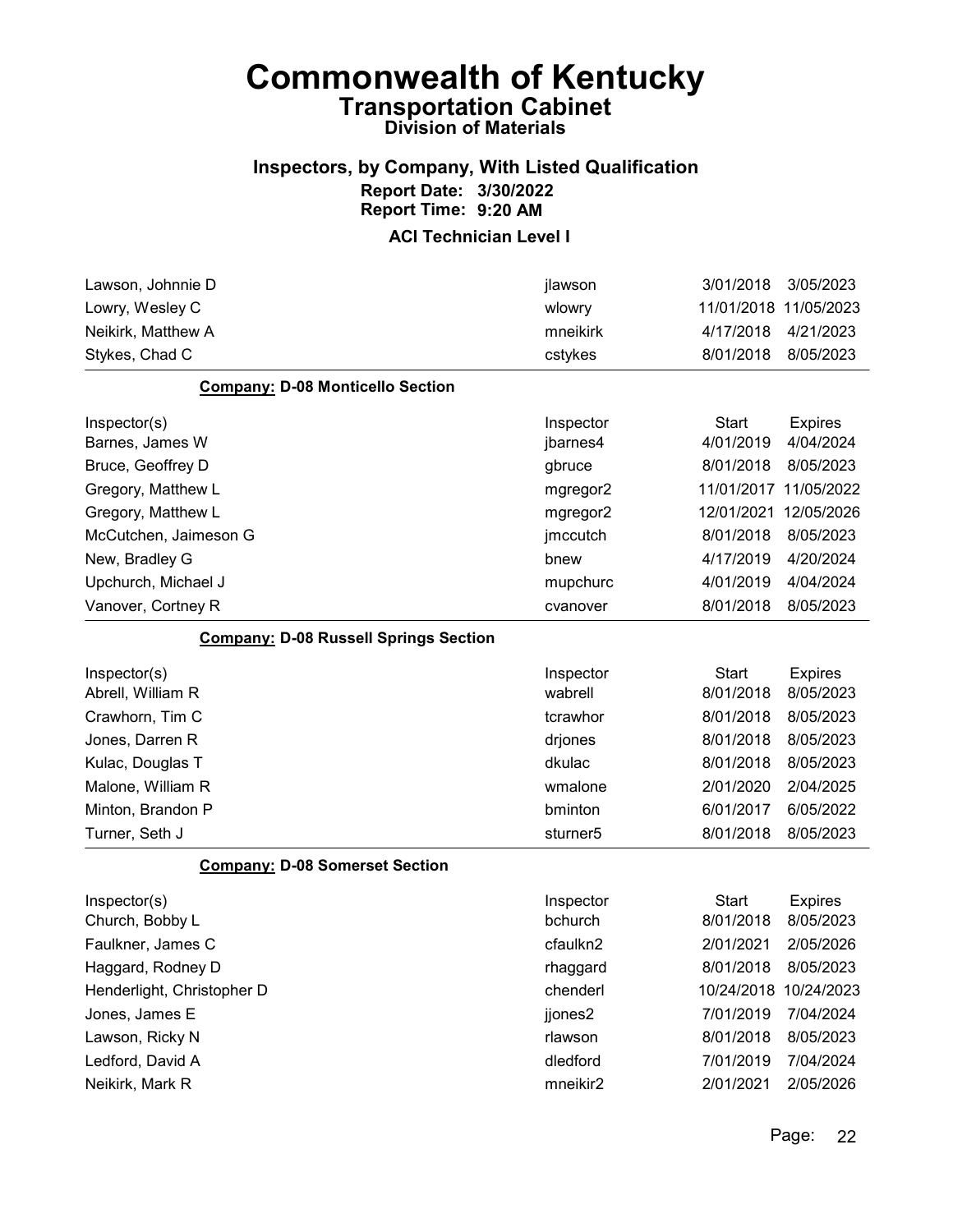# Commonwealth of Kentucky

## Transportation Cabinet

### Division of Materials

### Inspectors, by Company, With Listed Qualification

**Report Date: 3/30/2022**
**Report Time: 9:20 AM**

**ACI Technician Level I**

| | | | |
|---|---|---|---|
| Lawson, Johnnie D | jlawson | 3/01/2018 | 3/05/2023 |
| Lowry, Wesley C | wlowry | 11/01/2018 | 11/05/2023 |
| Neikirk, Matthew A | mneikirk | 4/17/2018 | 4/21/2023 |
| Stykes, Chad C | cstykes | 8/01/2018 | 8/05/2023 |

**Company: D-08 Monticello Section**

| Inspector(s) | Inspector | Start | Expires |
|---|---|---|---|
| Barnes, James W | jbarnes4 | 4/01/2019 | 4/04/2024 |
| Bruce, Geoffrey D | gbruce | 8/01/2018 | 8/05/2023 |
| Gregory, Matthew L | mgregor2 | 11/01/2017 | 11/05/2022 |
| Gregory, Matthew L | mgregor2 | 12/01/2021 | 12/05/2026 |
| McCutchen, Jaimeson G | jmccutch | 8/01/2018 | 8/05/2023 |
| New, Bradley G | bnew | 4/17/2019 | 4/20/2024 |
| Upchurch, Michael J | mupchurc | 4/01/2019 | 4/04/2024 |
| Vanover, Cortney R | cvanover | 8/01/2018 | 8/05/2023 |

**Company: D-08 Russell Springs Section**

| Inspector(s) | Inspector | Start | Expires |
|---|---|---|---|
| Abrell, William R | wabrell | 8/01/2018 | 8/05/2023 |
| Crawhorn, Tim C | tcrawhor | 8/01/2018 | 8/05/2023 |
| Jones, Darren R | drjones | 8/01/2018 | 8/05/2023 |
| Kulac, Douglas T | dkulac | 8/01/2018 | 8/05/2023 |
| Malone, William R | wmalone | 2/01/2020 | 2/04/2025 |
| Minton, Brandon P | bminton | 6/01/2017 | 6/05/2022 |
| Turner, Seth J | sturner5 | 8/01/2018 | 8/05/2023 |

**Company: D-08 Somerset Section**

| Inspector(s) | Inspector | Start | Expires |
|---|---|---|---|
| Church, Bobby L | bchurch | 8/01/2018 | 8/05/2023 |
| Faulkner, James C | cfaulkn2 | 2/01/2021 | 2/05/2026 |
| Haggard, Rodney D | rhaggard | 8/01/2018 | 8/05/2023 |
| Henderlight, Christopher D | chenderl | 10/24/2018 | 10/24/2023 |
| Jones, James E | jjones2 | 7/01/2019 | 7/04/2024 |
| Lawson, Ricky N | rlawson | 8/01/2018 | 8/05/2023 |
| Ledford, David A | dledford | 7/01/2019 | 7/04/2024 |
| Neikirk, Mark R | mneikir2 | 2/01/2021 | 2/05/2026 |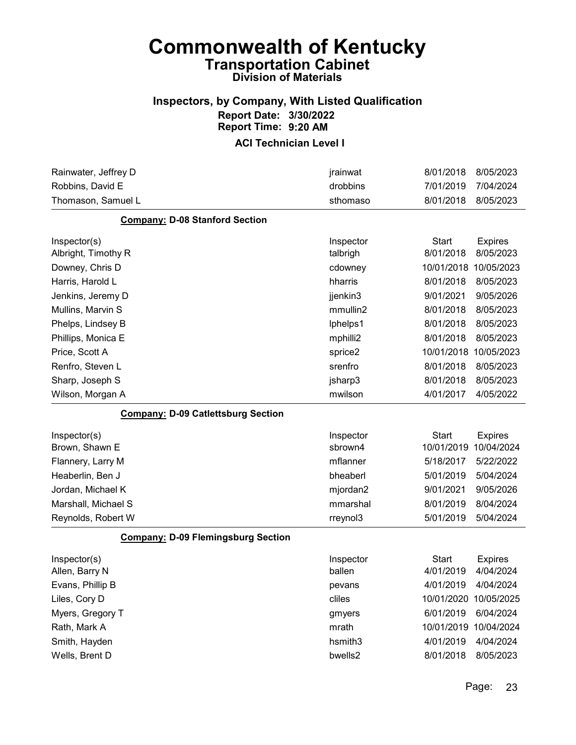# Commonwealth of Kentucky
## Transportation Cabinet
### Division of Materials

### Inspectors, by Company, With Listed Qualification
**Report Date: 3/30/2022**
**Report Time: 9:20 AM**

**ACI Technician Level I**

| | | | |
|---|---|---|---|
| Rainwater, Jeffrey D | jrainwat | 8/01/2018 | 8/05/2023 |
| Robbins, David E | drobbins | 7/01/2019 | 7/04/2024 |
| Thomason, Samuel L | sthomaso | 8/01/2018 | 8/05/2023 |

**Company: D-08 Stanford Section**

| Inspector(s) | Inspector | Start | Expires |
|---|---|---|---|
| Albright, Timothy R | talbrigh | 8/01/2018 | 8/05/2023 |
| Downey, Chris D | cdowney | 10/01/2018 | 10/05/2023 |
| Harris, Harold L | hharris | 8/01/2018 | 8/05/2023 |
| Jenkins, Jeremy D | jjenkin3 | 9/01/2021 | 9/05/2026 |
| Mullins, Marvin S | mmullin2 | 8/01/2018 | 8/05/2023 |
| Phelps, Lindsey B | lphelps1 | 8/01/2018 | 8/05/2023 |
| Phillips, Monica E | mphilli2 | 8/01/2018 | 8/05/2023 |
| Price, Scott A | sprice2 | 10/01/2018 | 10/05/2023 |
| Renfro, Steven L | srenfro | 8/01/2018 | 8/05/2023 |
| Sharp, Joseph S | jsharp3 | 8/01/2018 | 8/05/2023 |
| Wilson, Morgan A | mwilson | 4/01/2017 | 4/05/2022 |

**Company: D-09 Catlettsburg Section**

| Inspector(s) | Inspector | Start | Expires |
|---|---|---|---|
| Brown, Shawn E | sbrown4 | 10/01/2019 | 10/04/2024 |
| Flannery, Larry M | mflanner | 5/18/2017 | 5/22/2022 |
| Heaberlin, Ben J | bheaberl | 5/01/2019 | 5/04/2024 |
| Jordan, Michael K | mjordan2 | 9/01/2021 | 9/05/2026 |
| Marshall, Michael S | mmarshal | 8/01/2019 | 8/04/2024 |
| Reynolds, Robert W | rreynol3 | 5/01/2019 | 5/04/2024 |

**Company: D-09 Flemingsburg Section**

| Inspector(s) | Inspector | Start | Expires |
|---|---|---|---|
| Allen, Barry N | ballen | 4/01/2019 | 4/04/2024 |
| Evans, Phillip B | pevans | 4/01/2019 | 4/04/2024 |
| Liles, Cory D | cliles | 10/01/2020 | 10/05/2025 |
| Myers, Gregory T | gmyers | 6/01/2019 | 6/04/2024 |
| Rath, Mark A | mrath | 10/01/2019 | 10/04/2024 |
| Smith, Hayden | hsmith3 | 4/01/2019 | 4/04/2024 |
| Wells, Brent D | bwells2 | 8/01/2018 | 8/05/2023 |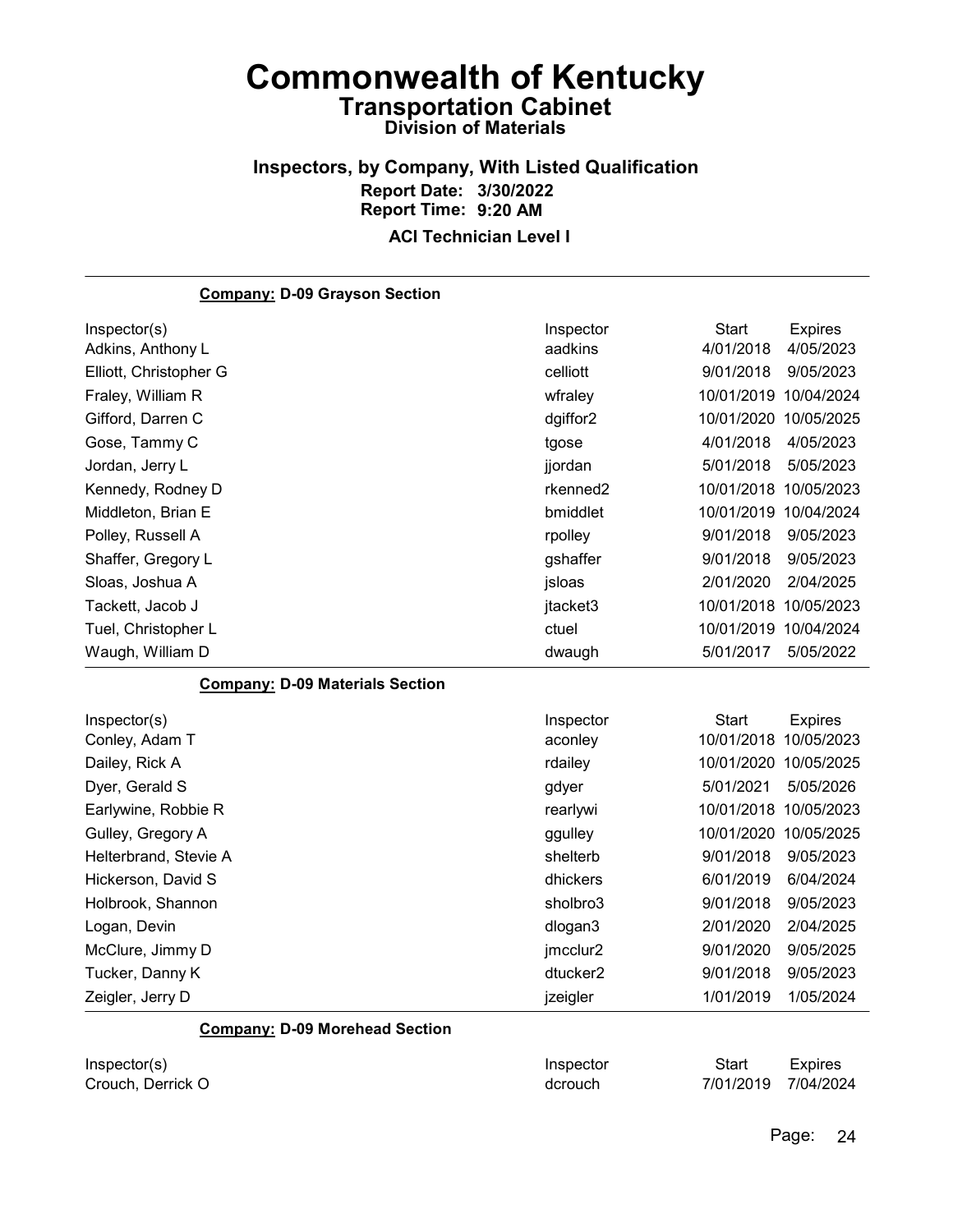# Commonwealth of Kentucky

## Transportation Cabinet

### Division of Materials

### Inspectors, by Company, With Listed Qualification

**Report Date: 3/30/2022**

**Report Time: 9:20 AM**

**ACI Technician Level I**

**Company: D-09 Grayson Section**

| Inspector(s) | Inspector | Start | Expires |
|---|---|---|---|
| Adkins, Anthony L | aadkins | 4/01/2018 | 4/05/2023 |
| Elliott, Christopher G | celliott | 9/01/2018 | 9/05/2023 |
| Fraley, William R | wfraley | 10/01/2019 | 10/04/2024 |
| Gifford, Darren C | dgiffor2 | 10/01/2020 | 10/05/2025 |
| Gose, Tammy C | tgose | 4/01/2018 | 4/05/2023 |
| Jordan, Jerry L | jjordan | 5/01/2018 | 5/05/2023 |
| Kennedy, Rodney D | rkenned2 | 10/01/2018 | 10/05/2023 |
| Middleton, Brian E | bmiddlet | 10/01/2019 | 10/04/2024 |
| Polley, Russell A | rpolley | 9/01/2018 | 9/05/2023 |
| Shaffer, Gregory L | gshaffer | 9/01/2018 | 9/05/2023 |
| Sloas, Joshua A | jsloas | 2/01/2020 | 2/04/2025 |
| Tackett, Jacob J | jtacket3 | 10/01/2018 | 10/05/2023 |
| Tuel, Christopher L | ctuel | 10/01/2019 | 10/04/2024 |
| Waugh, William D | dwaugh | 5/01/2017 | 5/05/2022 |

**Company: D-09 Materials Section**

| Inspector(s) | Inspector | Start | Expires |
|---|---|---|---|
| Conley, Adam T | aconley | 10/01/2018 | 10/05/2023 |
| Dailey, Rick A | rdailey | 10/01/2020 | 10/05/2025 |
| Dyer, Gerald S | gdyer | 5/01/2021 | 5/05/2026 |
| Earlywine, Robbie R | rearlywi | 10/01/2018 | 10/05/2023 |
| Gulley, Gregory A | ggulley | 10/01/2020 | 10/05/2025 |
| Helterbrand, Stevie A | shelterb | 9/01/2018 | 9/05/2023 |
| Hickerson, David S | dhickers | 6/01/2019 | 6/04/2024 |
| Holbrook, Shannon | sholbro3 | 9/01/2018 | 9/05/2023 |
| Logan, Devin | dlogan3 | 2/01/2020 | 2/04/2025 |
| McClure, Jimmy D | jmcclur2 | 9/01/2020 | 9/05/2025 |
| Tucker, Danny K | dtucker2 | 9/01/2018 | 9/05/2023 |
| Zeigler, Jerry D | jzeigler | 1/01/2019 | 1/05/2024 |

**Company: D-09 Morehead Section**

| Inspector(s) | Inspector | Start | Expires |
|---|---|---|---|
| Crouch, Derrick O | dcrouch | 7/01/2019 | 7/04/2024 |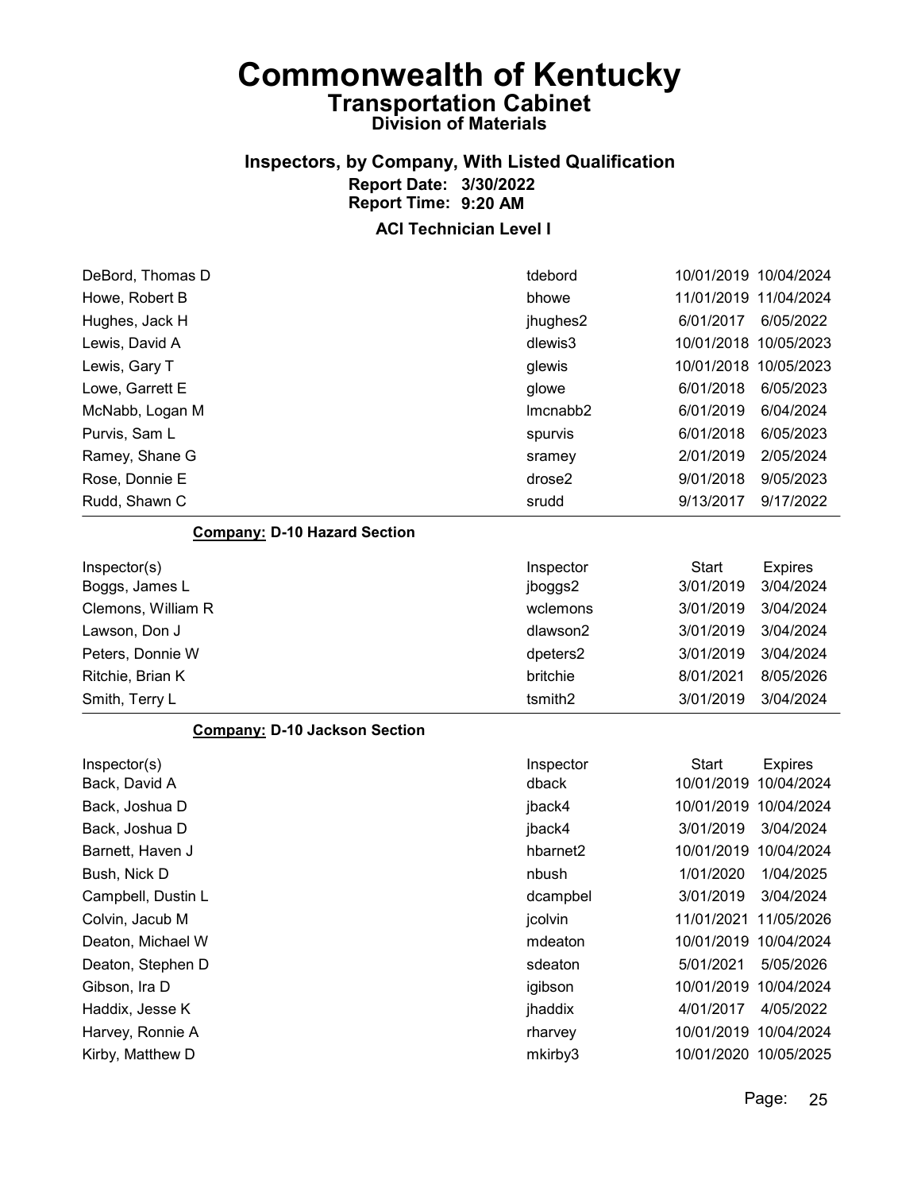# Commonwealth of Kentucky
## Transportation Cabinet
### Division of Materials

### Inspectors, by Company, With Listed Qualification
**Report Date: 3/30/2022**
**Report Time: 9:20 AM**

**ACI Technician Level I**

| Inspector(s) | Inspector | Start | Expires |
|---|---|---|---|
| DeBord, Thomas D | tdebord | 10/01/2019 | 10/04/2024 |
| Howe, Robert B | bhowe | 11/01/2019 | 11/04/2024 |
| Hughes, Jack H | jhughes2 | 6/01/2017 | 6/05/2022 |
| Lewis, David A | dlewis3 | 10/01/2018 | 10/05/2023 |
| Lewis, Gary T | glewis | 10/01/2018 | 10/05/2023 |
| Lowe, Garrett E | glowe | 6/01/2018 | 6/05/2023 |
| McNabb, Logan M | lmcnabb2 | 6/01/2019 | 6/04/2024 |
| Purvis, Sam L | spurvis | 6/01/2018 | 6/05/2023 |
| Ramey, Shane G | sramey | 2/01/2019 | 2/05/2024 |
| Rose, Donnie E | drose2 | 9/01/2018 | 9/05/2023 |
| Rudd, Shawn C | srudd | 9/13/2017 | 9/17/2022 |

**Company:** D-10 Hazard Section

| Inspector(s) | Inspector | Start | Expires |
|---|---|---|---|
| Boggs, James L | jboggs2 | 3/01/2019 | 3/04/2024 |
| Clemons, William R | wclemons | 3/01/2019 | 3/04/2024 |
| Lawson, Don J | dlawson2 | 3/01/2019 | 3/04/2024 |
| Peters, Donnie W | dpeters2 | 3/01/2019 | 3/04/2024 |
| Ritchie, Brian K | britchie | 8/01/2021 | 8/05/2026 |
| Smith, Terry L | tsmith2 | 3/01/2019 | 3/04/2024 |

**Company:** D-10 Jackson Section

| Inspector(s) | Inspector | Start | Expires |
|---|---|---|---|
| Back, David A | dback | 10/01/2019 | 10/04/2024 |
| Back, Joshua D | jback4 | 10/01/2019 | 10/04/2024 |
| Back, Joshua D | jback4 | 3/01/2019 | 3/04/2024 |
| Barnett, Haven J | hbarnet2 | 10/01/2019 | 10/04/2024 |
| Bush, Nick D | nbush | 1/01/2020 | 1/04/2025 |
| Campbell, Dustin L | dcampbel | 3/01/2019 | 3/04/2024 |
| Colvin, Jacub M | jcolvin | 11/01/2021 | 11/05/2026 |
| Deaton, Michael W | mdeaton | 10/01/2019 | 10/04/2024 |
| Deaton, Stephen D | sdeaton | 5/01/2021 | 5/05/2026 |
| Gibson, Ira D | igibson | 10/01/2019 | 10/04/2024 |
| Haddix, Jesse K | jhaddix | 4/01/2017 | 4/05/2022 |
| Harvey, Ronnie A | rharvey | 10/01/2019 | 10/04/2024 |
| Kirby, Matthew D | mkirby3 | 10/01/2020 | 10/05/2025 |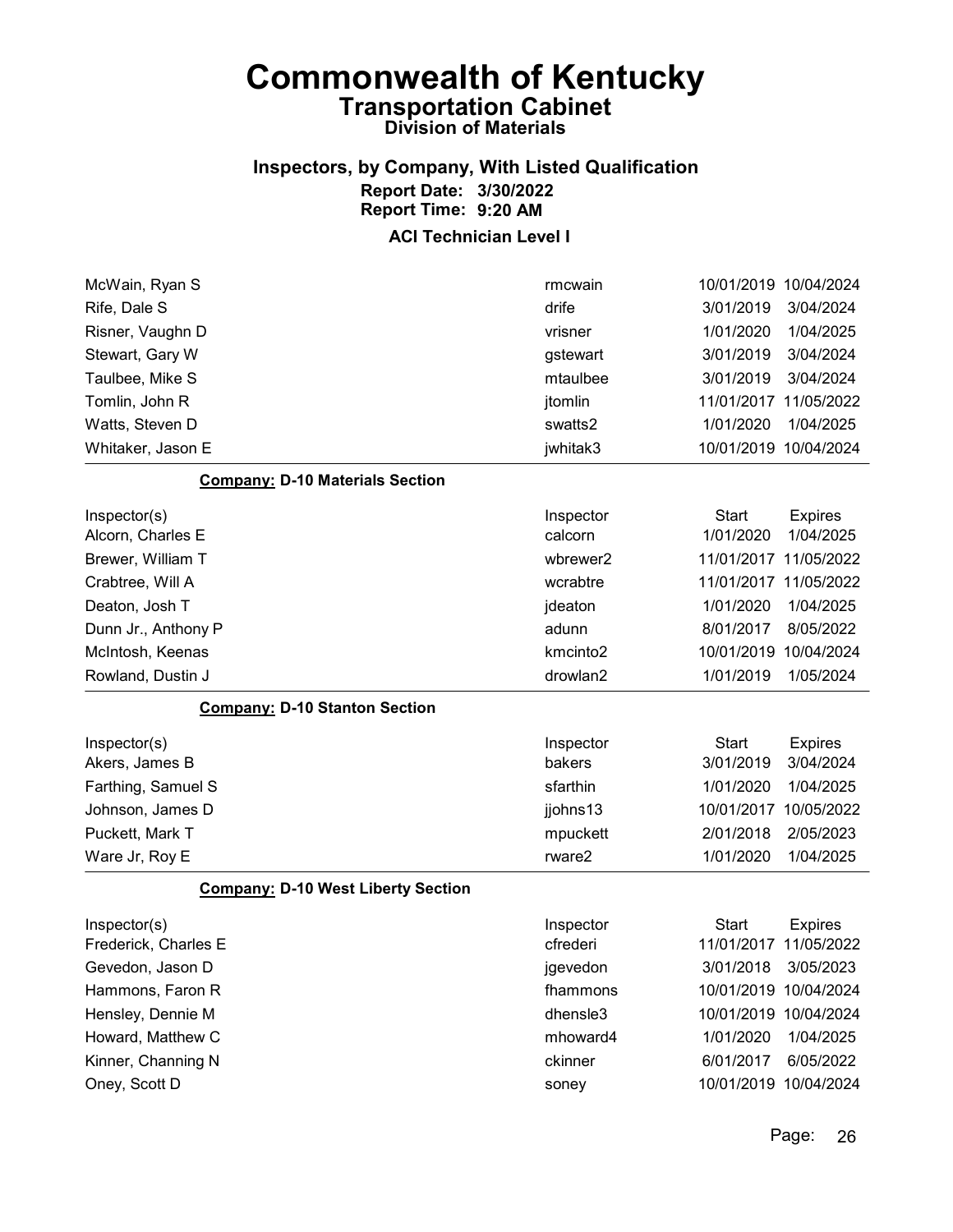# Commonwealth of Kentucky

## Transportation Cabinet

### Division of Materials

### Inspectors, by Company, With Listed Qualification

**Report Date: 3/30/2022**
**Report Time: 9:20 AM**

### ACI Technician Level I

| Inspector(s) | Inspector | Start | Expires |
|---|---|---|---|
| McWain, Ryan S | rmcwain | 10/01/2019 | 10/04/2024 |
| Rife, Dale S | drife | 3/01/2019 | 3/04/2024 |
| Risner, Vaughn D | vrisner | 1/01/2020 | 1/04/2025 |
| Stewart, Gary W | gstewart | 3/01/2019 | 3/04/2024 |
| Taulbee, Mike S | mtaulbee | 3/01/2019 | 3/04/2024 |
| Tomlin, John R | jtomlin | 11/01/2017 | 11/05/2022 |
| Watts, Steven D | swatts2 | 1/01/2020 | 1/04/2025 |
| Whitaker, Jason E | jwhitak3 | 10/01/2019 | 10/04/2024 |

**Company: D-10 Materials Section**

| Inspector(s) | Inspector | Start | Expires |
|---|---|---|---|
| Alcorn, Charles E | calcorn | 1/01/2020 | 1/04/2025 |
| Brewer, William T | wbrewer2 | 11/01/2017 | 11/05/2022 |
| Crabtree, Will A | wcrabtre | 11/01/2017 | 11/05/2022 |
| Deaton, Josh T | jdeaton | 1/01/2020 | 1/04/2025 |
| Dunn Jr., Anthony P | adunn | 8/01/2017 | 8/05/2022 |
| McIntosh, Keenas | kmcinto2 | 10/01/2019 | 10/04/2024 |
| Rowland, Dustin J | drowlan2 | 1/01/2019 | 1/05/2024 |

**Company: D-10 Stanton Section**

| Inspector(s) | Inspector | Start | Expires |
|---|---|---|---|
| Akers, James B | bakers | 3/01/2019 | 3/04/2024 |
| Farthing, Samuel S | sfarthin | 1/01/2020 | 1/04/2025 |
| Johnson, James D | jjohns13 | 10/01/2017 | 10/05/2022 |
| Puckett, Mark T | mpuckett | 2/01/2018 | 2/05/2023 |
| Ware Jr, Roy E | rware2 | 1/01/2020 | 1/04/2025 |

**Company: D-10 West Liberty Section**

| Inspector(s) | Inspector | Start | Expires |
|---|---|---|---|
| Frederick, Charles E | cfrederi | 11/01/2017 | 11/05/2022 |
| Gevedon, Jason D | jgevedon | 3/01/2018 | 3/05/2023 |
| Hammons, Faron R | fhammons | 10/01/2019 | 10/04/2024 |
| Hensley, Dennie M | dhensle3 | 10/01/2019 | 10/04/2024 |
| Howard, Matthew C | mhoward4 | 1/01/2020 | 1/04/2025 |
| Kinner, Channing N | ckinner | 6/01/2017 | 6/05/2022 |
| Oney, Scott D | soney | 10/01/2019 | 10/04/2024 |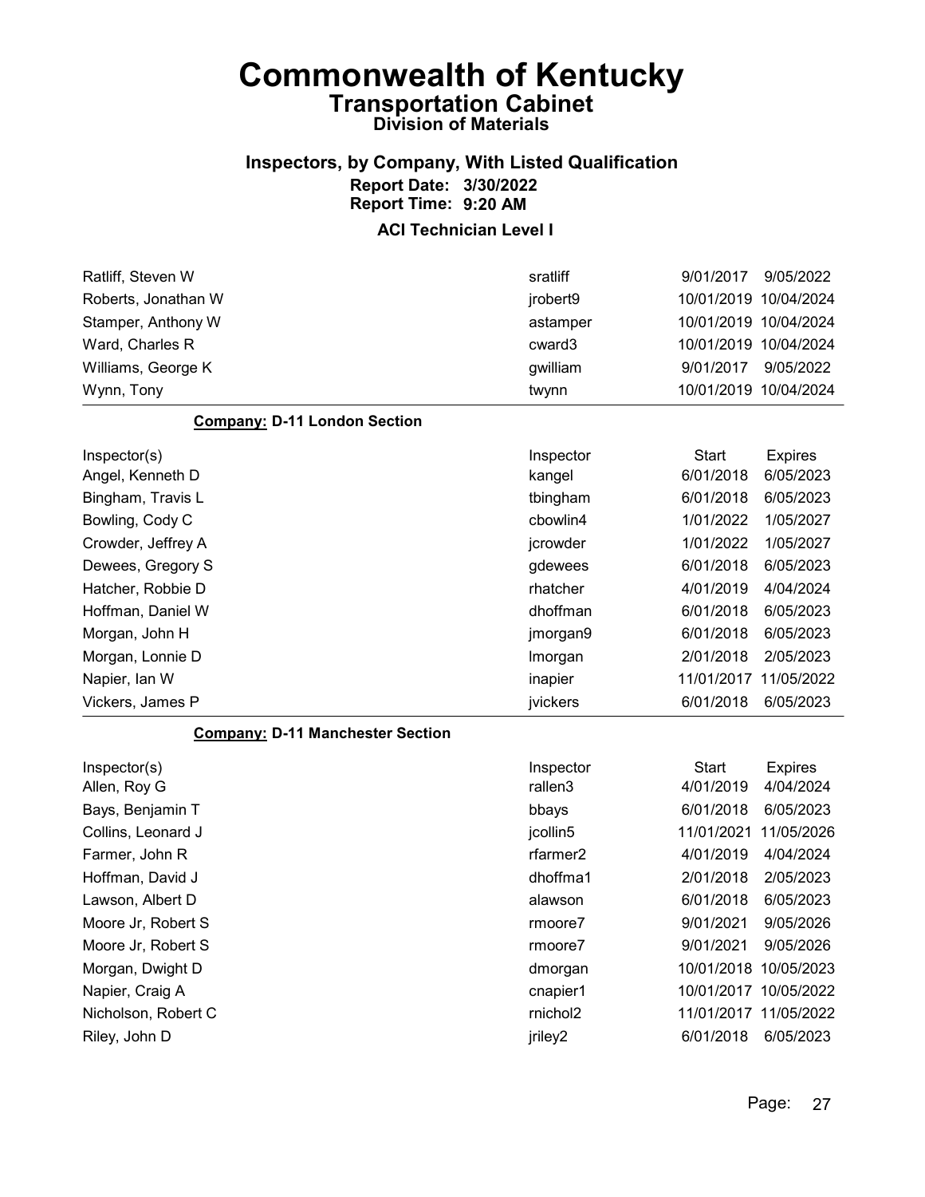# Commonwealth of Kentucky

## Transportation Cabinet

### Division of Materials

### Inspectors, by Company, With Listed Qualification

**Report Date: 3/30/2022**
**Report Time: 9:20 AM**

**ACI Technician Level I**

| Inspector(s) | Inspector | Start | Expires |
|---|---|---|---|
| Ratliff, Steven W | sratliff | 9/01/2017 | 9/05/2022 |
| Roberts, Jonathan W | jrobert9 | 10/01/2019 | 10/04/2024 |
| Stamper, Anthony W | astamper | 10/01/2019 | 10/04/2024 |
| Ward, Charles R | cward3 | 10/01/2019 | 10/04/2024 |
| Williams, George K | gwilliam | 9/01/2017 | 9/05/2022 |
| Wynn, Tony | twynn | 10/01/2019 | 10/04/2024 |

**Company: D-11 London Section**

| Inspector(s) | Inspector | Start | Expires |
|---|---|---|---|
| Angel, Kenneth D | kangel | 6/01/2018 | 6/05/2023 |
| Bingham, Travis L | tbingham | 6/01/2018 | 6/05/2023 |
| Bowling, Cody C | cbowlin4 | 1/01/2022 | 1/05/2027 |
| Crowder, Jeffrey A | jcrowder | 1/01/2022 | 1/05/2027 |
| Dewees, Gregory S | gdewees | 6/01/2018 | 6/05/2023 |
| Hatcher, Robbie D | rhatcher | 4/01/2019 | 4/04/2024 |
| Hoffman, Daniel W | dhoffman | 6/01/2018 | 6/05/2023 |
| Morgan, John H | jmorgan9 | 6/01/2018 | 6/05/2023 |
| Morgan, Lonnie D | lmorgan | 2/01/2018 | 2/05/2023 |
| Napier, Ian W | inapier | 11/01/2017 | 11/05/2022 |
| Vickers, James P | jvickers | 6/01/2018 | 6/05/2023 |

**Company: D-11 Manchester Section**

| Inspector(s) | Inspector | Start | Expires |
|---|---|---|---|
| Allen, Roy G | rallen3 | 4/01/2019 | 4/04/2024 |
| Bays, Benjamin T | bbays | 6/01/2018 | 6/05/2023 |
| Collins, Leonard J | jcollin5 | 11/01/2021 | 11/05/2026 |
| Farmer, John R | rfarmer2 | 4/01/2019 | 4/04/2024 |
| Hoffman, David J | dhoffma1 | 2/01/2018 | 2/05/2023 |
| Lawson, Albert D | alawson | 6/01/2018 | 6/05/2023 |
| Moore Jr, Robert S | rmoore7 | 9/01/2021 | 9/05/2026 |
| Moore Jr, Robert S | rmoore7 | 9/01/2021 | 9/05/2026 |
| Morgan, Dwight D | dmorgan | 10/01/2018 | 10/05/2023 |
| Napier, Craig A | cnapier1 | 10/01/2017 | 10/05/2022 |
| Nicholson, Robert C | rnichol2 | 11/01/2017 | 11/05/2022 |
| Riley, John D | jriley2 | 6/01/2018 | 6/05/2023 |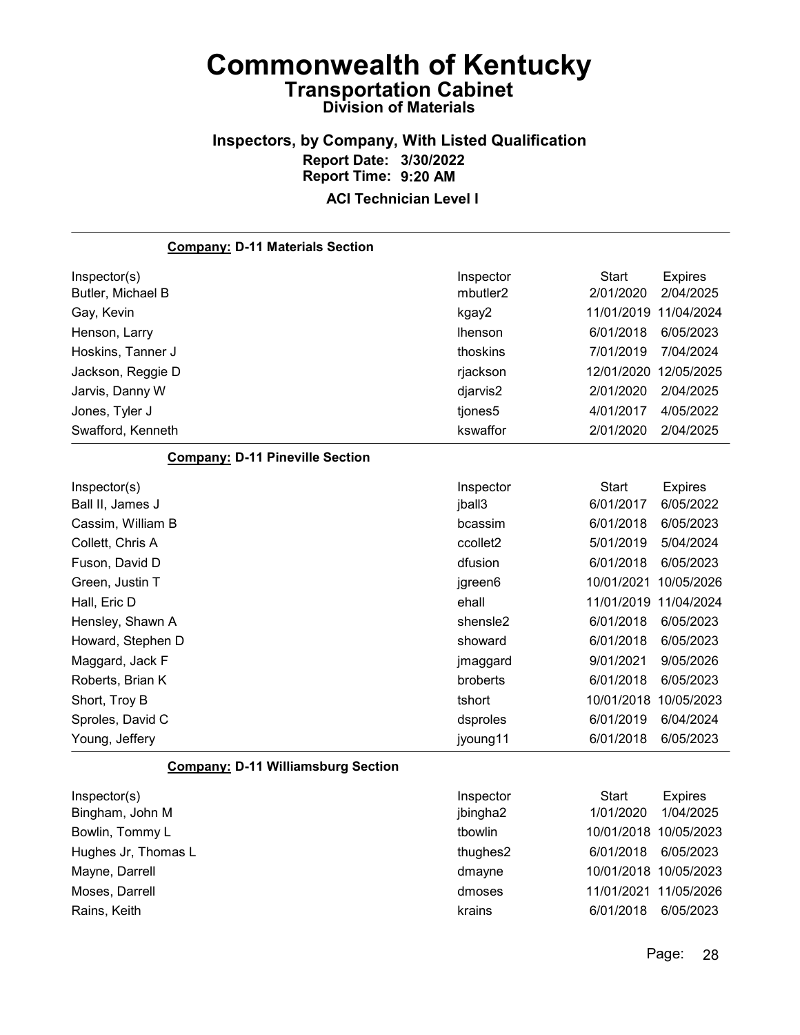# Commonwealth of Kentucky

## Transportation Cabinet

### Division of Materials

### Inspectors, by Company, With Listed Qualification

**Report Date: 3/30/2022**
**Report Time: 9:20 AM**

**ACI Technician Level I**

**Company: D-11 Materials Section**

| Inspector(s) | Inspector | Start | Expires |
|---|---|---|---|
| Butler, Michael B | mbutler2 | 2/01/2020 | 2/04/2025 |
| Gay, Kevin | kgay2 | 11/01/2019 | 11/04/2024 |
| Henson, Larry | lhenson | 6/01/2018 | 6/05/2023 |
| Hoskins, Tanner J | thoskins | 7/01/2019 | 7/04/2024 |
| Jackson, Reggie D | rjackson | 12/01/2020 | 12/05/2025 |
| Jarvis, Danny W | djarvis2 | 2/01/2020 | 2/04/2025 |
| Jones, Tyler J | tjones5 | 4/01/2017 | 4/05/2022 |
| Swafford, Kenneth | kswaffor | 2/01/2020 | 2/04/2025 |

**Company: D-11 Pineville Section**

| Inspector(s) | Inspector | Start | Expires |
|---|---|---|---|
| Ball II, James J | jball3 | 6/01/2017 | 6/05/2022 |
| Cassim, William B | bcassim | 6/01/2018 | 6/05/2023 |
| Collett, Chris A | ccollet2 | 5/01/2019 | 5/04/2024 |
| Fuson, David D | dfusion | 6/01/2018 | 6/05/2023 |
| Green, Justin T | jgreen6 | 10/01/2021 | 10/05/2026 |
| Hall, Eric D | ehall | 11/01/2019 | 11/04/2024 |
| Hensley, Shawn A | shensle2 | 6/01/2018 | 6/05/2023 |
| Howard, Stephen D | showard | 6/01/2018 | 6/05/2023 |
| Maggard, Jack F | jmaggard | 9/01/2021 | 9/05/2026 |
| Roberts, Brian K | broberts | 6/01/2018 | 6/05/2023 |
| Short, Troy B | tshort | 10/01/2018 | 10/05/2023 |
| Sproles, David C | dsproles | 6/01/2019 | 6/04/2024 |
| Young, Jeffery | jyoung11 | 6/01/2018 | 6/05/2023 |

**Company: D-11 Williamsburg Section**

| Inspector(s) | Inspector | Start | Expires |
|---|---|---|---|
| Bingham, John M | jbingha2 | 1/01/2020 | 1/04/2025 |
| Bowlin, Tommy L | tbowlin | 10/01/2018 | 10/05/2023 |
| Hughes Jr, Thomas L | thughes2 | 6/01/2018 | 6/05/2023 |
| Mayne, Darrell | dmayne | 10/01/2018 | 10/05/2023 |
| Moses, Darrell | dmoses | 11/01/2021 | 11/05/2026 |
| Rains, Keith | krains | 6/01/2018 | 6/05/2023 |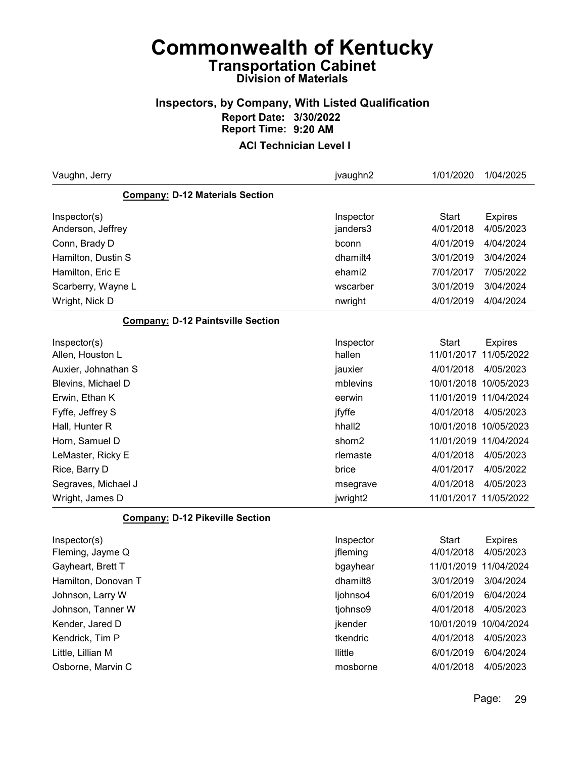# Commonwealth of Kentucky
## Transportation Cabinet
### Division of Materials

### Inspectors, by Company, With Listed Qualification
**Report Date: 3/30/2022**
**Report Time: 9:20 AM**

**ACI Technician Level I**

| | | | |
|---|---|---|---|
| Vaughn, Jerry | jvaughn2 | 1/01/2020 | 1/04/2025 |

**Company: D-12 Materials Section**

| Inspector(s) | Inspector | Start | Expires |
|---|---|---|---|
| Anderson, Jeffrey | janders3 | 4/01/2018 | 4/05/2023 |
| Conn, Brady D | bconn | 4/01/2019 | 4/04/2024 |
| Hamilton, Dustin S | dhamilt4 | 3/01/2019 | 3/04/2024 |
| Hamilton, Eric E | ehami2 | 7/01/2017 | 7/05/2022 |
| Scarberry, Wayne L | wscarber | 3/01/2019 | 3/04/2024 |
| Wright, Nick D | nwright | 4/01/2019 | 4/04/2024 |

**Company: D-12 Paintsville Section**

| Inspector(s) | Inspector | Start | Expires |
|---|---|---|---|
| Allen, Houston L | hallen | 11/01/2017 | 11/05/2022 |
| Auxier, Johnathan S | jauxier | 4/01/2018 | 4/05/2023 |
| Blevins, Michael D | mblevins | 10/01/2018 | 10/05/2023 |
| Erwin, Ethan K | eerwin | 11/01/2019 | 11/04/2024 |
| Fyffe, Jeffrey S | jfyffe | 4/01/2018 | 4/05/2023 |
| Hall, Hunter R | hhall2 | 10/01/2018 | 10/05/2023 |
| Horn, Samuel D | shorn2 | 11/01/2019 | 11/04/2024 |
| LeMaster, Ricky E | rlemaste | 4/01/2018 | 4/05/2023 |
| Rice, Barry D | brice | 4/01/2017 | 4/05/2022 |
| Segraves, Michael J | msegrave | 4/01/2018 | 4/05/2023 |
| Wright, James D | jwright2 | 11/01/2017 | 11/05/2022 |

**Company: D-12 Pikeville Section**

| Inspector(s) | Inspector | Start | Expires |
|---|---|---|---|
| Fleming, Jayme Q | jfleming | 4/01/2018 | 4/05/2023 |
| Gayheart, Brett T | bgayhear | 11/01/2019 | 11/04/2024 |
| Hamilton, Donovan T | dhamilt8 | 3/01/2019 | 3/04/2024 |
| Johnson, Larry W | ljohnso4 | 6/01/2019 | 6/04/2024 |
| Johnson, Tanner W | tjohnso9 | 4/01/2018 | 4/05/2023 |
| Kender, Jared D | jkender | 10/01/2019 | 10/04/2024 |
| Kendrick, Tim P | tkendric | 4/01/2018 | 4/05/2023 |
| Little, Lillian M | llittle | 6/01/2019 | 6/04/2024 |
| Osborne, Marvin C | mosborne | 4/01/2018 | 4/05/2023 |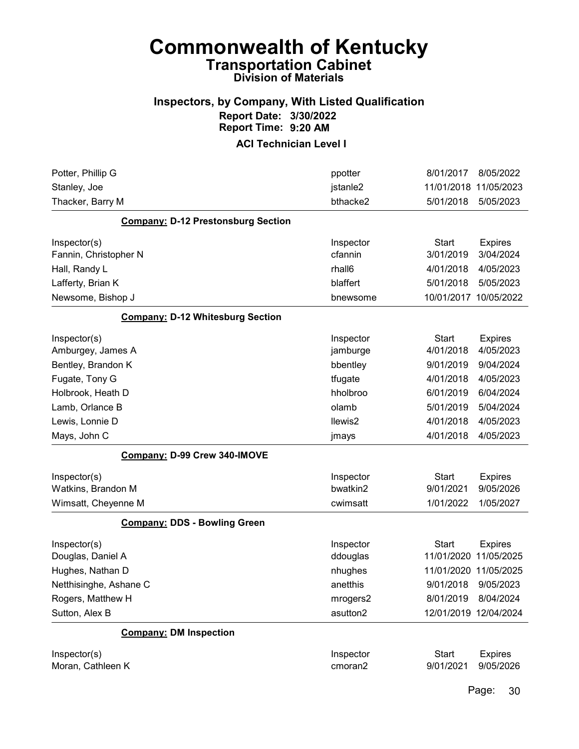# Commonwealth of Kentucky
## Transportation Cabinet
### Division of Materials

### Inspectors, by Company, With Listed Qualification
**Report Date: 3/30/2022**
**Report Time: 9:20 AM**

**ACI Technician Level I**

| | | | |
|---|---|---|---|
| Potter, Phillip G | ppotter | 8/01/2017 | 8/05/2022 |
| Stanley, Joe | jstanle2 | 11/01/2018 | 11/05/2023 |
| Thacker, Barry M | bthacke2 | 5/01/2018 | 5/05/2023 |

**Company: D-12 Prestonsburg Section**

| Inspector(s) | Inspector | Start | Expires |
|---|---|---|---|
| Fannin, Christopher N | cfannin | 3/01/2019 | 3/04/2024 |
| Hall, Randy L | rhall6 | 4/01/2018 | 4/05/2023 |
| Lafferty, Brian K | blaffert | 5/01/2018 | 5/05/2023 |
| Newsome, Bishop J | bnewsome | 10/01/2017 | 10/05/2022 |

**Company: D-12 Whitesburg Section**

| Inspector(s) | Inspector | Start | Expires |
|---|---|---|---|
| Amburgey, James A | jamburge | 4/01/2018 | 4/05/2023 |
| Bentley, Brandon K | bbentley | 9/01/2019 | 9/04/2024 |
| Fugate, Tony G | tfugate | 4/01/2018 | 4/05/2023 |
| Holbrook, Heath D | hholbroo | 6/01/2019 | 6/04/2024 |
| Lamb, Orlance B | olamb | 5/01/2019 | 5/04/2024 |
| Lewis, Lonnie D | llewis2 | 4/01/2018 | 4/05/2023 |
| Mays, John C | jmays | 4/01/2018 | 4/05/2023 |

**Company: D-99 Crew 340-IMOVE**

| Inspector(s) | Inspector | Start | Expires |
|---|---|---|---|
| Watkins, Brandon M | bwatkin2 | 9/01/2021 | 9/05/2026 |
| Wimsatt, Cheyenne M | cwimsatt | 1/01/2022 | 1/05/2027 |

**Company: DDS - Bowling Green**

| Inspector(s) | Inspector | Start | Expires |
|---|---|---|---|
| Douglas, Daniel A | ddouglas | 11/01/2020 | 11/05/2025 |
| Hughes, Nathan D | nhughes | 11/01/2020 | 11/05/2025 |
| Netthisinghe, Ashane C | anetthis | 9/01/2018 | 9/05/2023 |
| Rogers, Matthew H | mrogers2 | 8/01/2019 | 8/04/2024 |
| Sutton, Alex B | asutton2 | 12/01/2019 | 12/04/2024 |

**Company: DM Inspection**

| Inspector(s) | Inspector | Start | Expires |
|---|---|---|---|
| Moran, Cathleen K | cmoran2 | 9/01/2021 | 9/05/2026 |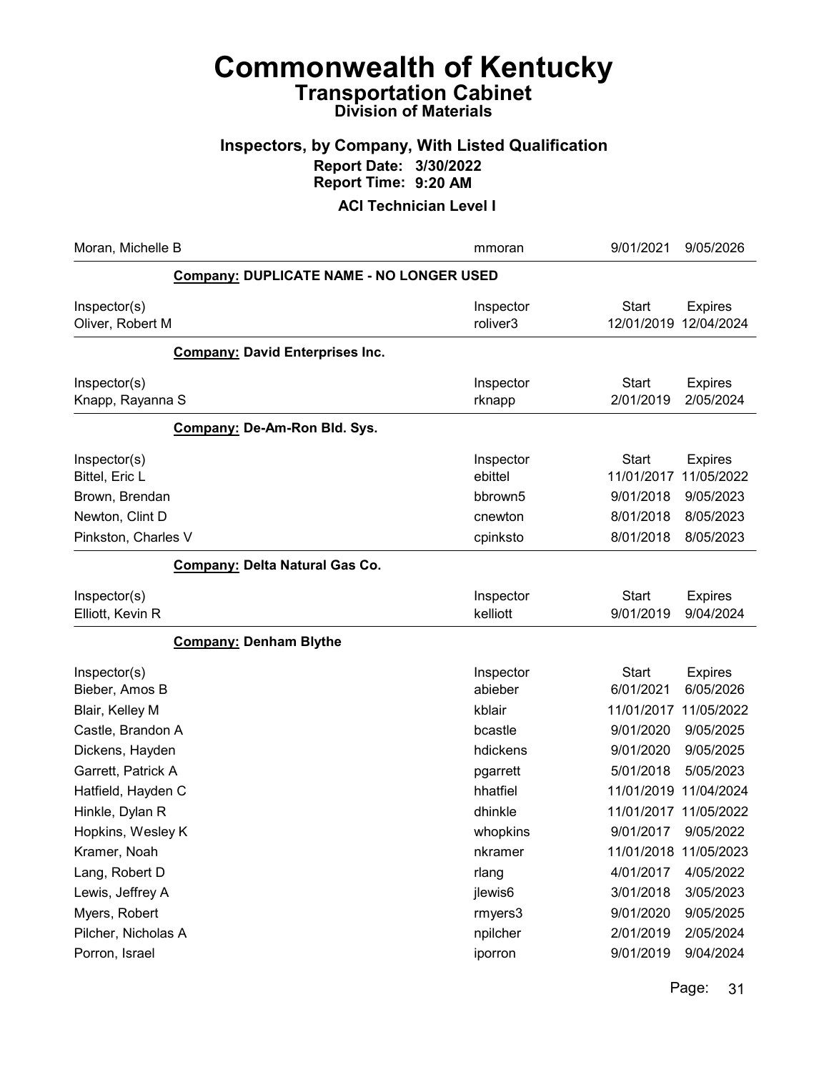# Commonwealth of Kentucky
## Transportation Cabinet
### Division of Materials

### Inspectors, by Company, With Listed Qualification
**Report Date: 3/30/2022**
**Report Time: 9:20 AM**

**ACI Technician Level I**

| | Inspector | Start | Expires |
|---|---|---|---|
| Moran, Michelle B | mmoran | 9/01/2021 | 9/05/2026 |

**Company: DUPLICATE NAME - NO LONGER USED**

| Inspector(s) | Inspector | Start | Expires |
|---|---|---|---|
| Oliver, Robert M | roliver3 | 12/01/2019 | 12/04/2024 |

**Company: David Enterprises Inc.**

| Inspector(s) | Inspector | Start | Expires |
|---|---|---|---|
| Knapp, Rayanna S | rknapp | 2/01/2019 | 2/05/2024 |

**Company: De-Am-Ron Bld. Sys.**

| Inspector(s) | Inspector | Start | Expires |
|---|---|---|---|
| Bittel, Eric L | ebittel | 11/01/2017 | 11/05/2022 |
| Brown, Brendan | bbrown5 | 9/01/2018 | 9/05/2023 |
| Newton, Clint D | cnewton | 8/01/2018 | 8/05/2023 |
| Pinkston, Charles V | cpinksto | 8/01/2018 | 8/05/2023 |

**Company: Delta Natural Gas Co.**

| Inspector(s) | Inspector | Start | Expires |
|---|---|---|---|
| Elliott, Kevin R | kelliott | 9/01/2019 | 9/04/2024 |

**Company: Denham Blythe**

| Inspector(s) | Inspector | Start | Expires |
|---|---|---|---|
| Bieber, Amos B | abieber | 6/01/2021 | 6/05/2026 |
| Blair, Kelley M | kblair | 11/01/2017 | 11/05/2022 |
| Castle, Brandon A | bcastle | 9/01/2020 | 9/05/2025 |
| Dickens, Hayden | hdickens | 9/01/2020 | 9/05/2025 |
| Garrett, Patrick A | pgarrett | 5/01/2018 | 5/05/2023 |
| Hatfield, Hayden C | hhatfiel | 11/01/2019 | 11/04/2024 |
| Hinkle, Dylan R | dhinkle | 11/01/2017 | 11/05/2022 |
| Hopkins, Wesley K | whopkins | 9/01/2017 | 9/05/2022 |
| Kramer, Noah | nkramer | 11/01/2018 | 11/05/2023 |
| Lang, Robert D | rlang | 4/01/2017 | 4/05/2022 |
| Lewis, Jeffrey A | jlewis6 | 3/01/2018 | 3/05/2023 |
| Myers, Robert | rmyers3 | 9/01/2020 | 9/05/2025 |
| Pilcher, Nicholas A | npilcher | 2/01/2019 | 2/05/2024 |
| Porron, Israel | iporron | 9/01/2019 | 9/04/2024 |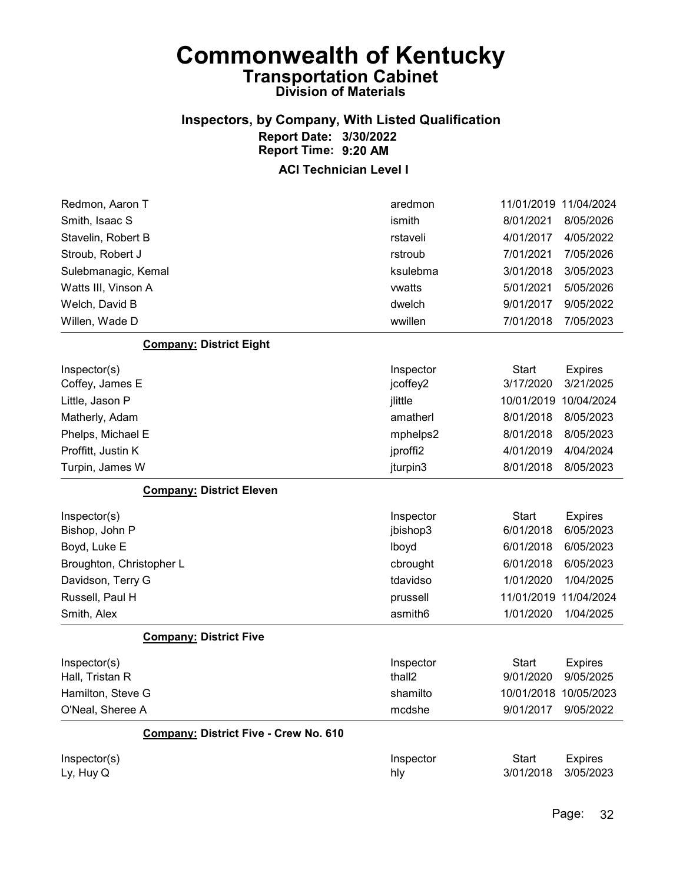# Commonwealth of Kentucky
## Transportation Cabinet
### Division of Materials

### Inspectors, by Company, With Listed Qualification
**Report Date: 3/30/2022**
**Report Time: 9:20 AM**

### ACI Technician Level I

| Inspector(s) | Inspector | Start | Expires |
|---|---|---|---|
| Redmon, Aaron T | aredmon | 11/01/2019 | 11/04/2024 |
| Smith, Isaac S | ismith | 8/01/2021 | 8/05/2026 |
| Stavelin, Robert B | rstaveli | 4/01/2017 | 4/05/2022 |
| Stroub, Robert J | rstroub | 7/01/2021 | 7/05/2026 |
| Sulebmanagic, Kemal | ksulebma | 3/01/2018 | 3/05/2023 |
| Watts III, Vinson A | vwatts | 5/01/2021 | 5/05/2026 |
| Welch, David B | dwelch | 9/01/2017 | 9/05/2022 |
| Willen, Wade D | wwillen | 7/01/2018 | 7/05/2023 |

**Company:** District Eight

| Inspector(s) | Inspector | Start | Expires |
|---|---|---|---|
| Coffey, James E | jcoffey2 | 3/17/2020 | 3/21/2025 |
| Little, Jason P | jlittle | 10/01/2019 | 10/04/2024 |
| Matherly, Adam | amatherl | 8/01/2018 | 8/05/2023 |
| Phelps, Michael E | mphelps2 | 8/01/2018 | 8/05/2023 |
| Proffitt, Justin K | jproffi2 | 4/01/2019 | 4/04/2024 |
| Turpin, James W | jturpin3 | 8/01/2018 | 8/05/2023 |

**Company:** District Eleven

| Inspector(s) | Inspector | Start | Expires |
|---|---|---|---|
| Bishop, John P | jbishop3 | 6/01/2018 | 6/05/2023 |
| Boyd, Luke E | lboyd | 6/01/2018 | 6/05/2023 |
| Broughton, Christopher L | cbrought | 6/01/2018 | 6/05/2023 |
| Davidson, Terry G | tdavidso | 1/01/2020 | 1/04/2025 |
| Russell, Paul H | prussell | 11/01/2019 | 11/04/2024 |
| Smith, Alex | asmith6 | 1/01/2020 | 1/04/2025 |

**Company:** District Five

| Inspector(s) | Inspector | Start | Expires |
|---|---|---|---|
| Hall, Tristan R | thall2 | 9/01/2020 | 9/05/2025 |
| Hamilton, Steve G | shamilto | 10/01/2018 | 10/05/2023 |
| O'Neal, Sheree A | mcdshe | 9/01/2017 | 9/05/2022 |

**Company:** District Five - Crew No. 610

| Inspector(s) | Inspector | Start | Expires |
|---|---|---|---|
| Ly, Huy Q | hly | 3/01/2018 | 3/05/2023 |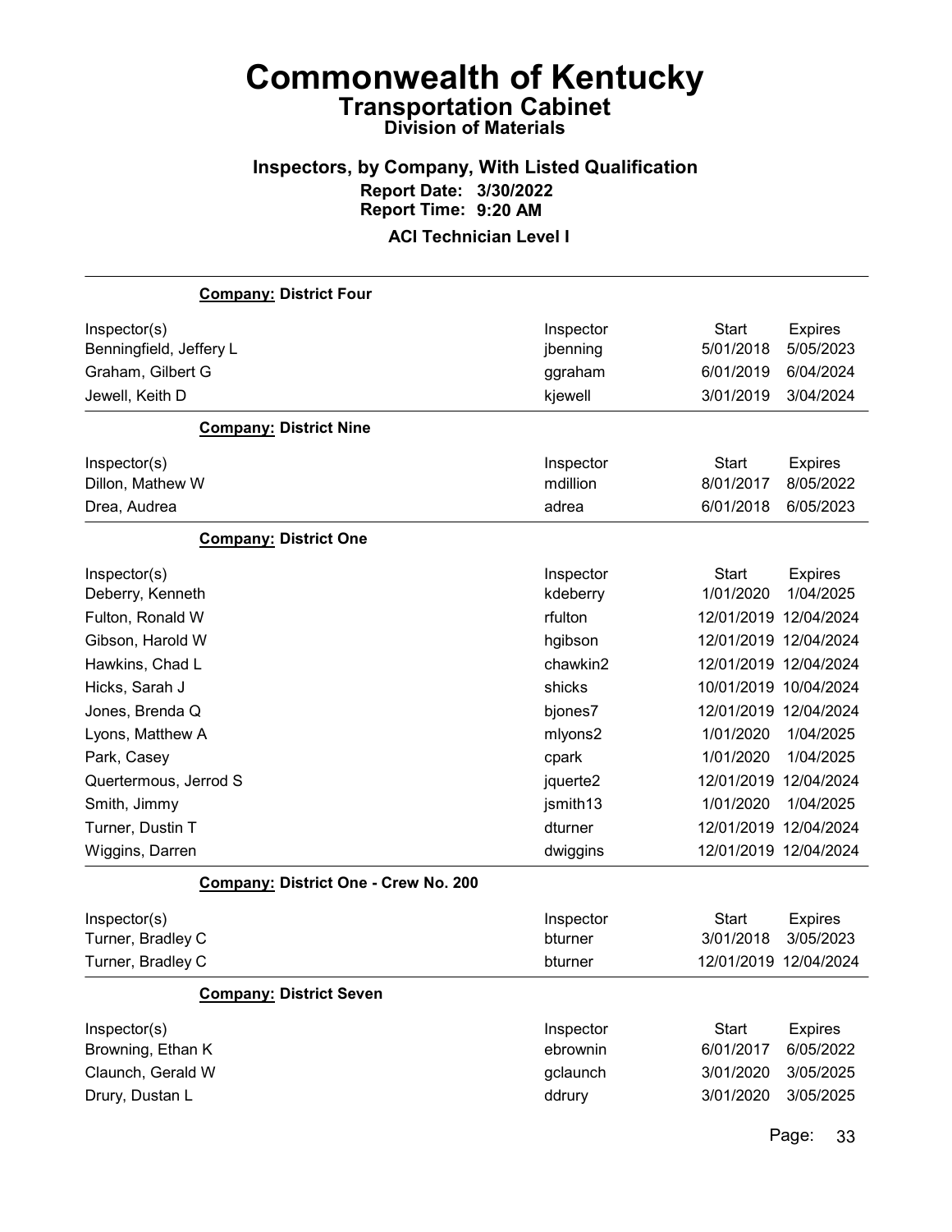# Commonwealth of Kentucky

## Transportation Cabinet

### Division of Materials

### Inspectors, by Company, With Listed Qualification

**Report Date: 3/30/2022**
**Report Time: 9:20 AM**

**ACI Technician Level I**

**Company: District Four**

| Inspector(s) | Inspector | Start | Expires |
|---|---|---|---|
| Benningfield, Jeffery L | jbenning | 5/01/2018 | 5/05/2023 |
| Graham, Gilbert G | ggraham | 6/01/2019 | 6/04/2024 |
| Jewell, Keith D | kjewell | 3/01/2019 | 3/04/2024 |

**Company: District Nine**

| Inspector(s) | Inspector | Start | Expires |
|---|---|---|---|
| Dillon, Mathew W | mdillion | 8/01/2017 | 8/05/2022 |
| Drea, Audrea | adrea | 6/01/2018 | 6/05/2023 |

**Company: District One**

| Inspector(s) | Inspector | Start | Expires |
|---|---|---|---|
| Deberry, Kenneth | kdeberry | 1/01/2020 | 1/04/2025 |
| Fulton, Ronald W | rfulton | 12/01/2019 | 12/04/2024 |
| Gibson, Harold W | hgibson | 12/01/2019 | 12/04/2024 |
| Hawkins, Chad L | chawkin2 | 12/01/2019 | 12/04/2024 |
| Hicks, Sarah J | shicks | 10/01/2019 | 10/04/2024 |
| Jones, Brenda Q | bjones7 | 12/01/2019 | 12/04/2024 |
| Lyons, Matthew A | mlyons2 | 1/01/2020 | 1/04/2025 |
| Park, Casey | cpark | 1/01/2020 | 1/04/2025 |
| Quertermous, Jerrod S | jquerte2 | 12/01/2019 | 12/04/2024 |
| Smith, Jimmy | jsmith13 | 1/01/2020 | 1/04/2025 |
| Turner, Dustin T | dturner | 12/01/2019 | 12/04/2024 |
| Wiggins, Darren | dwiggins | 12/01/2019 | 12/04/2024 |

**Company: District One - Crew No. 200**

| Inspector(s) | Inspector | Start | Expires |
|---|---|---|---|
| Turner, Bradley C | bturner | 3/01/2018 | 3/05/2023 |
| Turner, Bradley C | bturner | 12/01/2019 | 12/04/2024 |

**Company: District Seven**

| Inspector(s) | Inspector | Start | Expires |
|---|---|---|---|
| Browning, Ethan K | ebrownin | 6/01/2017 | 6/05/2022 |
| Claunch, Gerald W | gclaunch | 3/01/2020 | 3/05/2025 |
| Drury, Dustan L | ddrury | 3/01/2020 | 3/05/2025 |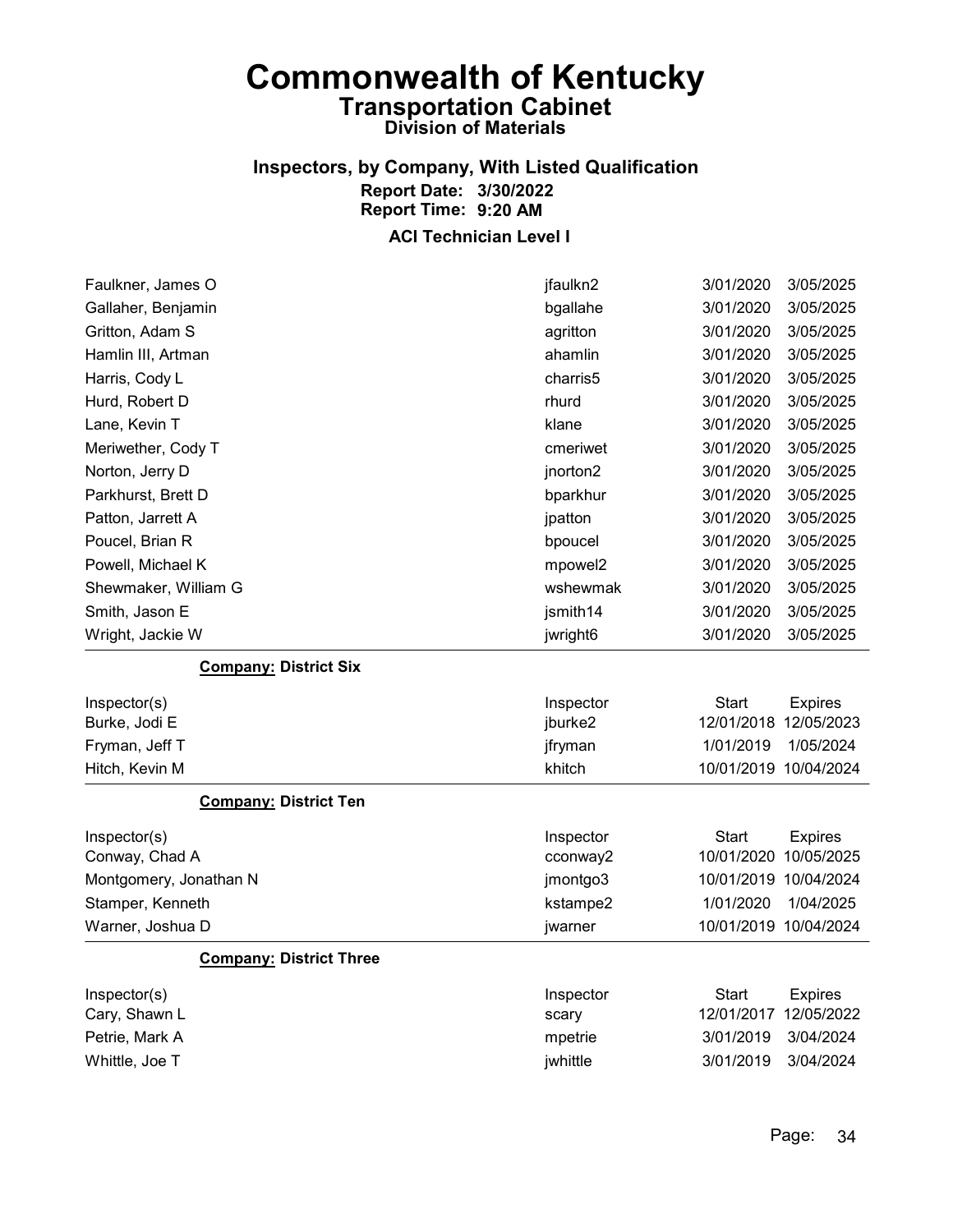# Commonwealth of Kentucky
## Transportation Cabinet
### Division of Materials

### Inspectors, by Company, With Listed Qualification
**Report Date: 3/30/2022**
**Report Time: 9:20 AM**

### ACI Technician Level I

| | | | |
|---|---|---|---|
| Faulkner, James O | jfaulkn2 | 3/01/2020 | 3/05/2025 |
| Gallaher, Benjamin | bgallahe | 3/01/2020 | 3/05/2025 |
| Gritton, Adam S | agritton | 3/01/2020 | 3/05/2025 |
| Hamlin III, Artman | ahamlin | 3/01/2020 | 3/05/2025 |
| Harris, Cody L | charris5 | 3/01/2020 | 3/05/2025 |
| Hurd, Robert D | rhurd | 3/01/2020 | 3/05/2025 |
| Lane, Kevin T | klane | 3/01/2020 | 3/05/2025 |
| Meriwether, Cody T | cmeriwet | 3/01/2020 | 3/05/2025 |
| Norton, Jerry D | jnorton2 | 3/01/2020 | 3/05/2025 |
| Parkhurst, Brett D | bparkhur | 3/01/2020 | 3/05/2025 |
| Patton, Jarrett A | jpatton | 3/01/2020 | 3/05/2025 |
| Poucel, Brian R | bpoucel | 3/01/2020 | 3/05/2025 |
| Powell, Michael K | mpowel2 | 3/01/2020 | 3/05/2025 |
| Shewmaker, William G | wshewmak | 3/01/2020 | 3/05/2025 |
| Smith, Jason E | jsmith14 | 3/01/2020 | 3/05/2025 |
| Wright, Jackie W | jwright6 | 3/01/2020 | 3/05/2025 |

**Company: District Six**

| Inspector(s) | Inspector | Start | Expires |
|---|---|---|---|
| Burke, Jodi E | jburke2 | 12/01/2018 | 12/05/2023 |
| Fryman, Jeff T | jfryman | 1/01/2019 | 1/05/2024 |
| Hitch, Kevin M | khitch | 10/01/2019 | 10/04/2024 |

**Company: District Ten**

| Inspector(s) | Inspector | Start | Expires |
|---|---|---|---|
| Conway, Chad A | cconway2 | 10/01/2020 | 10/05/2025 |
| Montgomery, Jonathan N | jmontgo3 | 10/01/2019 | 10/04/2024 |
| Stamper, Kenneth | kstampe2 | 1/01/2020 | 1/04/2025 |
| Warner, Joshua D | jwarner | 10/01/2019 | 10/04/2024 |

**Company: District Three**

| Inspector(s) | Inspector | Start | Expires |
|---|---|---|---|
| Cary, Shawn L | scary | 12/01/2017 | 12/05/2022 |
| Petrie, Mark A | mpetrie | 3/01/2019 | 3/04/2024 |
| Whittle, Joe T | jwhittle | 3/01/2019 | 3/04/2024 |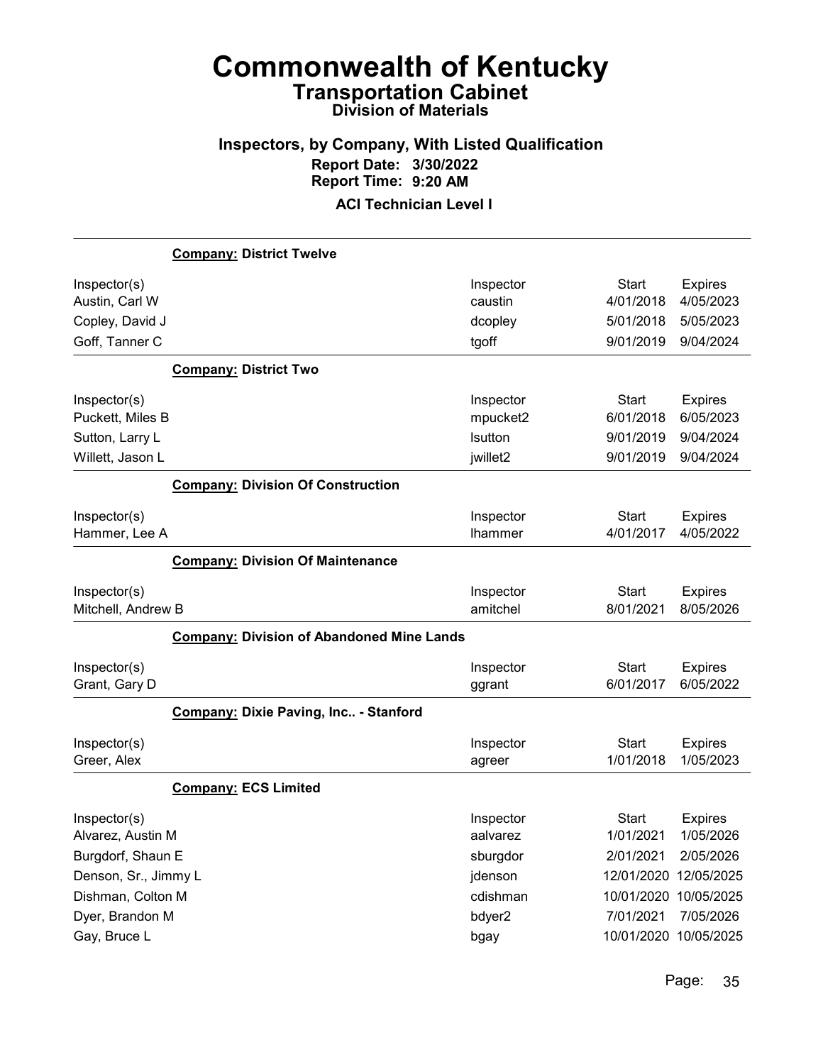# Commonwealth of Kentucky
## Transportation Cabinet
### Division of Materials

### Inspectors, by Company, With Listed Qualification
**Report Date: 3/30/2022**
**Report Time: 9:20 AM**

**ACI Technician Level I**

---

**Company: District Twelve**

| Inspector(s) | Inspector | Start | Expires |
|---|---|---|---|
| Austin, Carl W | caustin | 4/01/2018 | 4/05/2023 |
| Copley, David J | dcopley | 5/01/2018 | 5/05/2023 |
| Goff, Tanner C | tgoff | 9/01/2019 | 9/04/2024 |

**Company: District Two**

| Inspector(s) | Inspector | Start | Expires |
|---|---|---|---|
| Puckett, Miles B | mpucket2 | 6/01/2018 | 6/05/2023 |
| Sutton, Larry L | lsutton | 9/01/2019 | 9/04/2024 |
| Willett, Jason L | jwillet2 | 9/01/2019 | 9/04/2024 |

**Company: Division Of Construction**

| Inspector(s) | Inspector | Start | Expires |
|---|---|---|---|
| Hammer, Lee A | lhammer | 4/01/2017 | 4/05/2022 |

**Company: Division Of Maintenance**

| Inspector(s) | Inspector | Start | Expires |
|---|---|---|---|
| Mitchell, Andrew B | amitchel | 8/01/2021 | 8/05/2026 |

**Company: Division of Abandoned Mine Lands**

| Inspector(s) | Inspector | Start | Expires |
|---|---|---|---|
| Grant, Gary D | ggrant | 6/01/2017 | 6/05/2022 |

**Company: Dixie Paving, Inc.. - Stanford**

| Inspector(s) | Inspector | Start | Expires |
|---|---|---|---|
| Greer, Alex | agreer | 1/01/2018 | 1/05/2023 |

**Company: ECS Limited**

| Inspector(s) | Inspector | Start | Expires |
|---|---|---|---|
| Alvarez, Austin M | aalvarez | 1/01/2021 | 1/05/2026 |
| Burgdorf, Shaun E | sburgdor | 2/01/2021 | 2/05/2026 |
| Denson, Sr., Jimmy L | jdenson | 12/01/2020 | 12/05/2025 |
| Dishman, Colton M | cdishman | 10/01/2020 | 10/05/2025 |
| Dyer, Brandon M | bdyer2 | 7/01/2021 | 7/05/2026 |
| Gay, Bruce L | bgay | 10/01/2020 | 10/05/2025 |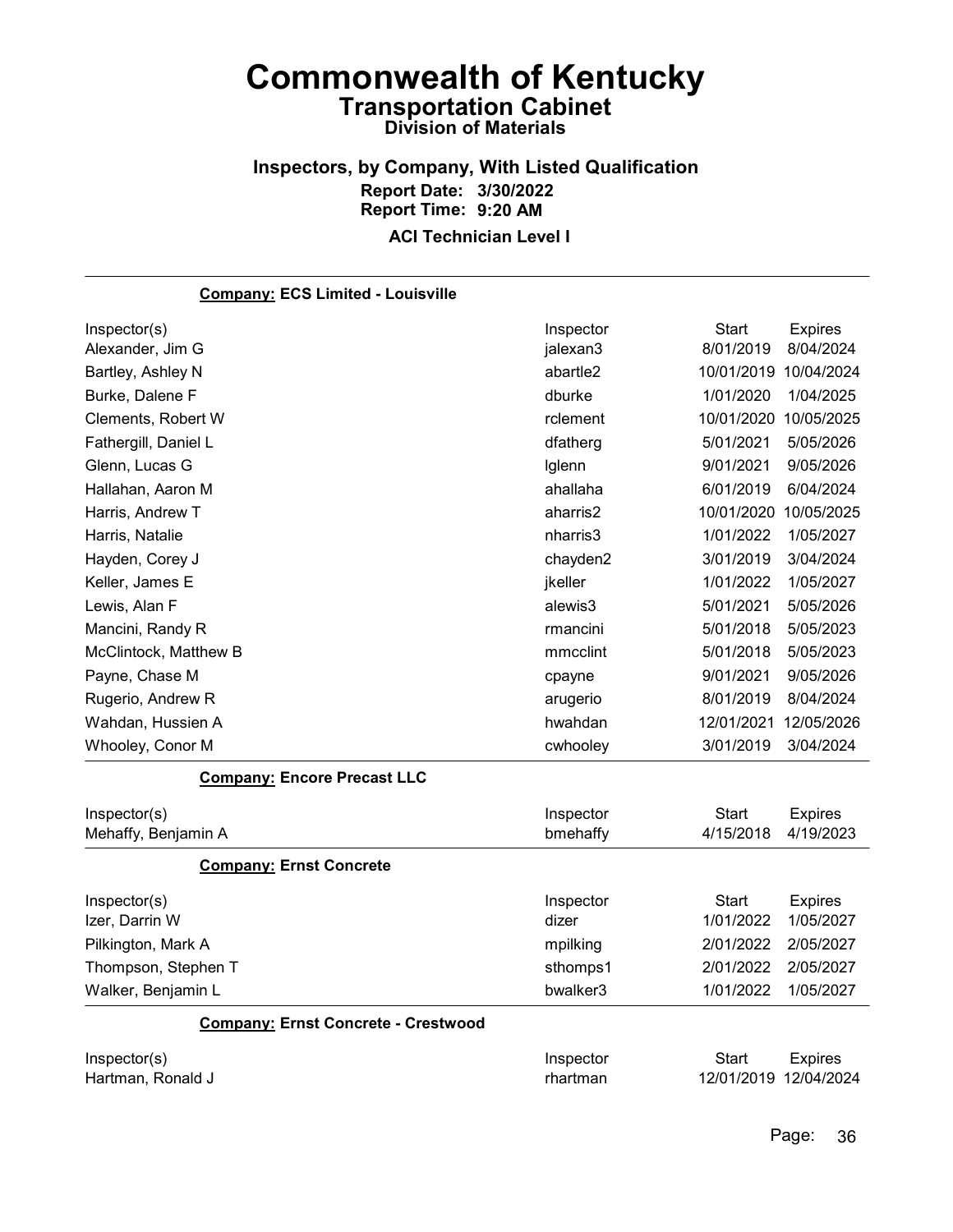# Commonwealth of Kentucky

## Transportation Cabinet

### Division of Materials

### Inspectors, by Company, With Listed Qualification

**Report Date: 3/30/2022**

**Report Time: 9:20 AM**

**ACI Technician Level I**

**Company: ECS Limited - Louisville**

| Inspector(s) | Inspector | Start | Expires |
|---|---|---|---|
| Alexander, Jim G | jalexan3 | 8/01/2019 | 8/04/2024 |
| Bartley, Ashley N | abartle2 | 10/01/2019 | 10/04/2024 |
| Burke, Dalene F | dburke | 1/01/2020 | 1/04/2025 |
| Clements, Robert W | rclement | 10/01/2020 | 10/05/2025 |
| Fathergill, Daniel L | dfatherg | 5/01/2021 | 5/05/2026 |
| Glenn, Lucas G | lglenn | 9/01/2021 | 9/05/2026 |
| Hallahan, Aaron M | ahallaha | 6/01/2019 | 6/04/2024 |
| Harris, Andrew T | aharris2 | 10/01/2020 | 10/05/2025 |
| Harris, Natalie | nharris3 | 1/01/2022 | 1/05/2027 |
| Hayden, Corey J | chayden2 | 3/01/2019 | 3/04/2024 |
| Keller, James E | jkeller | 1/01/2022 | 1/05/2027 |
| Lewis, Alan F | alewis3 | 5/01/2021 | 5/05/2026 |
| Mancini, Randy R | rmancini | 5/01/2018 | 5/05/2023 |
| McClintock, Matthew B | mmcclint | 5/01/2018 | 5/05/2023 |
| Payne, Chase M | cpayne | 9/01/2021 | 9/05/2026 |
| Rugerio, Andrew R | arugerio | 8/01/2019 | 8/04/2024 |
| Wahdan, Hussien A | hwahdan | 12/01/2021 | 12/05/2026 |
| Whooley, Conor M | cwhooley | 3/01/2019 | 3/04/2024 |

**Company: Encore Precast LLC**

| Inspector(s) | Inspector | Start | Expires |
|---|---|---|---|
| Mehaffy, Benjamin A | bmehaffy | 4/15/2018 | 4/19/2023 |

**Company: Ernst Concrete**

| Inspector(s) | Inspector | Start | Expires |
|---|---|---|---|
| Izer, Darrin W | dizer | 1/01/2022 | 1/05/2027 |
| Pilkington, Mark A | mpilking | 2/01/2022 | 2/05/2027 |
| Thompson, Stephen T | sthomps1 | 2/01/2022 | 2/05/2027 |
| Walker, Benjamin L | bwalker3 | 1/01/2022 | 1/05/2027 |

**Company: Ernst Concrete - Crestwood**

| Inspector(s) | Inspector | Start | Expires |
|---|---|---|---|
| Hartman, Ronald J | rhartman | 12/01/2019 | 12/04/2024 |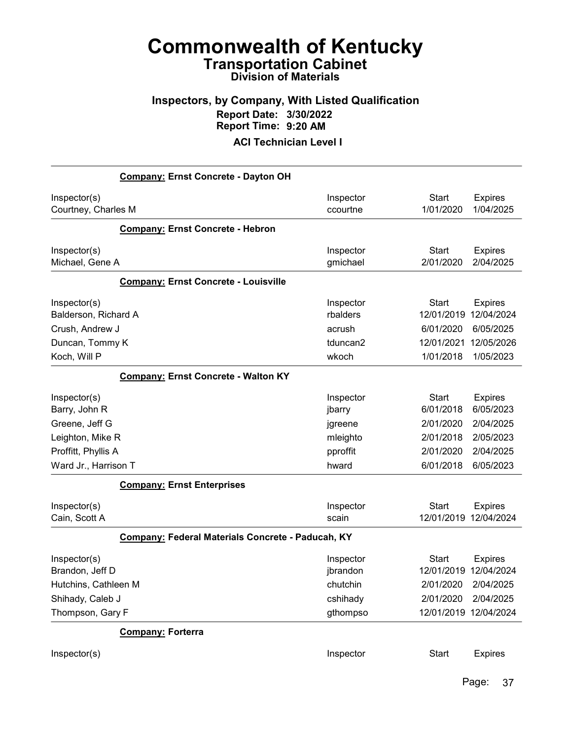# Commonwealth of Kentucky
## Transportation Cabinet
### Division of Materials

### Inspectors, by Company, With Listed Qualification
**Report Date: 3/30/2022**
**Report Time: 9:20 AM**

**ACI Technician Level I**

---

**Company: Ernst Concrete - Dayton OH**

| Inspector(s) | Inspector | Start | Expires |
|---|---|---|---|
| Courtney, Charles M | ccourtne | 1/01/2020 | 1/04/2025 |

**Company: Ernst Concrete - Hebron**

| Inspector(s) | Inspector | Start | Expires |
|---|---|---|---|
| Michael, Gene A | gmichael | 2/01/2020 | 2/04/2025 |

**Company: Ernst Concrete - Louisville**

| Inspector(s) | Inspector | Start | Expires |
|---|---|---|---|
| Balderson, Richard A | rbalders | 12/01/2019 | 12/04/2024 |
| Crush, Andrew J | acrush | 6/01/2020 | 6/05/2025 |
| Duncan, Tommy K | tduncan2 | 12/01/2021 | 12/05/2026 |
| Koch, Will P | wkoch | 1/01/2018 | 1/05/2023 |

**Company: Ernst Concrete - Walton KY**

| Inspector(s) | Inspector | Start | Expires |
|---|---|---|---|
| Barry, John R | jbarry | 6/01/2018 | 6/05/2023 |
| Greene, Jeff G | jgreene | 2/01/2020 | 2/04/2025 |
| Leighton, Mike R | mleighto | 2/01/2018 | 2/05/2023 |
| Proffitt, Phyllis A | pproffit | 2/01/2020 | 2/04/2025 |
| Ward Jr., Harrison T | hward | 6/01/2018 | 6/05/2023 |

**Company: Ernst Enterprises**

| Inspector(s) | Inspector | Start | Expires |
|---|---|---|---|
| Cain, Scott A | scain | 12/01/2019 | 12/04/2024 |

**Company: Federal Materials Concrete - Paducah, KY**

| Inspector(s) | Inspector | Start | Expires |
|---|---|---|---|
| Brandon, Jeff D | jbrandon | 12/01/2019 | 12/04/2024 |
| Hutchins, Cathleen M | chutchin | 2/01/2020 | 2/04/2025 |
| Shihady, Caleb J | cshihady | 2/01/2020 | 2/04/2025 |
| Thompson, Gary F | gthompso | 12/01/2019 | 12/04/2024 |

**Company: Forterra**

| Inspector(s) | Inspector | Start | Expires |
|---|---|---|---|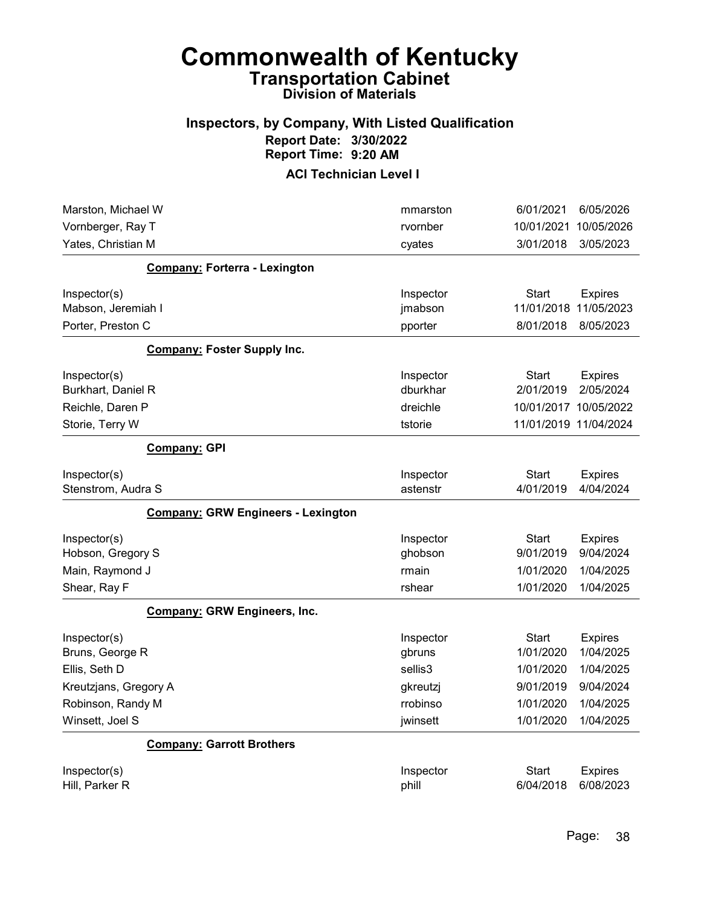# Commonwealth of Kentucky
## Transportation Cabinet
### Division of Materials

### Inspectors, by Company, With Listed Qualification
**Report Date: 3/30/2022**
**Report Time: 9:20 AM**

### ACI Technician Level I

| | | | |
|---|---|---|---|
| Marston, Michael W | mmarston | 6/01/2021 | 6/05/2026 |
| Vornberger, Ray T | rvornber | 10/01/2021 | 10/05/2026 |
| Yates, Christian M | cyates | 3/01/2018 | 3/05/2023 |

**Company: Forterra - Lexington**

| Inspector(s) | Inspector | Start | Expires |
|---|---|---|---|
| Mabson, Jeremiah I | jmabson | 11/01/2018 | 11/05/2023 |
| Porter, Preston C | pporter | 8/01/2018 | 8/05/2023 |

**Company: Foster Supply Inc.**

| Inspector(s) | Inspector | Start | Expires |
|---|---|---|---|
| Burkhart, Daniel R | dburkhar | 2/01/2019 | 2/05/2024 |
| Reichle, Daren P | dreichle | 10/01/2017 | 10/05/2022 |
| Storie, Terry W | tstorie | 11/01/2019 | 11/04/2024 |

**Company: GPI**

| Inspector(s) | Inspector | Start | Expires |
|---|---|---|---|
| Stenstrom, Audra S | astenstr | 4/01/2019 | 4/04/2024 |

**Company: GRW Engineers - Lexington**

| Inspector(s) | Inspector | Start | Expires |
|---|---|---|---|
| Hobson, Gregory S | ghobson | 9/01/2019 | 9/04/2024 |
| Main, Raymond J | rmain | 1/01/2020 | 1/04/2025 |
| Shear, Ray F | rshear | 1/01/2020 | 1/04/2025 |

**Company: GRW Engineers, Inc.**

| Inspector(s) | Inspector | Start | Expires |
|---|---|---|---|
| Bruns, George R | gbruns | 1/01/2020 | 1/04/2025 |
| Ellis, Seth D | sellis3 | 1/01/2020 | 1/04/2025 |
| Kreutzjans, Gregory A | gkreutzj | 9/01/2019 | 9/04/2024 |
| Robinson, Randy M | rrobinso | 1/01/2020 | 1/04/2025 |
| Winsett, Joel S | jwinsett | 1/01/2020 | 1/04/2025 |

**Company: Garrott Brothers**

| Inspector(s) | Inspector | Start | Expires |
|---|---|---|---|
| Hill, Parker R | phill | 6/04/2018 | 6/08/2023 |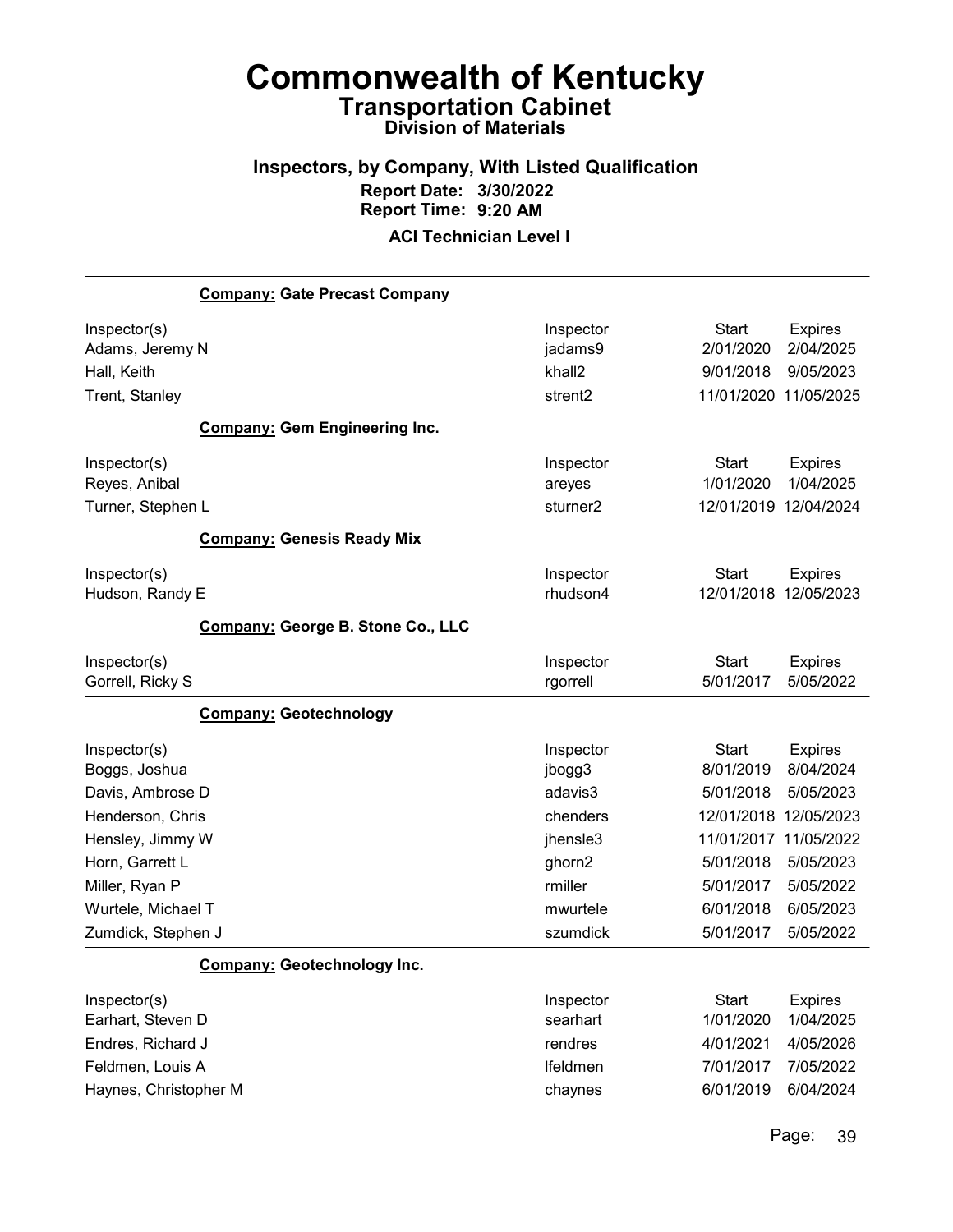# Commonwealth of Kentucky
## Transportation Cabinet
### Division of Materials

### Inspectors, by Company, With Listed Qualification
**Report Date: 3/30/2022**
**Report Time: 9:20 AM**

**ACI Technician Level I**

---

**Company: Gate Precast Company**

| Inspector(s) | Inspector | Start | Expires |
|---|---|---|---|
| Adams, Jeremy N | jadams9 | 2/01/2020 | 2/04/2025 |
| Hall, Keith | khall2 | 9/01/2018 | 9/05/2023 |
| Trent, Stanley | strent2 | 11/01/2020 | 11/05/2025 |

**Company: Gem Engineering Inc.**

| Inspector(s) | Inspector | Start | Expires |
|---|---|---|---|
| Reyes, Anibal | areyes | 1/01/2020 | 1/04/2025 |
| Turner, Stephen L | sturner2 | 12/01/2019 | 12/04/2024 |

**Company: Genesis Ready Mix**

| Inspector(s) | Inspector | Start | Expires |
|---|---|---|---|
| Hudson, Randy E | rhudson4 | 12/01/2018 | 12/05/2023 |

**Company: George B. Stone Co., LLC**

| Inspector(s) | Inspector | Start | Expires |
|---|---|---|---|
| Gorrell, Ricky S | rgorrell | 5/01/2017 | 5/05/2022 |

**Company: Geotechnology**

| Inspector(s) | Inspector | Start | Expires |
|---|---|---|---|
| Boggs, Joshua | jbogg3 | 8/01/2019 | 8/04/2024 |
| Davis, Ambrose D | adavis3 | 5/01/2018 | 5/05/2023 |
| Henderson, Chris | chenders | 12/01/2018 | 12/05/2023 |
| Hensley, Jimmy W | jhensle3 | 11/01/2017 | 11/05/2022 |
| Horn, Garrett L | ghorn2 | 5/01/2018 | 5/05/2023 |
| Miller, Ryan P | rmiller | 5/01/2017 | 5/05/2022 |
| Wurtele, Michael T | mwurtele | 6/01/2018 | 6/05/2023 |
| Zumdick, Stephen J | szumdick | 5/01/2017 | 5/05/2022 |

**Company: Geotechnology Inc.**

| Inspector(s) | Inspector | Start | Expires |
|---|---|---|---|
| Earhart, Steven D | searhart | 1/01/2020 | 1/04/2025 |
| Endres, Richard J | rendres | 4/01/2021 | 4/05/2026 |
| Feldmen, Louis A | lfeldmen | 7/01/2017 | 7/05/2022 |
| Haynes, Christopher M | chaynes | 6/01/2019 | 6/04/2024 |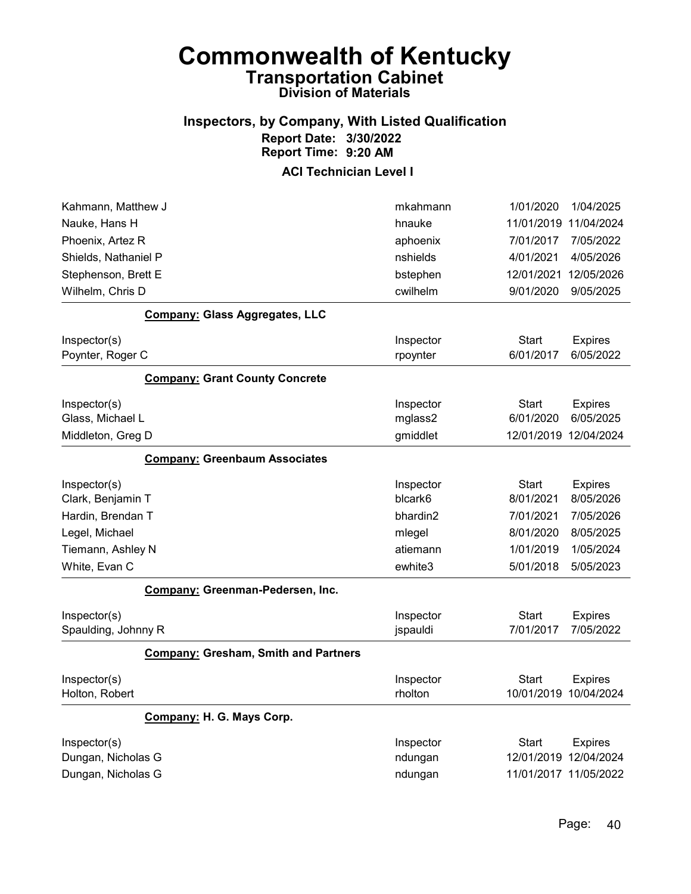# Commonwealth of Kentucky
## Transportation Cabinet
### Division of Materials

### Inspectors, by Company, With Listed Qualification
**Report Date: 3/30/2022**
**Report Time: 9:20 AM**

**ACI Technician Level I**

| Inspector(s) | Inspector | Start | Expires |
|---|---|---|---|
| Kahmann, Matthew J | mkahmann | 1/01/2020 | 1/04/2025 |
| Nauke, Hans H | hnauke | 11/01/2019 | 11/04/2024 |
| Phoenix, Artez R | aphoenix | 7/01/2017 | 7/05/2022 |
| Shields, Nathaniel P | nshields | 4/01/2021 | 4/05/2026 |
| Stephenson, Brett E | bstephen | 12/01/2021 | 12/05/2026 |
| Wilhelm, Chris D | cwilhelm | 9/01/2020 | 9/05/2025 |

**Company: Glass Aggregates, LLC**

| Inspector(s) | Inspector | Start | Expires |
|---|---|---|---|
| Poynter, Roger C | rpoynter | 6/01/2017 | 6/05/2022 |

**Company: Grant County Concrete**

| Inspector(s) | Inspector | Start | Expires |
|---|---|---|---|
| Glass, Michael L | mglass2 | 6/01/2020 | 6/05/2025 |
| Middleton, Greg D | gmiddlet | 12/01/2019 | 12/04/2024 |

**Company: Greenbaum Associates**

| Inspector(s) | Inspector | Start | Expires |
|---|---|---|---|
| Clark, Benjamin T | blcark6 | 8/01/2021 | 8/05/2026 |
| Hardin, Brendan T | bhardin2 | 7/01/2021 | 7/05/2026 |
| Legel, Michael | mlegel | 8/01/2020 | 8/05/2025 |
| Tiemann, Ashley N | atiemann | 1/01/2019 | 1/05/2024 |
| White, Evan C | ewhite3 | 5/01/2018 | 5/05/2023 |

**Company: Greenman-Pedersen, Inc.**

| Inspector(s) | Inspector | Start | Expires |
|---|---|---|---|
| Spaulding, Johnny R | jspauldi | 7/01/2017 | 7/05/2022 |

**Company: Gresham, Smith and Partners**

| Inspector(s) | Inspector | Start | Expires |
|---|---|---|---|
| Holton, Robert | rholton | 10/01/2019 | 10/04/2024 |

**Company: H. G. Mays Corp.**

| Inspector(s) | Inspector | Start | Expires |
|---|---|---|---|
| Dungan, Nicholas G | ndungan | 12/01/2019 | 12/04/2024 |
| Dungan, Nicholas G | ndungan | 11/01/2017 | 11/05/2022 |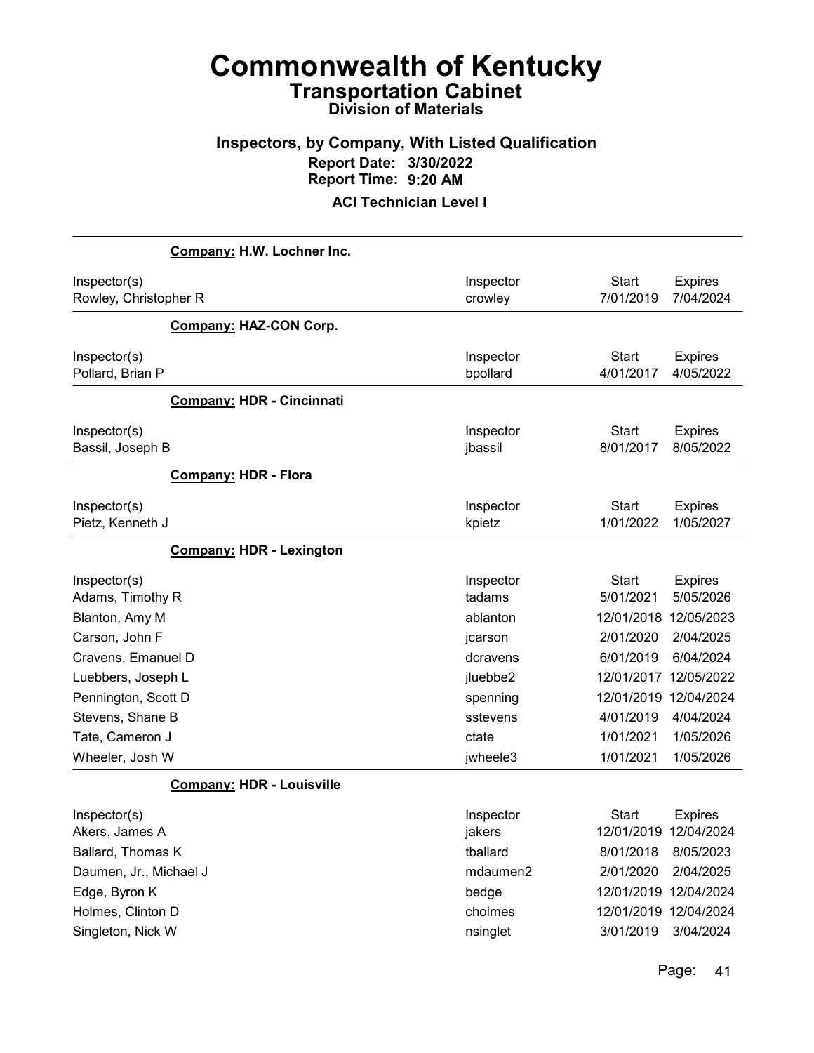# Commonwealth of Kentucky

## Transportation Cabinet

### Division of Materials

## Inspectors, by Company, With Listed Qualification

**Report Date: 3/30/2022**
**Report Time: 9:20 AM**

### ACI Technician Level I

---

**Company: H.W. Lochner Inc.**

| Inspector(s) | Inspector | Start | Expires |
|---|---|---|---|
| Rowley, Christopher R | crowley | 7/01/2019 | 7/04/2024 |

**Company: HAZ-CON Corp.**

| Inspector(s) | Inspector | Start | Expires |
|---|---|---|---|
| Pollard, Brian P | bpollard | 4/01/2017 | 4/05/2022 |

**Company: HDR - Cincinnati**

| Inspector(s) | Inspector | Start | Expires |
|---|---|---|---|
| Bassil, Joseph B | jbassil | 8/01/2017 | 8/05/2022 |

**Company: HDR - Flora**

| Inspector(s) | Inspector | Start | Expires |
|---|---|---|---|
| Pietz, Kenneth J | kpietz | 1/01/2022 | 1/05/2027 |

**Company: HDR - Lexington**

| Inspector(s) | Inspector | Start | Expires |
|---|---|---|---|
| Adams, Timothy R | tadams | 5/01/2021 | 5/05/2026 |
| Blanton, Amy M | ablanton | 12/01/2018 | 12/05/2023 |
| Carson, John F | jcarson | 2/01/2020 | 2/04/2025 |
| Cravens, Emanuel D | dcravens | 6/01/2019 | 6/04/2024 |
| Luebbers, Joseph L | jluebbe2 | 12/01/2017 | 12/05/2022 |
| Pennington, Scott D | spenning | 12/01/2019 | 12/04/2024 |
| Stevens, Shane B | sstevens | 4/01/2019 | 4/04/2024 |
| Tate, Cameron J | ctate | 1/01/2021 | 1/05/2026 |
| Wheeler, Josh W | jwheele3 | 1/01/2021 | 1/05/2026 |

**Company: HDR - Louisville**

| Inspector(s) | Inspector | Start | Expires |
|---|---|---|---|
| Akers, James A | jakers | 12/01/2019 | 12/04/2024 |
| Ballard, Thomas K | tballard | 8/01/2018 | 8/05/2023 |
| Daumen, Jr., Michael J | mdaumen2 | 2/01/2020 | 2/04/2025 |
| Edge, Byron K | bedge | 12/01/2019 | 12/04/2024 |
| Holmes, Clinton D | cholmes | 12/01/2019 | 12/04/2024 |
| Singleton, Nick W | nsinglet | 3/01/2019 | 3/04/2024 |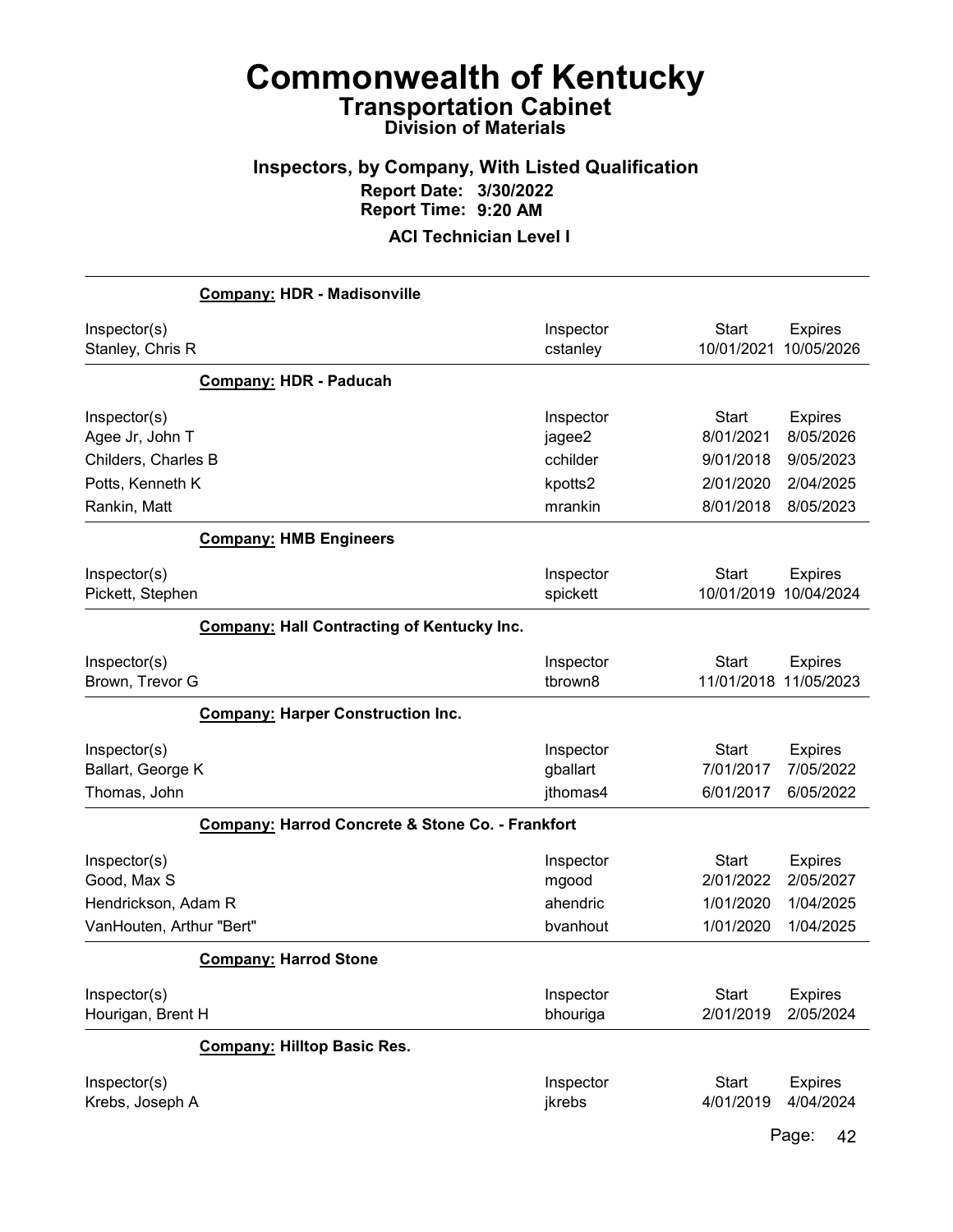# Commonwealth of Kentucky

## Transportation Cabinet

### Division of Materials

### Inspectors, by Company, With Listed Qualification

**Report Date: 3/30/2022**
**Report Time: 9:20 AM**

**ACI Technician Level I**

**Company: HDR - Madisonville**

| Inspector(s) | Inspector | Start | Expires |
|---|---|---|---|
| Stanley, Chris R | cstanley | 10/01/2021 | 10/05/2026 |

**Company: HDR - Paducah**

| Inspector(s) | Inspector | Start | Expires |
|---|---|---|---|
| Agee Jr, John T | jagee2 | 8/01/2021 | 8/05/2026 |
| Childers, Charles B | cchilder | 9/01/2018 | 9/05/2023 |
| Potts, Kenneth K | kpotts2 | 2/01/2020 | 2/04/2025 |
| Rankin, Matt | mrankin | 8/01/2018 | 8/05/2023 |

**Company: HMB Engineers**

| Inspector(s) | Inspector | Start | Expires |
|---|---|---|---|
| Pickett, Stephen | spickett | 10/01/2019 | 10/04/2024 |

**Company: Hall Contracting of Kentucky Inc.**

| Inspector(s) | Inspector | Start | Expires |
|---|---|---|---|
| Brown, Trevor G | tbrown8 | 11/01/2018 | 11/05/2023 |

**Company: Harper Construction Inc.**

| Inspector(s) | Inspector | Start | Expires |
|---|---|---|---|
| Ballart, George K | gballart | 7/01/2017 | 7/05/2022 |
| Thomas, John | jthomas4 | 6/01/2017 | 6/05/2022 |

**Company: Harrod Concrete & Stone Co. - Frankfort**

| Inspector(s) | Inspector | Start | Expires |
|---|---|---|---|
| Good, Max S | mgood | 2/01/2022 | 2/05/2027 |
| Hendrickson, Adam R | ahendric | 1/01/2020 | 1/04/2025 |
| VanHouten, Arthur "Bert" | bvanhout | 1/01/2020 | 1/04/2025 |

**Company: Harrod Stone**

| Inspector(s) | Inspector | Start | Expires |
|---|---|---|---|
| Hourigan, Brent H | bhouriga | 2/01/2019 | 2/05/2024 |

**Company: Hilltop Basic Res.**

| Inspector(s) | Inspector | Start | Expires |
|---|---|---|---|
| Krebs, Joseph A | jkrebs | 4/01/2019 | 4/04/2024 |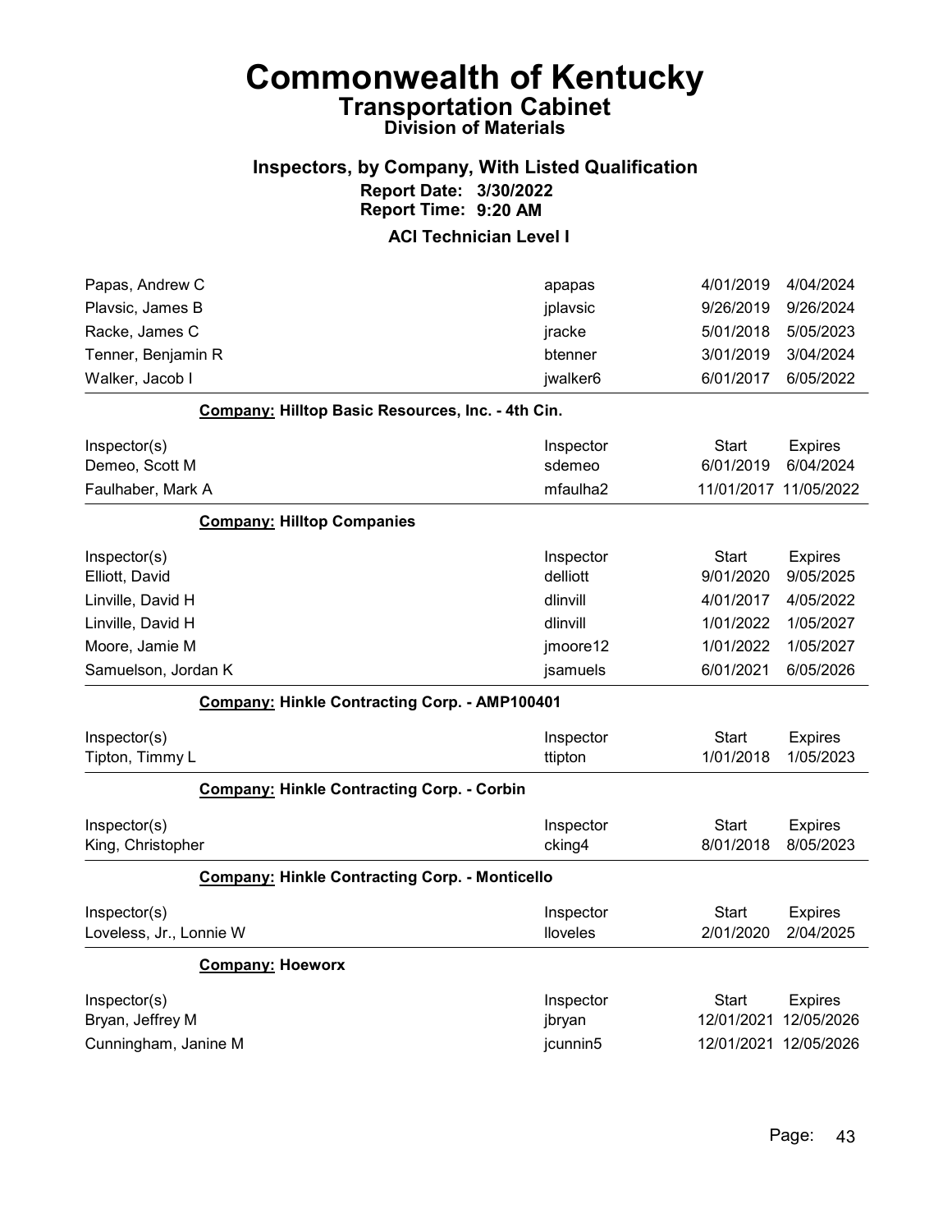# Commonwealth of Kentucky
## Transportation Cabinet
### Division of Materials

### Inspectors, by Company, With Listed Qualification
**Report Date: 3/30/2022**
**Report Time: 9:20 AM**

### ACI Technician Level I

| Inspector(s) | Inspector | Start | Expires |
|---|---|---|---|
| Papas, Andrew C | apapas | 4/01/2019 | 4/04/2024 |
| Plavsic, James B | jplavsic | 9/26/2019 | 9/26/2024 |
| Racke, James C | jracke | 5/01/2018 | 5/05/2023 |
| Tenner, Benjamin R | btenner | 3/01/2019 | 3/04/2024 |
| Walker, Jacob I | jwalker6 | 6/01/2017 | 6/05/2022 |

**Company: Hilltop Basic Resources, Inc. - 4th Cin.**

| Inspector(s) | Inspector | Start | Expires |
|---|---|---|---|
| Demeo, Scott M | sdemeo | 6/01/2019 | 6/04/2024 |
| Faulhaber, Mark A | mfaulha2 | 11/01/2017 | 11/05/2022 |

**Company: Hilltop Companies**

| Inspector(s) | Inspector | Start | Expires |
|---|---|---|---|
| Elliott, David | delliott | 9/01/2020 | 9/05/2025 |
| Linville, David H | dlinvill | 4/01/2017 | 4/05/2022 |
| Linville, David H | dlinvill | 1/01/2022 | 1/05/2027 |
| Moore, Jamie M | jmoore12 | 1/01/2022 | 1/05/2027 |
| Samuelson, Jordan K | jsamuels | 6/01/2021 | 6/05/2026 |

**Company: Hinkle Contracting Corp. - AMP100401**

| Inspector(s) | Inspector | Start | Expires |
|---|---|---|---|
| Tipton, Timmy L | ttipton | 1/01/2018 | 1/05/2023 |

**Company: Hinkle Contracting Corp. - Corbin**

| Inspector(s) | Inspector | Start | Expires |
|---|---|---|---|
| King, Christopher | cking4 | 8/01/2018 | 8/05/2023 |

**Company: Hinkle Contracting Corp. - Monticello**

| Inspector(s) | Inspector | Start | Expires |
|---|---|---|---|
| Loveless, Jr., Lonnie W | lloveles | 2/01/2020 | 2/04/2025 |

**Company: Hoeworx**

| Inspector(s) | Inspector | Start | Expires |
|---|---|---|---|
| Bryan, Jeffrey M | jbryan | 12/01/2021 | 12/05/2026 |
| Cunningham, Janine M | jcunnin5 | 12/01/2021 | 12/05/2026 |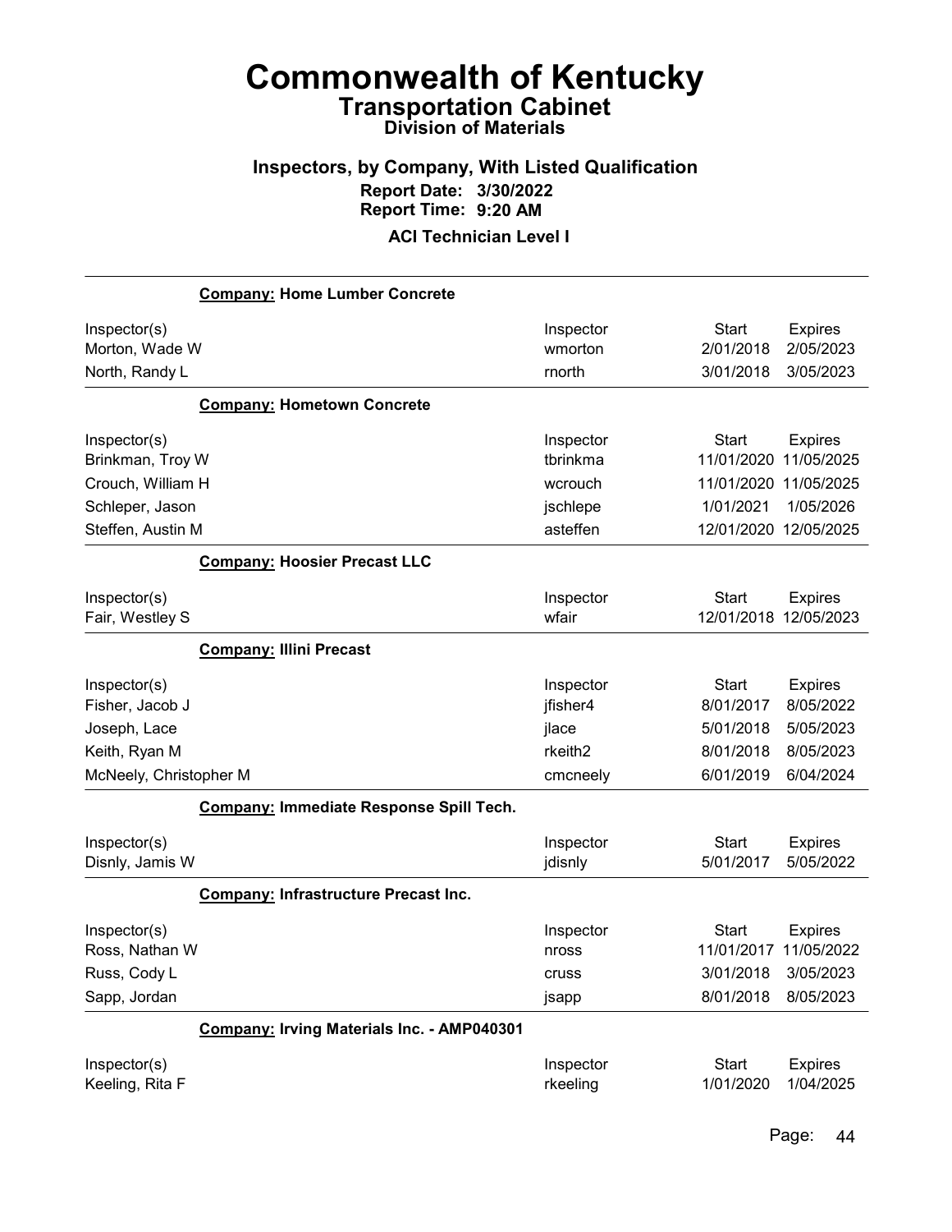# Commonwealth of Kentucky

## Transportation Cabinet

### Division of Materials

### Inspectors, by Company, With Listed Qualification

**Report Date: 3/30/2022**

**Report Time: 9:20 AM**

**ACI Technician Level I**

**Company: Home Lumber Concrete**

| Inspector(s) | Inspector | Start | Expires |
|---|---|---|---|
| Morton, Wade W | wmorton | 2/01/2018 | 2/05/2023 |
| North, Randy L | rnorth | 3/01/2018 | 3/05/2023 |

**Company: Hometown Concrete**

| Inspector(s) | Inspector | Start | Expires |
|---|---|---|---|
| Brinkman, Troy W | tbrinkma | 11/01/2020 | 11/05/2025 |
| Crouch, William H | wcrouch | 11/01/2020 | 11/05/2025 |
| Schleper, Jason | jschlepe | 1/01/2021 | 1/05/2026 |
| Steffen, Austin M | asteffen | 12/01/2020 | 12/05/2025 |

**Company: Hoosier Precast LLC**

| Inspector(s) | Inspector | Start | Expires |
|---|---|---|---|
| Fair, Westley S | wfair | 12/01/2018 | 12/05/2023 |

**Company: Illini Precast**

| Inspector(s) | Inspector | Start | Expires |
|---|---|---|---|
| Fisher, Jacob J | jfisher4 | 8/01/2017 | 8/05/2022 |
| Joseph, Lace | jlace | 5/01/2018 | 5/05/2023 |
| Keith, Ryan M | rkeith2 | 8/01/2018 | 8/05/2023 |
| McNeely, Christopher M | cmcneely | 6/01/2019 | 6/04/2024 |

**Company: Immediate Response Spill Tech.**

| Inspector(s) | Inspector | Start | Expires |
|---|---|---|---|
| Disnly, Jamis W | jdisnly | 5/01/2017 | 5/05/2022 |

**Company: Infrastructure Precast Inc.**

| Inspector(s) | Inspector | Start | Expires |
|---|---|---|---|
| Ross, Nathan W | nross | 11/01/2017 | 11/05/2022 |
| Russ, Cody L | cruss | 3/01/2018 | 3/05/2023 |
| Sapp, Jordan | jsapp | 8/01/2018 | 8/05/2023 |

**Company: Irving Materials Inc. - AMP040301**

| Inspector(s) | Inspector | Start | Expires |
|---|---|---|---|
| Keeling, Rita F | rkeeling | 1/01/2020 | 1/04/2025 |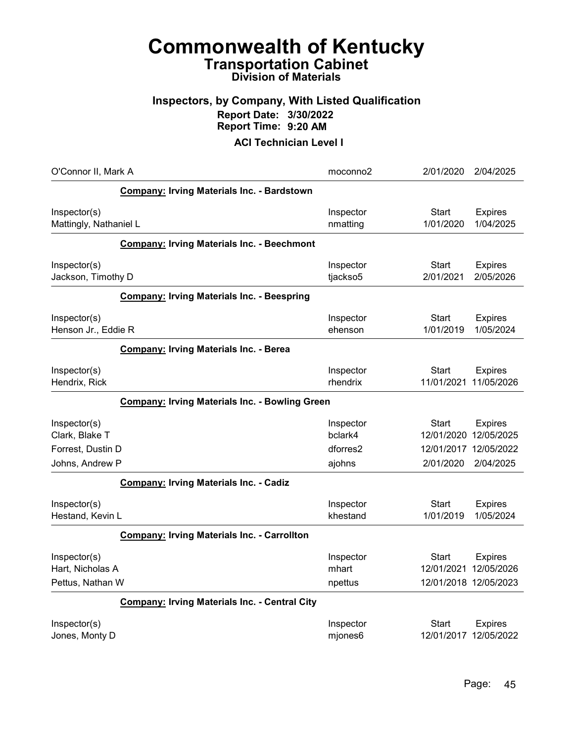# Commonwealth of Kentucky
## Transportation Cabinet
### Division of Materials

### Inspectors, by Company, With Listed Qualification
**Report Date: 3/30/2022**
**Report Time: 9:20 AM**

### ACI Technician Level I

| | | | |
|---|---|---|---|
| O'Connor II, Mark A | moconno2 | 2/01/2020 | 2/04/2025 |

**Company: Irving Materials Inc. - Bardstown**

| Inspector(s) | Inspector | Start | Expires |
|---|---|---|---|
| Mattingly, Nathaniel L | nmatting | 1/01/2020 | 1/04/2025 |

**Company: Irving Materials Inc. - Beechmont**

| Inspector(s) | Inspector | Start | Expires |
|---|---|---|---|
| Jackson, Timothy D | tjackso5 | 2/01/2021 | 2/05/2026 |

**Company: Irving Materials Inc. - Beespring**

| Inspector(s) | Inspector | Start | Expires |
|---|---|---|---|
| Henson Jr., Eddie R | ehenson | 1/01/2019 | 1/05/2024 |

**Company: Irving Materials Inc. - Berea**

| Inspector(s) | Inspector | Start | Expires |
|---|---|---|---|
| Hendrix, Rick | rhendrix | 11/01/2021 | 11/05/2026 |

**Company: Irving Materials Inc. - Bowling Green**

| Inspector(s) | Inspector | Start | Expires |
|---|---|---|---|
| Clark, Blake T | bclark4 | 12/01/2020 | 12/05/2025 |
| Forrest, Dustin D | dforres2 | 12/01/2017 | 12/05/2022 |
| Johns, Andrew P | ajohns | 2/01/2020 | 2/04/2025 |

**Company: Irving Materials Inc. - Cadiz**

| Inspector(s) | Inspector | Start | Expires |
|---|---|---|---|
| Hestand, Kevin L | khestand | 1/01/2019 | 1/05/2024 |

**Company: Irving Materials Inc. - Carrollton**

| Inspector(s) | Inspector | Start | Expires |
|---|---|---|---|
| Hart, Nicholas A | mhart | 12/01/2021 | 12/05/2026 |
| Pettus, Nathan W | npettus | 12/01/2018 | 12/05/2023 |

**Company: Irving Materials Inc. - Central City**

| Inspector(s) | Inspector | Start | Expires |
|---|---|---|---|
| Jones, Monty D | mjones6 | 12/01/2017 | 12/05/2022 |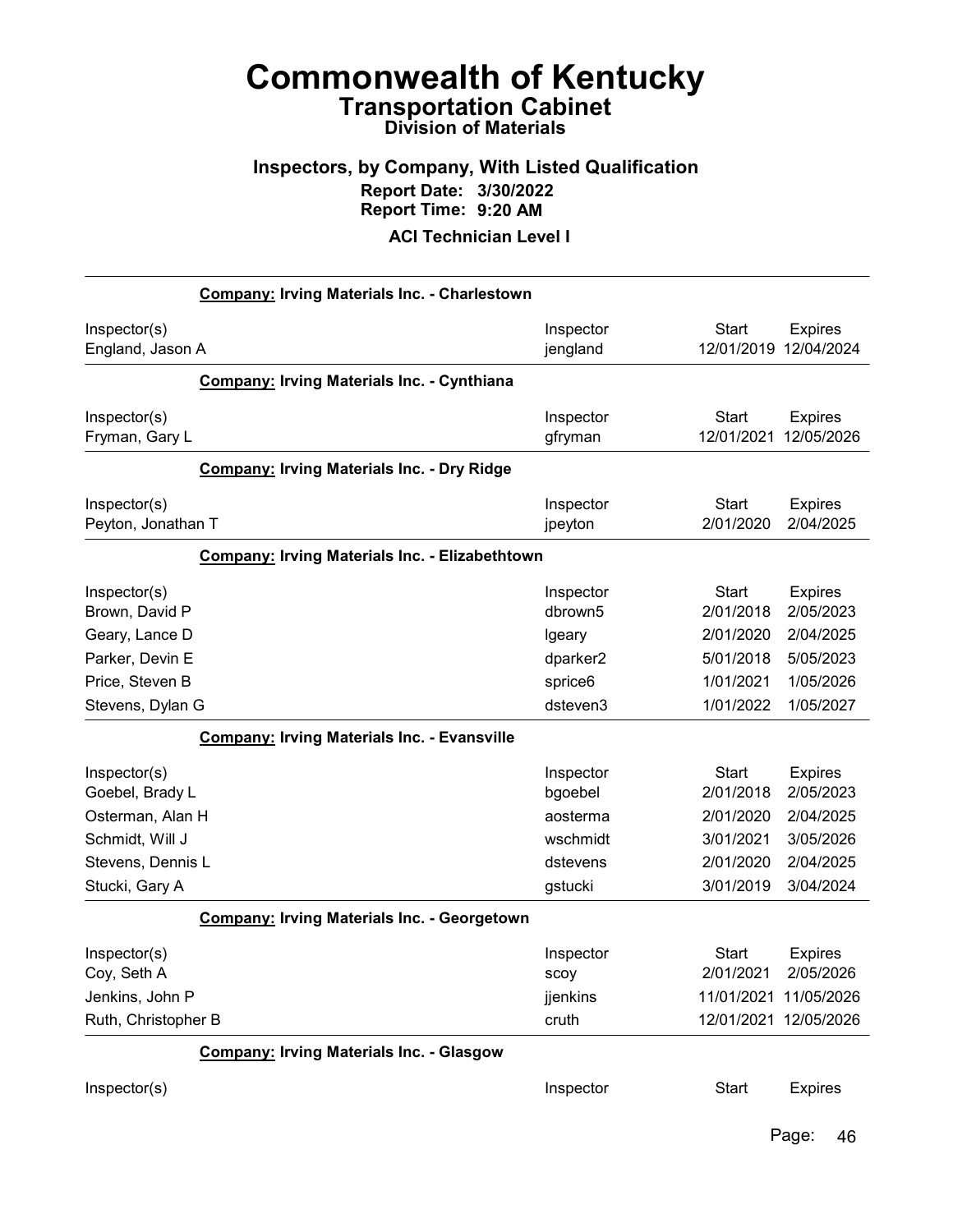# Commonwealth of Kentucky
## Transportation Cabinet
### Division of Materials

### Inspectors, by Company, With Listed Qualification
**Report Date: 3/30/2022**
**Report Time: 9:20 AM**

**ACI Technician Level I**

**Company: Irving Materials Inc. - Charlestown**

| Inspector(s) | Inspector | Start | Expires |
|---|---|---|---|
| England, Jason A | jengland | 12/01/2019 | 12/04/2024 |

**Company: Irving Materials Inc. - Cynthiana**

| Inspector(s) | Inspector | Start | Expires |
|---|---|---|---|
| Fryman, Gary L | gfryman | 12/01/2021 | 12/05/2026 |

**Company: Irving Materials Inc. - Dry Ridge**

| Inspector(s) | Inspector | Start | Expires |
|---|---|---|---|
| Peyton, Jonathan T | jpeyton | 2/01/2020 | 2/04/2025 |

**Company: Irving Materials Inc. - Elizabethtown**

| Inspector(s) | Inspector | Start | Expires |
|---|---|---|---|
| Brown, David P | dbrown5 | 2/01/2018 | 2/05/2023 |
| Geary, Lance D | lgeary | 2/01/2020 | 2/04/2025 |
| Parker, Devin E | dparker2 | 5/01/2018 | 5/05/2023 |
| Price, Steven B | sprice6 | 1/01/2021 | 1/05/2026 |
| Stevens, Dylan G | dsteven3 | 1/01/2022 | 1/05/2027 |

**Company: Irving Materials Inc. - Evansville**

| Inspector(s) | Inspector | Start | Expires |
|---|---|---|---|
| Goebel, Brady L | bgoebel | 2/01/2018 | 2/05/2023 |
| Osterman, Alan H | aosterma | 2/01/2020 | 2/04/2025 |
| Schmidt, Will J | wschmidt | 3/01/2021 | 3/05/2026 |
| Stevens, Dennis L | dstevens | 2/01/2020 | 2/04/2025 |
| Stucki, Gary A | gstucki | 3/01/2019 | 3/04/2024 |

**Company: Irving Materials Inc. - Georgetown**

| Inspector(s) | Inspector | Start | Expires |
|---|---|---|---|
| Coy, Seth A | scoy | 2/01/2021 | 2/05/2026 |
| Jenkins, John P | jjenkins | 11/01/2021 | 11/05/2026 |
| Ruth, Christopher B | cruth | 12/01/2021 | 12/05/2026 |

**Company: Irving Materials Inc. - Glasgow**

| Inspector(s) | Inspector | Start | Expires |
|---|---|---|---|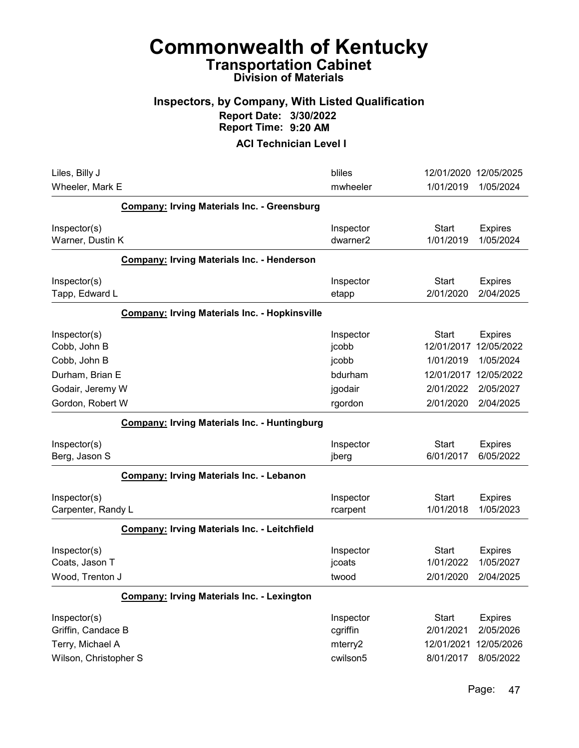# Commonwealth of Kentucky
## Transportation Cabinet
### Division of Materials

### Inspectors, by Company, With Listed Qualification
**Report Date: 3/30/2022**
**Report Time: 9:20 AM**

### ACI Technician Level I

| | Inspector | Start | Expires |
|---|---|---|---|
| Liles, Billy J | bliles | 12/01/2020 | 12/05/2025 |
| Wheeler, Mark E | mwheeler | 1/01/2019 | 1/05/2024 |

**Company: Irving Materials Inc. - Greensburg**

| Inspector(s) | Inspector | Start | Expires |
|---|---|---|---|
| Warner, Dustin K | dwarner2 | 1/01/2019 | 1/05/2024 |

**Company: Irving Materials Inc. - Henderson**

| Inspector(s) | Inspector | Start | Expires |
|---|---|---|---|
| Tapp, Edward L | etapp | 2/01/2020 | 2/04/2025 |

**Company: Irving Materials Inc. - Hopkinsville**

| Inspector(s) | Inspector | Start | Expires |
|---|---|---|---|
| Cobb, John B | jcobb | 12/01/2017 | 12/05/2022 |
| Cobb, John B | jcobb | 1/01/2019 | 1/05/2024 |
| Durham, Brian E | bdurham | 12/01/2017 | 12/05/2022 |
| Godair, Jeremy W | jgodair | 2/01/2022 | 2/05/2027 |
| Gordon, Robert W | rgordon | 2/01/2020 | 2/04/2025 |

**Company: Irving Materials Inc. - Huntingburg**

| Inspector(s) | Inspector | Start | Expires |
|---|---|---|---|
| Berg, Jason S | jberg | 6/01/2017 | 6/05/2022 |

**Company: Irving Materials Inc. - Lebanon**

| Inspector(s) | Inspector | Start | Expires |
|---|---|---|---|
| Carpenter, Randy L | rcarpent | 1/01/2018 | 1/05/2023 |

**Company: Irving Materials Inc. - Leitchfield**

| Inspector(s) | Inspector | Start | Expires |
|---|---|---|---|
| Coats, Jason T | jcoats | 1/01/2022 | 1/05/2027 |
| Wood, Trenton J | twood | 2/01/2020 | 2/04/2025 |

**Company: Irving Materials Inc. - Lexington**

| Inspector(s) | Inspector | Start | Expires |
|---|---|---|---|
| Griffin, Candace B | cgriffin | 2/01/2021 | 2/05/2026 |
| Terry, Michael A | mterry2 | 12/01/2021 | 12/05/2026 |
| Wilson, Christopher S | cwilson5 | 8/01/2017 | 8/05/2022 |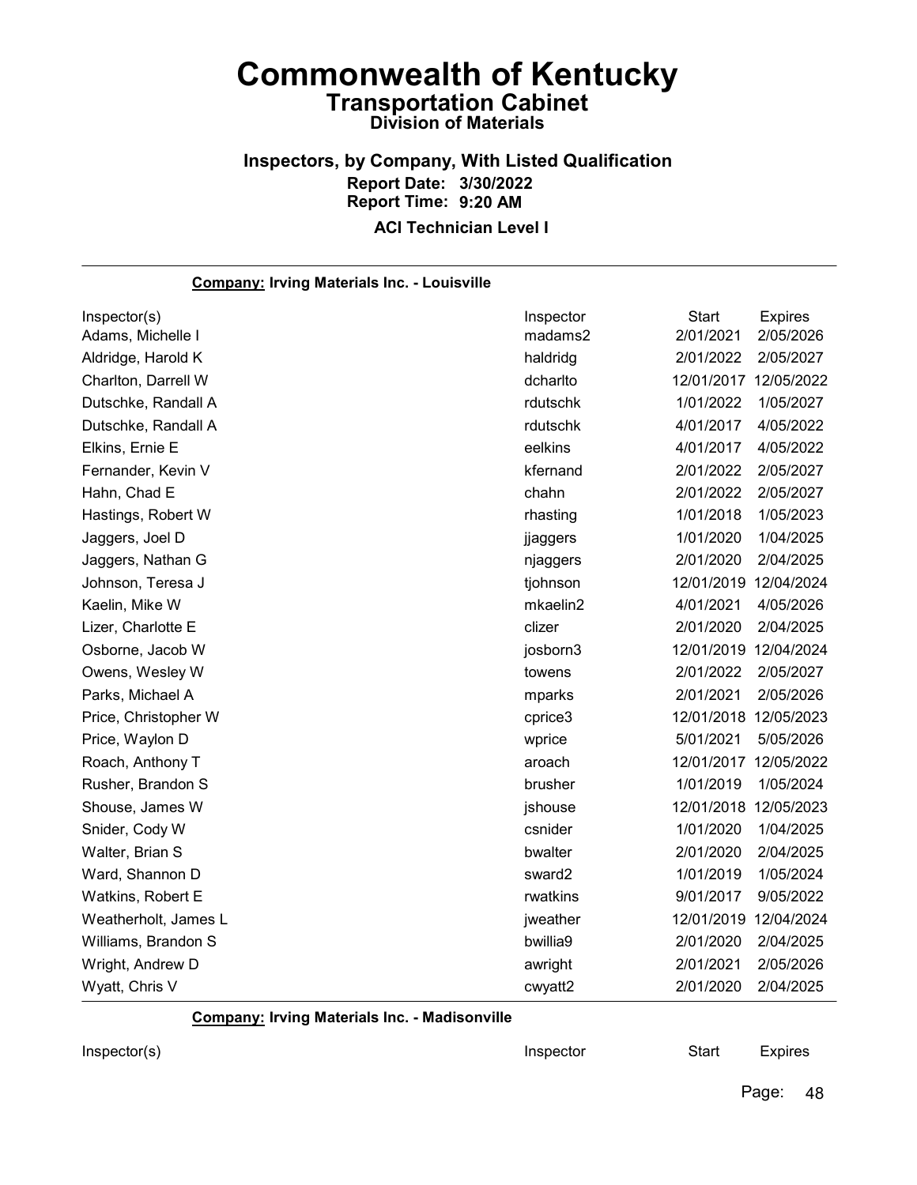# Commonwealth of Kentucky

## Transportation Cabinet

### Division of Materials

### Inspectors, by Company, With Listed Qualification

**Report Date: 3/30/2022**

**Report Time: 9:20 AM**

**ACI Technician Level I**

---

**Company:** **Irving Materials Inc. - Louisville**

| Inspector(s) | Inspector | Start | Expires |
|---|---|---|---|
| Adams, Michelle I | madams2 | 2/01/2021 | 2/05/2026 |
| Aldridge, Harold K | haldridg | 2/01/2022 | 2/05/2027 |
| Charlton, Darrell W | dcharlto | 12/01/2017 | 12/05/2022 |
| Dutschke, Randall A | rdutschk | 1/01/2022 | 1/05/2027 |
| Dutschke, Randall A | rdutschk | 4/01/2017 | 4/05/2022 |
| Elkins, Ernie E | eelkins | 4/01/2017 | 4/05/2022 |
| Fernander, Kevin V | kfernand | 2/01/2022 | 2/05/2027 |
| Hahn, Chad E | chahn | 2/01/2022 | 2/05/2027 |
| Hastings, Robert W | rhasting | 1/01/2018 | 1/05/2023 |
| Jaggers, Joel D | jjaggers | 1/01/2020 | 1/04/2025 |
| Jaggers, Nathan G | njaggers | 2/01/2020 | 2/04/2025 |
| Johnson, Teresa J | tjohnson | 12/01/2019 | 12/04/2024 |
| Kaelin, Mike W | mkaelin2 | 4/01/2021 | 4/05/2026 |
| Lizer, Charlotte E | clizer | 2/01/2020 | 2/04/2025 |
| Osborne, Jacob W | josborn3 | 12/01/2019 | 12/04/2024 |
| Owens, Wesley W | towens | 2/01/2022 | 2/05/2027 |
| Parks, Michael A | mparks | 2/01/2021 | 2/05/2026 |
| Price, Christopher W | cprice3 | 12/01/2018 | 12/05/2023 |
| Price, Waylon D | wprice | 5/01/2021 | 5/05/2026 |
| Roach, Anthony T | aroach | 12/01/2017 | 12/05/2022 |
| Rusher, Brandon S | brusher | 1/01/2019 | 1/05/2024 |
| Shouse, James W | jshouse | 12/01/2018 | 12/05/2023 |
| Snider, Cody W | csnider | 1/01/2020 | 1/04/2025 |
| Walter, Brian S | bwalter | 2/01/2020 | 2/04/2025 |
| Ward, Shannon D | sward2 | 1/01/2019 | 1/05/2024 |
| Watkins, Robert E | rwatkins | 9/01/2017 | 9/05/2022 |
| Weatherholt, James L | jweather | 12/01/2019 | 12/04/2024 |
| Williams, Brandon S | bwillia9 | 2/01/2020 | 2/04/2025 |
| Wright, Andrew D | awright | 2/01/2021 | 2/05/2026 |
| Wyatt, Chris V | cwyatt2 | 2/01/2020 | 2/04/2025 |

---

**Company:** **Irving Materials Inc. - Madisonville**

| Inspector(s) | Inspector | Start | Expires |
|---|---|---|---|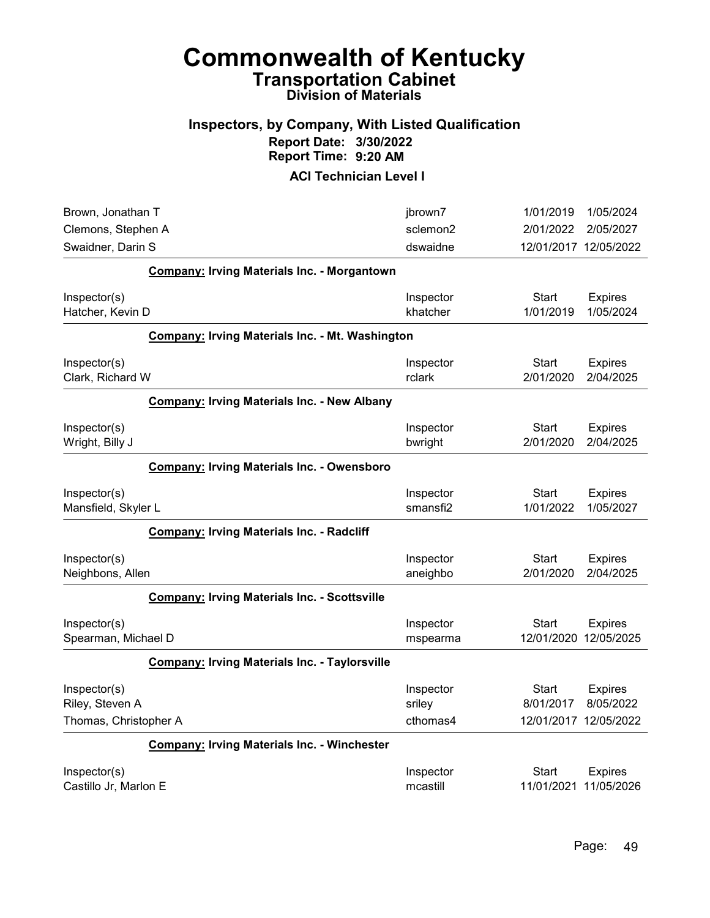# Commonwealth of Kentucky
## Transportation Cabinet
### Division of Materials

### Inspectors, by Company, With Listed Qualification
**Report Date: 3/30/2022**
**Report Time: 9:20 AM**

**ACI Technician Level I**

| | | | |
|---|---|---|---|
| Brown, Jonathan T | jbrown7 | 1/01/2019 | 1/05/2024 |
| Clemons, Stephen A | sclemon2 | 2/01/2022 | 2/05/2027 |
| Swaidner, Darin S | dswaidne | 12/01/2017 | 12/05/2022 |

**Company: Irving Materials Inc. - Morgantown**

| Inspector(s) | Inspector | Start | Expires |
|---|---|---|---|
| Hatcher, Kevin D | khatcher | 1/01/2019 | 1/05/2024 |

**Company: Irving Materials Inc. - Mt. Washington**

| Inspector(s) | Inspector | Start | Expires |
|---|---|---|---|
| Clark, Richard W | rclark | 2/01/2020 | 2/04/2025 |

**Company: Irving Materials Inc. - New Albany**

| Inspector(s) | Inspector | Start | Expires |
|---|---|---|---|
| Wright, Billy J | bwright | 2/01/2020 | 2/04/2025 |

**Company: Irving Materials Inc. - Owensboro**

| Inspector(s) | Inspector | Start | Expires |
|---|---|---|---|
| Mansfield, Skyler L | smansfi2 | 1/01/2022 | 1/05/2027 |

**Company: Irving Materials Inc. - Radcliff**

| Inspector(s) | Inspector | Start | Expires |
|---|---|---|---|
| Neighbons, Allen | aneighbo | 2/01/2020 | 2/04/2025 |

**Company: Irving Materials Inc. - Scottsville**

| Inspector(s) | Inspector | Start | Expires |
|---|---|---|---|
| Spearman, Michael D | mspearma | 12/01/2020 | 12/05/2025 |

**Company: Irving Materials Inc. - Taylorsville**

| Inspector(s) | Inspector | Start | Expires |
|---|---|---|---|
| Riley, Steven A | sriley | 8/01/2017 | 8/05/2022 |
| Thomas, Christopher A | cthomas4 | 12/01/2017 | 12/05/2022 |

**Company: Irving Materials Inc. - Winchester**

| Inspector(s) | Inspector | Start | Expires |
|---|---|---|---|
| Castillo Jr, Marlon E | mcastill | 11/01/2021 | 11/05/2026 |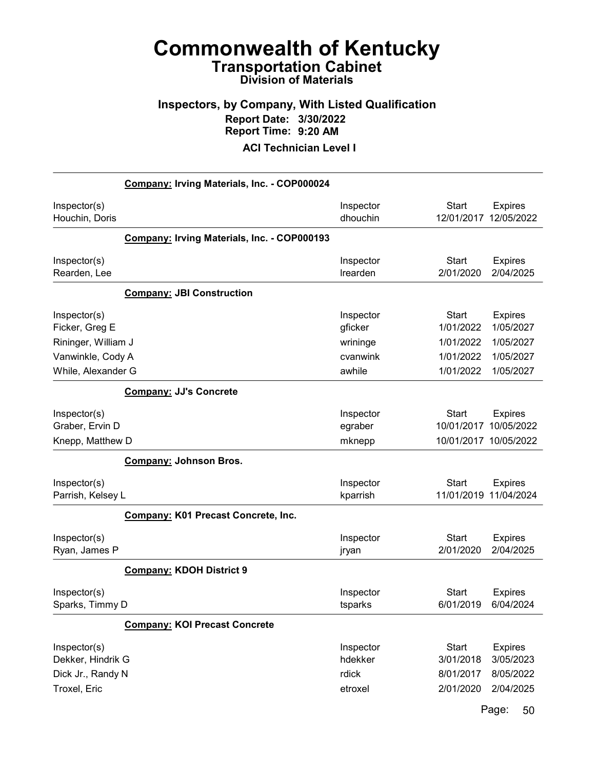# Commonwealth of Kentucky
## Transportation Cabinet
### Division of Materials

### Inspectors, by Company, With Listed Qualification
**Report Date: 3/30/2022**
**Report Time: 9:20 AM**

**ACI Technician Level I**

**Company: Irving Materials, Inc. - COP000024**

| Inspector(s) | Inspector | Start | Expires |
|---|---|---|---|
| Houchin, Doris | dhouchin | 12/01/2017 | 12/05/2022 |

**Company: Irving Materials, Inc. - COP000193**

| Inspector(s) | Inspector | Start | Expires |
|---|---|---|---|
| Rearden, Lee | lrearden | 2/01/2020 | 2/04/2025 |

**Company: JBI Construction**

| Inspector(s) | Inspector | Start | Expires |
|---|---|---|---|
| Ficker, Greg E | gficker | 1/01/2022 | 1/05/2027 |
| Rininger, William J | wrininge | 1/01/2022 | 1/05/2027 |
| Vanwinkle, Cody A | cvanwink | 1/01/2022 | 1/05/2027 |
| While, Alexander G | awhile | 1/01/2022 | 1/05/2027 |

**Company: JJ's Concrete**

| Inspector(s) | Inspector | Start | Expires |
|---|---|---|---|
| Graber, Ervin D | egraber | 10/01/2017 | 10/05/2022 |
| Knepp, Matthew D | mknepp | 10/01/2017 | 10/05/2022 |

**Company: Johnson Bros.**

| Inspector(s) | Inspector | Start | Expires |
|---|---|---|---|
| Parrish, Kelsey L | kparrish | 11/01/2019 | 11/04/2024 |

**Company: K01 Precast Concrete, Inc.**

| Inspector(s) | Inspector | Start | Expires |
|---|---|---|---|
| Ryan, James P | jryan | 2/01/2020 | 2/04/2025 |

**Company: KDOH District 9**

| Inspector(s) | Inspector | Start | Expires |
|---|---|---|---|
| Sparks, Timmy D | tsparks | 6/01/2019 | 6/04/2024 |

**Company: KOI Precast Concrete**

| Inspector(s) | Inspector | Start | Expires |
|---|---|---|---|
| Dekker, Hindrik G | hdekker | 3/01/2018 | 3/05/2023 |
| Dick Jr., Randy N | rdick | 8/01/2017 | 8/05/2022 |
| Troxel, Eric | etroxel | 2/01/2020 | 2/04/2025 |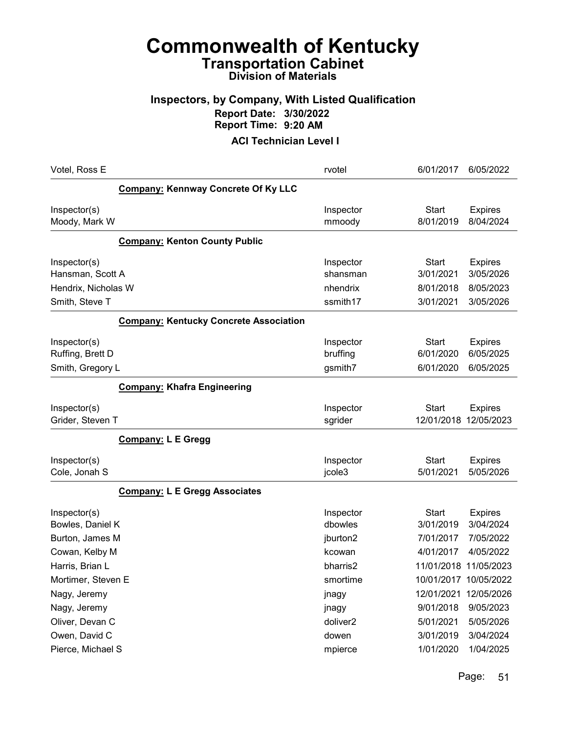# Commonwealth of Kentucky
## Transportation Cabinet
### Division of Materials

### Inspectors, by Company, With Listed Qualification
**Report Date: 3/30/2022**
**Report Time: 9:20 AM**

**ACI Technician Level I**

| | | | |
|---|---|---|---|
| Votel, Ross E | rvotel | 6/01/2017 | 6/05/2022 |

**Company: Kennway Concrete Of Ky LLC**

| Inspector(s) | Inspector | Start | Expires |
|---|---|---|---|
| Moody, Mark W | mmoody | 8/01/2019 | 8/04/2024 |

**Company: Kenton County Public**

| Inspector(s) | Inspector | Start | Expires |
|---|---|---|---|
| Hansman, Scott A | shansman | 3/01/2021 | 3/05/2026 |
| Hendrix, Nicholas W | nhendrix | 8/01/2018 | 8/05/2023 |
| Smith, Steve T | ssmith17 | 3/01/2021 | 3/05/2026 |

**Company: Kentucky Concrete Association**

| Inspector(s) | Inspector | Start | Expires |
|---|---|---|---|
| Ruffing, Brett D | bruffing | 6/01/2020 | 6/05/2025 |
| Smith, Gregory L | gsmith7 | 6/01/2020 | 6/05/2025 |

**Company: Khafra Engineering**

| Inspector(s) | Inspector | Start | Expires |
|---|---|---|---|
| Grider, Steven T | sgrider | 12/01/2018 | 12/05/2023 |

**Company: L E Gregg**

| Inspector(s) | Inspector | Start | Expires |
|---|---|---|---|
| Cole, Jonah S | jcole3 | 5/01/2021 | 5/05/2026 |

**Company: L E Gregg Associates**

| Inspector(s) | Inspector | Start | Expires |
|---|---|---|---|
| Bowles, Daniel K | dbowles | 3/01/2019 | 3/04/2024 |
| Burton, James M | jburton2 | 7/01/2017 | 7/05/2022 |
| Cowan, Kelby M | kcowan | 4/01/2017 | 4/05/2022 |
| Harris, Brian L | bharris2 | 11/01/2018 | 11/05/2023 |
| Mortimer, Steven E | smortime | 10/01/2017 | 10/05/2022 |
| Nagy, Jeremy | jnagy | 12/01/2021 | 12/05/2026 |
| Nagy, Jeremy | jnagy | 9/01/2018 | 9/05/2023 |
| Oliver, Devan C | doliver2 | 5/01/2021 | 5/05/2026 |
| Owen, David C | dowen | 3/01/2019 | 3/04/2024 |
| Pierce, Michael S | mpierce | 1/01/2020 | 1/04/2025 |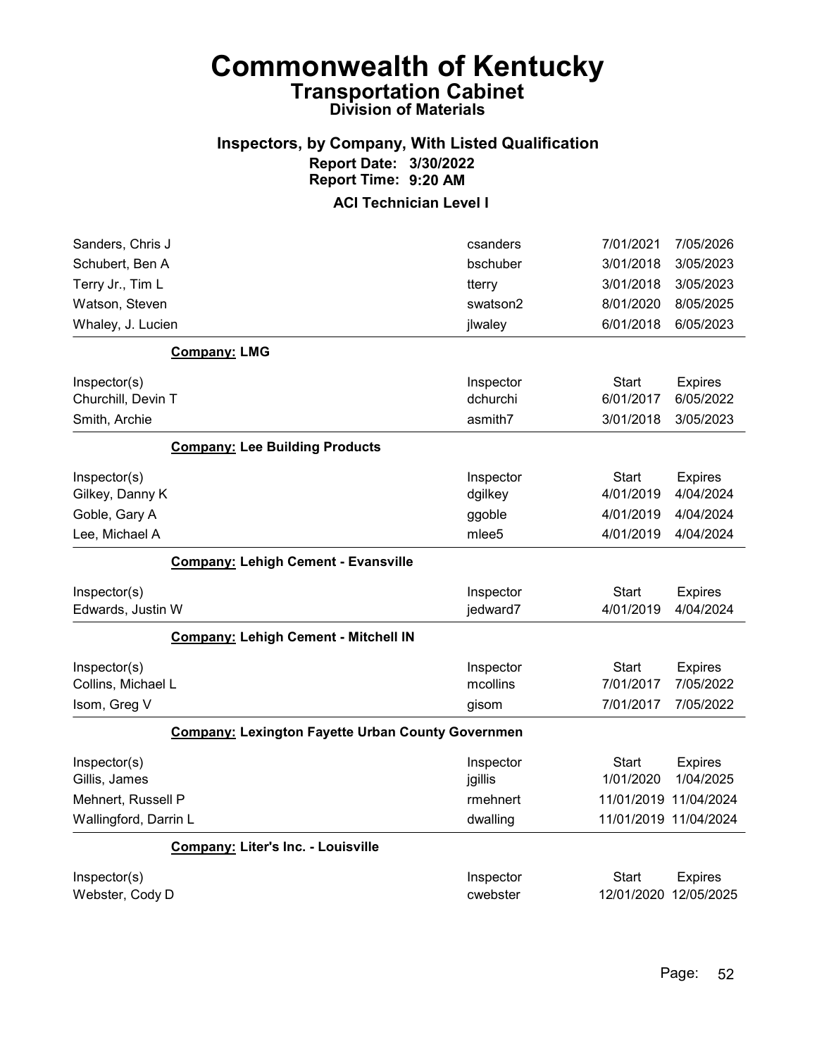# Commonwealth of Kentucky
## Transportation Cabinet
### Division of Materials

### Inspectors, by Company, With Listed Qualification
**Report Date: 3/30/2022**
**Report Time: 9:20 AM**

**ACI Technician Level I**

| | | | |
|---|---|---|---|
| Sanders, Chris J | csanders | 7/01/2021 | 7/05/2026 |
| Schubert, Ben A | bschuber | 3/01/2018 | 3/05/2023 |
| Terry Jr., Tim L | tterry | 3/01/2018 | 3/05/2023 |
| Watson, Steven | swatson2 | 8/01/2020 | 8/05/2025 |
| Whaley, J. Lucien | jlwaley | 6/01/2018 | 6/05/2023 |

**Company: LMG**

| Inspector(s) | Inspector | Start | Expires |
|---|---|---|---|
| Churchill, Devin T | dchurchi | 6/01/2017 | 6/05/2022 |
| Smith, Archie | asmith7 | 3/01/2018 | 3/05/2023 |

**Company: Lee Building Products**

| Inspector(s) | Inspector | Start | Expires |
|---|---|---|---|
| Gilkey, Danny K | dgilkey | 4/01/2019 | 4/04/2024 |
| Goble, Gary A | ggoble | 4/01/2019 | 4/04/2024 |
| Lee, Michael A | mlee5 | 4/01/2019 | 4/04/2024 |

**Company: Lehigh Cement - Evansville**

| Inspector(s) | Inspector | Start | Expires |
|---|---|---|---|
| Edwards, Justin W | jedward7 | 4/01/2019 | 4/04/2024 |

**Company: Lehigh Cement - Mitchell IN**

| Inspector(s) | Inspector | Start | Expires |
|---|---|---|---|
| Collins, Michael L | mcollins | 7/01/2017 | 7/05/2022 |
| Isom, Greg V | gisom | 7/01/2017 | 7/05/2022 |

**Company: Lexington Fayette Urban County Governmen**

| Inspector(s) | Inspector | Start | Expires |
|---|---|---|---|
| Gillis, James | jgillis | 1/01/2020 | 1/04/2025 |
| Mehnert, Russell P | rmehnert | 11/01/2019 | 11/04/2024 |
| Wallingford, Darrin L | dwalling | 11/01/2019 | 11/04/2024 |

**Company: Liter's Inc. - Louisville**

| Inspector(s) | Inspector | Start | Expires |
|---|---|---|---|
| Webster, Cody D | cwebster | 12/01/2020 | 12/05/2025 |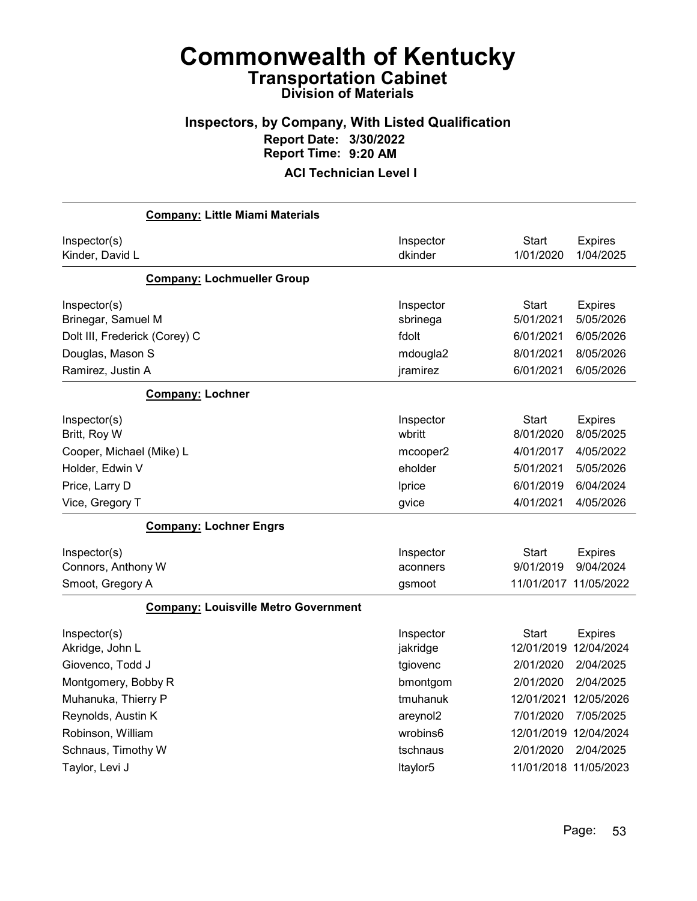# Commonwealth of Kentucky
## Transportation Cabinet
### Division of Materials

### Inspectors, by Company, With Listed Qualification

**Report Date: 3/30/2022**
**Report Time: 9:20 AM**

**ACI Technician Level I**

**Company: Little Miami Materials**

| Inspector(s) | Inspector | Start | Expires |
|---|---|---|---|
| Kinder, David L | dkinder | 1/01/2020 | 1/04/2025 |

**Company: Lochmueller Group**

| Inspector(s) | Inspector | Start | Expires |
|---|---|---|---|
| Brinegar, Samuel M | sbrinega | 5/01/2021 | 5/05/2026 |
| Dolt III, Frederick (Corey) C | fdolt | 6/01/2021 | 6/05/2026 |
| Douglas, Mason S | mdougla2 | 8/01/2021 | 8/05/2026 |
| Ramirez, Justin A | jramirez | 6/01/2021 | 6/05/2026 |

**Company: Lochner**

| Inspector(s) | Inspector | Start | Expires |
|---|---|---|---|
| Britt, Roy W | wbritt | 8/01/2020 | 8/05/2025 |
| Cooper, Michael (Mike) L | mcooper2 | 4/01/2017 | 4/05/2022 |
| Holder, Edwin V | eholder | 5/01/2021 | 5/05/2026 |
| Price, Larry D | lprice | 6/01/2019 | 6/04/2024 |
| Vice, Gregory T | gvice | 4/01/2021 | 4/05/2026 |

**Company: Lochner Engrs**

| Inspector(s) | Inspector | Start | Expires |
|---|---|---|---|
| Connors, Anthony W | aconners | 9/01/2019 | 9/04/2024 |
| Smoot, Gregory A | gsmoot | 11/01/2017 | 11/05/2022 |

**Company: Louisville Metro Government**

| Inspector(s) | Inspector | Start | Expires |
|---|---|---|---|
| Akridge, John L | jakridge | 12/01/2019 | 12/04/2024 |
| Giovenco, Todd J | tgiovenc | 2/01/2020 | 2/04/2025 |
| Montgomery, Bobby R | bmontgom | 2/01/2020 | 2/04/2025 |
| Muhanuka, Thierry P | tmuhanuk | 12/01/2021 | 12/05/2026 |
| Reynolds, Austin K | areynol2 | 7/01/2020 | 7/05/2025 |
| Robinson, William | wrobins6 | 12/01/2019 | 12/04/2024 |
| Schnaus, Timothy W | tschnaus | 2/01/2020 | 2/04/2025 |
| Taylor, Levi J | ltaylor5 | 11/01/2018 | 11/05/2023 |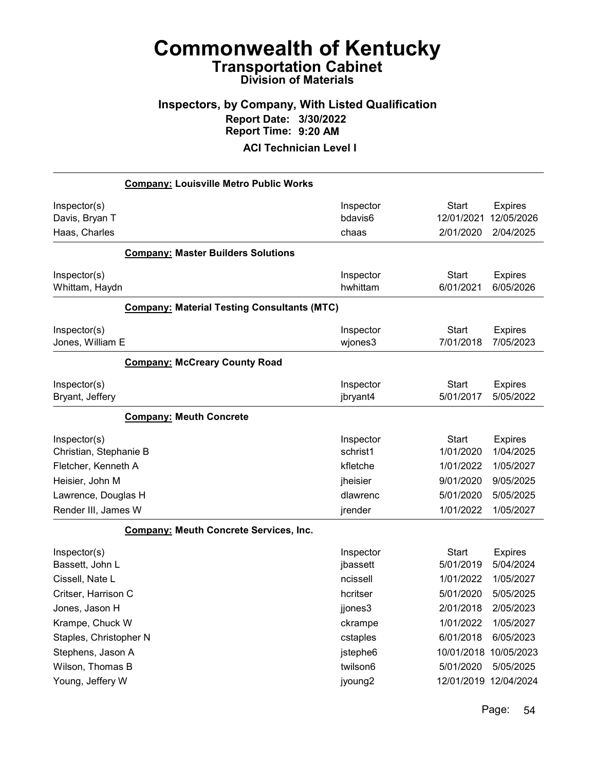# Commonwealth of Kentucky
## Transportation Cabinet
### Division of Materials

### Inspectors, by Company, With Listed Qualification
**Report Date: 3/30/2022**
**Report Time: 9:20 AM**

**ACI Technician Level I**

**Company: Louisville Metro Public Works**

| Inspector(s) | Inspector | Start | Expires |
|---|---|---|---|
| Davis, Bryan T | bdavis6 | 12/01/2021 | 12/05/2026 |
| Haas, Charles | chaas | 2/01/2020 | 2/04/2025 |

**Company: Master Builders Solutions**

| Inspector(s) | Inspector | Start | Expires |
|---|---|---|---|
| Whittam, Haydn | hwhittam | 6/01/2021 | 6/05/2026 |

**Company: Material Testing Consultants (MTC)**

| Inspector(s) | Inspector | Start | Expires |
|---|---|---|---|
| Jones, William E | wjones3 | 7/01/2018 | 7/05/2023 |

**Company: McCreary County Road**

| Inspector(s) | Inspector | Start | Expires |
|---|---|---|---|
| Bryant, Jeffery | jbryant4 | 5/01/2017 | 5/05/2022 |

**Company: Meuth Concrete**

| Inspector(s) | Inspector | Start | Expires |
|---|---|---|---|
| Christian, Stephanie B | schrist1 | 1/01/2020 | 1/04/2025 |
| Fletcher, Kenneth A | kfletche | 1/01/2022 | 1/05/2027 |
| Heisier, John M | jheisier | 9/01/2020 | 9/05/2025 |
| Lawrence, Douglas H | dlawrenc | 5/01/2020 | 5/05/2025 |
| Render III, James W | jrender | 1/01/2022 | 1/05/2027 |

**Company: Meuth Concrete Services, Inc.**

| Inspector(s) | Inspector | Start | Expires |
|---|---|---|---|
| Bassett, John L | jbassett | 5/01/2019 | 5/04/2024 |
| Cissell, Nate L | ncissell | 1/01/2022 | 1/05/2027 |
| Critser, Harrison C | hcritser | 5/01/2020 | 5/05/2025 |
| Jones, Jason H | jjones3 | 2/01/2018 | 2/05/2023 |
| Krampe, Chuck W | ckrampe | 1/01/2022 | 1/05/2027 |
| Staples, Christopher N | cstaples | 6/01/2018 | 6/05/2023 |
| Stephens, Jason A | jstephe6 | 10/01/2018 | 10/05/2023 |
| Wilson, Thomas B | twilson6 | 5/01/2020 | 5/05/2025 |
| Young, Jeffery W | jyoung2 | 12/01/2019 | 12/04/2024 |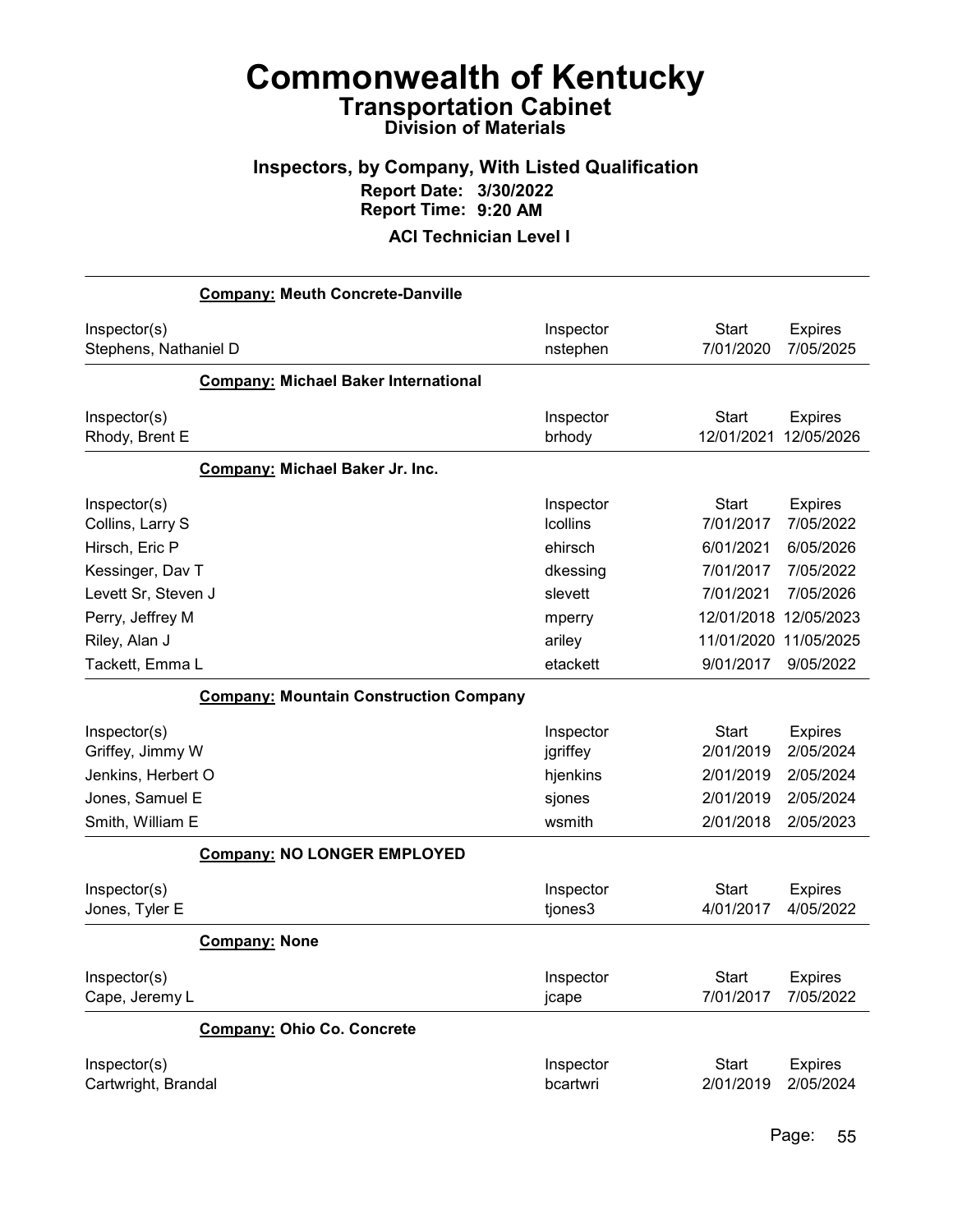# Commonwealth of Kentucky
## Transportation Cabinet
### Division of Materials

### Inspectors, by Company, With Listed Qualification
**Report Date: 3/30/2022**
**Report Time: 9:20 AM**

**ACI Technician Level I**

---

**Company: Meuth Concrete-Danville**

| Inspector(s) | Inspector | Start | Expires |
|---|---|---|---|
| Stephens, Nathaniel D | nstephen | 7/01/2020 | 7/05/2025 |

**Company: Michael Baker International**

| Inspector(s) | Inspector | Start | Expires |
|---|---|---|---|
| Rhody, Brent E | brhody | 12/01/2021 | 12/05/2026 |

**Company: Michael Baker Jr. Inc.**

| Inspector(s) | Inspector | Start | Expires |
|---|---|---|---|
| Collins, Larry S | lcollins | 7/01/2017 | 7/05/2022 |
| Hirsch, Eric P | ehirsch | 6/01/2021 | 6/05/2026 |
| Kessinger, Dav T | dkessing | 7/01/2017 | 7/05/2022 |
| Levett Sr, Steven J | slevett | 7/01/2021 | 7/05/2026 |
| Perry, Jeffrey M | mperry | 12/01/2018 | 12/05/2023 |
| Riley, Alan J | ariley | 11/01/2020 | 11/05/2025 |
| Tackett, Emma L | etackett | 9/01/2017 | 9/05/2022 |

**Company: Mountain Construction Company**

| Inspector(s) | Inspector | Start | Expires |
|---|---|---|---|
| Griffey, Jimmy W | jgriffey | 2/01/2019 | 2/05/2024 |
| Jenkins, Herbert O | hjenkins | 2/01/2019 | 2/05/2024 |
| Jones, Samuel E | sjones | 2/01/2019 | 2/05/2024 |
| Smith, William E | wsmith | 2/01/2018 | 2/05/2023 |

**Company: NO LONGER EMPLOYED**

| Inspector(s) | Inspector | Start | Expires |
|---|---|---|---|
| Jones, Tyler E | tjones3 | 4/01/2017 | 4/05/2022 |

**Company: None**

| Inspector(s) | Inspector | Start | Expires |
|---|---|---|---|
| Cape, Jeremy L | jcape | 7/01/2017 | 7/05/2022 |

**Company: Ohio Co. Concrete**

| Inspector(s) | Inspector | Start | Expires |
|---|---|---|---|
| Cartwright, Brandal | bcartwri | 2/01/2019 | 2/05/2024 |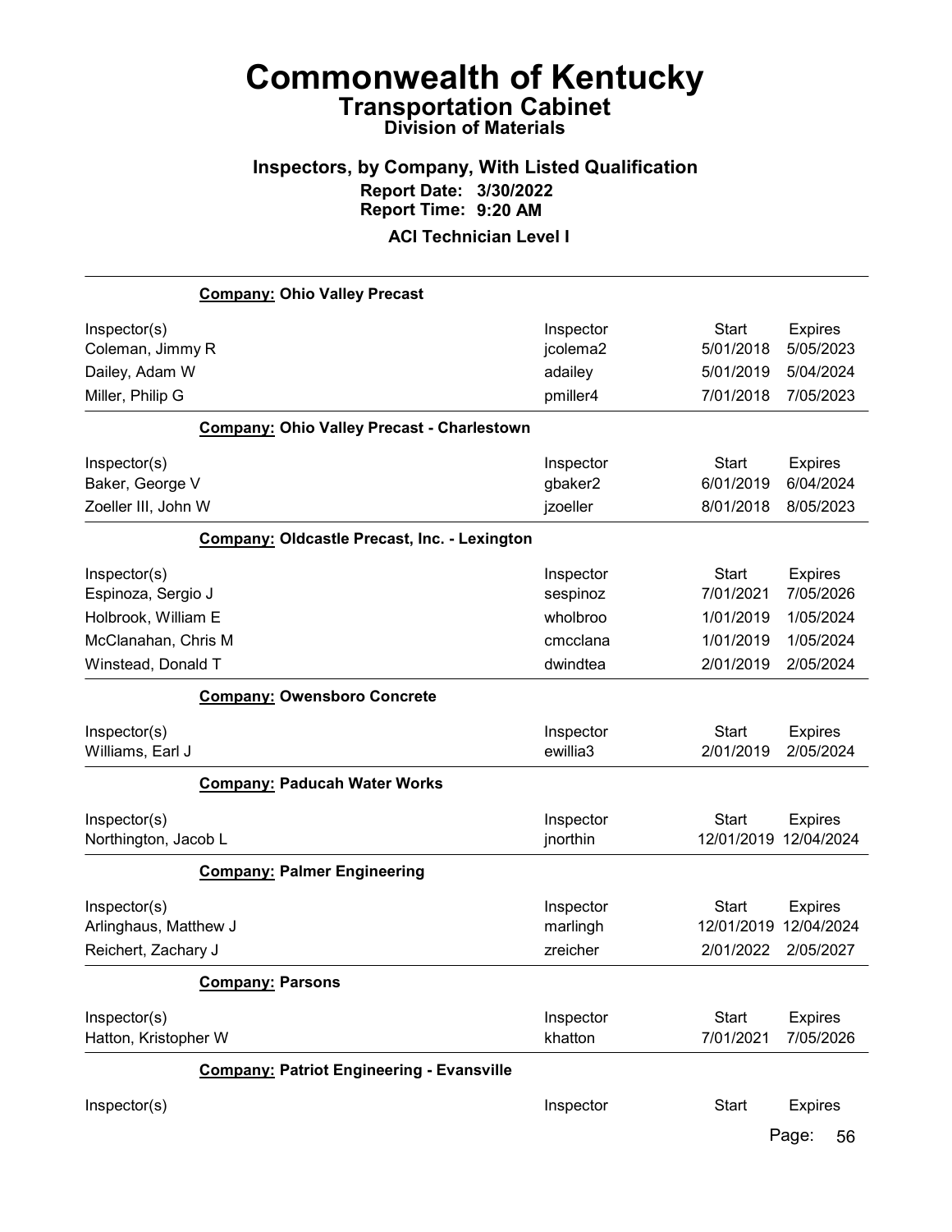# Commonwealth of Kentucky
## Transportation Cabinet
### Division of Materials

### Inspectors, by Company, With Listed Qualification
**Report Date: 3/30/2022**
**Report Time: 9:20 AM**

**ACI Technician Level I**

**Company: Ohio Valley Precast**

| Inspector(s) | Inspector | Start | Expires |
|---|---|---|---|
| Coleman, Jimmy R | jcolema2 | 5/01/2018 | 5/05/2023 |
| Dailey, Adam W | adailey | 5/01/2019 | 5/04/2024 |
| Miller, Philip G | pmiller4 | 7/01/2018 | 7/05/2023 |

**Company: Ohio Valley Precast - Charlestown**

| Inspector(s) | Inspector | Start | Expires |
|---|---|---|---|
| Baker, George V | gbaker2 | 6/01/2019 | 6/04/2024 |
| Zoeller III, John W | jzoeller | 8/01/2018 | 8/05/2023 |

**Company: Oldcastle Precast, Inc. - Lexington**

| Inspector(s) | Inspector | Start | Expires |
|---|---|---|---|
| Espinoza, Sergio J | sespinoz | 7/01/2021 | 7/05/2026 |
| Holbrook, William E | wholbroo | 1/01/2019 | 1/05/2024 |
| McClanahan, Chris M | cmcclana | 1/01/2019 | 1/05/2024 |
| Winstead, Donald T | dwindtea | 2/01/2019 | 2/05/2024 |

**Company: Owensboro Concrete**

| Inspector(s) | Inspector | Start | Expires |
|---|---|---|---|
| Williams, Earl J | ewillia3 | 2/01/2019 | 2/05/2024 |

**Company: Paducah Water Works**

| Inspector(s) | Inspector | Start | Expires |
|---|---|---|---|
| Northington, Jacob L | jnorthin | 12/01/2019 | 12/04/2024 |

**Company: Palmer Engineering**

| Inspector(s) | Inspector | Start | Expires |
|---|---|---|---|
| Arlinghaus, Matthew J | marlingh | 12/01/2019 | 12/04/2024 |
| Reichert, Zachary J | zreicher | 2/01/2022 | 2/05/2027 |

**Company: Parsons**

| Inspector(s) | Inspector | Start | Expires |
|---|---|---|---|
| Hatton, Kristopher W | khatton | 7/01/2021 | 7/05/2026 |

**Company: Patriot Engineering - Evansville**

| Inspector(s) | Inspector | Start | Expires |
|---|---|---|---|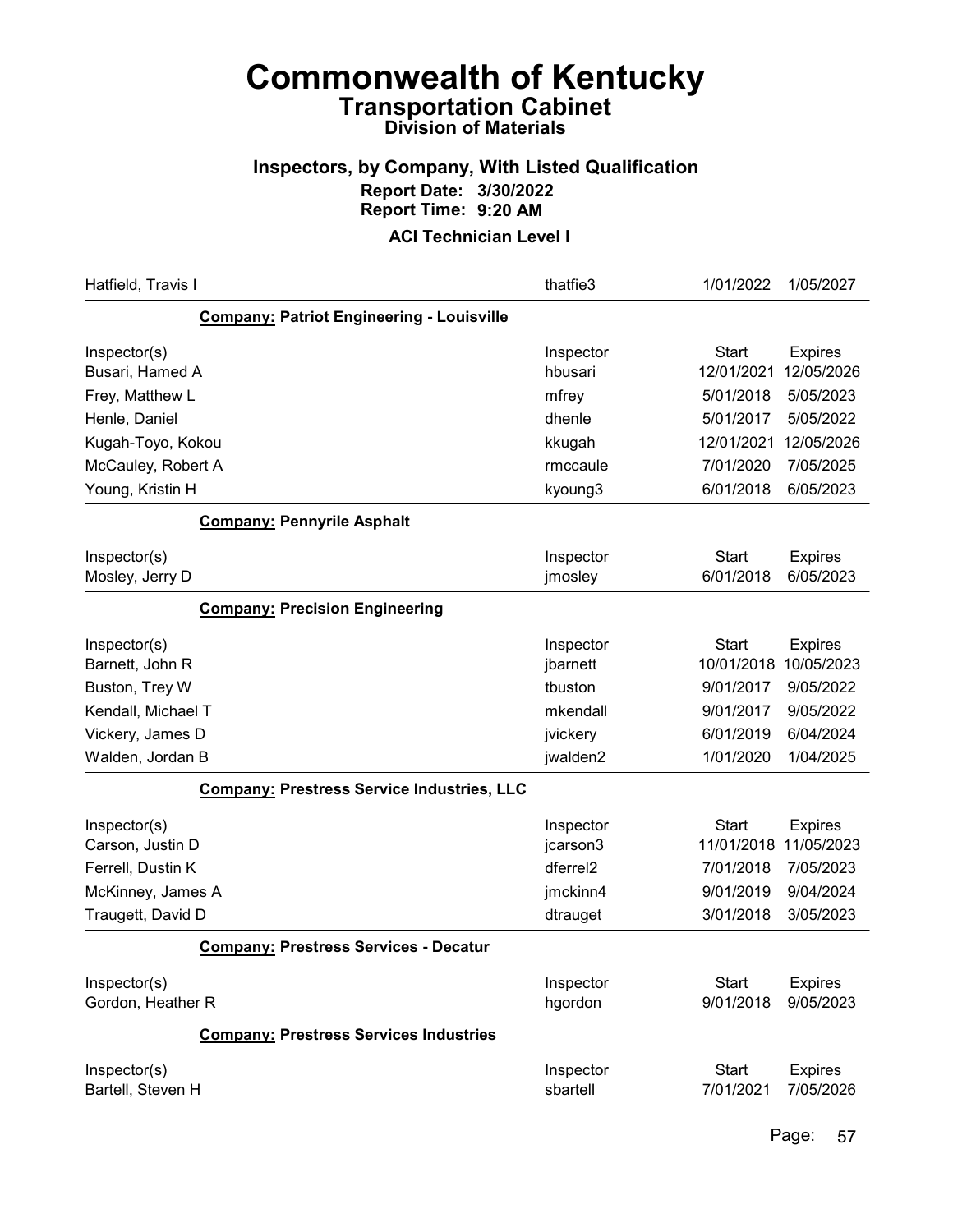# Commonwealth of Kentucky

## Transportation Cabinet

### Division of Materials

### Inspectors, by Company, With Listed Qualification

**Report Date: 3/30/2022**
**Report Time: 9:20 AM**

### ACI Technician Level I

| | | | |
|---|---|---|---|
| Hatfield, Travis I | thatfie3 | 1/01/2022 | 1/05/2027 |

**Company: Patriot Engineering - Louisville**

| Inspector(s) | Inspector | Start | Expires |
|---|---|---|---|
| Busari, Hamed A | hbusari | 12/01/2021 | 12/05/2026 |
| Frey, Matthew L | mfrey | 5/01/2018 | 5/05/2023 |
| Henle, Daniel | dhenle | 5/01/2017 | 5/05/2022 |
| Kugah-Toyo, Kokou | kkugah | 12/01/2021 | 12/05/2026 |
| McCauley, Robert A | rmccaule | 7/01/2020 | 7/05/2025 |
| Young, Kristin H | kyoung3 | 6/01/2018 | 6/05/2023 |

**Company: Pennyrile Asphalt**

| Inspector(s) | Inspector | Start | Expires |
|---|---|---|---|
| Mosley, Jerry D | jmosley | 6/01/2018 | 6/05/2023 |

**Company: Precision Engineering**

| Inspector(s) | Inspector | Start | Expires |
|---|---|---|---|
| Barnett, John R | jbarnett | 10/01/2018 | 10/05/2023 |
| Buston, Trey W | tbuston | 9/01/2017 | 9/05/2022 |
| Kendall, Michael T | mkendall | 9/01/2017 | 9/05/2022 |
| Vickery, James D | jvickery | 6/01/2019 | 6/04/2024 |
| Walden, Jordan B | jwalden2 | 1/01/2020 | 1/04/2025 |

**Company: Prestress Service Industries, LLC**

| Inspector(s) | Inspector | Start | Expires |
|---|---|---|---|
| Carson, Justin D | jcarson3 | 11/01/2018 | 11/05/2023 |
| Ferrell, Dustin K | dferrel2 | 7/01/2018 | 7/05/2023 |
| McKinney, James A | jmckinn4 | 9/01/2019 | 9/04/2024 |
| Traugett, David D | dtrauget | 3/01/2018 | 3/05/2023 |

**Company: Prestress Services - Decatur**

| Inspector(s) | Inspector | Start | Expires |
|---|---|---|---|
| Gordon, Heather R | hgordon | 9/01/2018 | 9/05/2023 |

**Company: Prestress Services Industries**

| Inspector(s) | Inspector | Start | Expires |
|---|---|---|---|
| Bartell, Steven H | sbartell | 7/01/2021 | 7/05/2026 |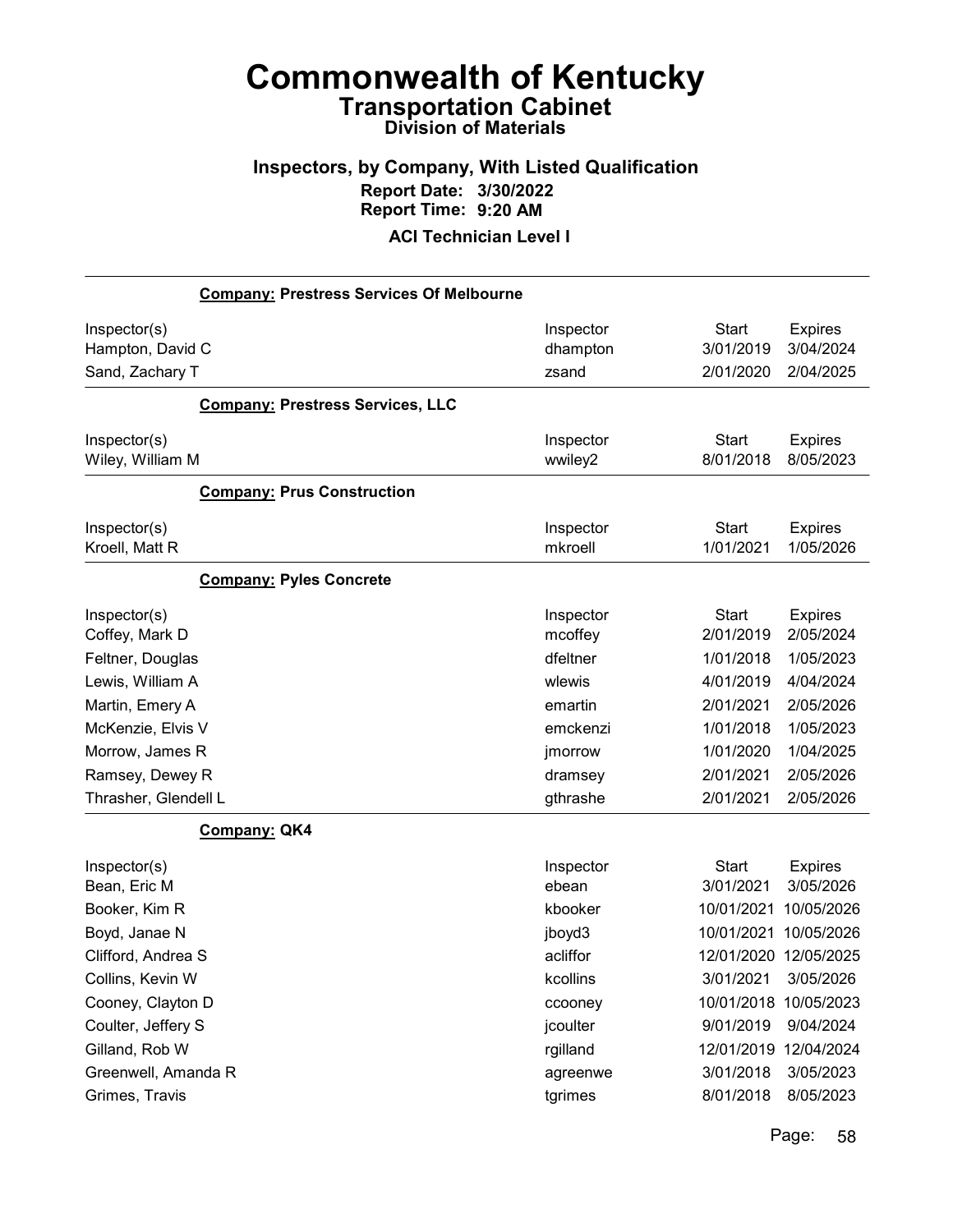# Commonwealth of Kentucky
## Transportation Cabinet
### Division of Materials

### Inspectors, by Company, With Listed Qualification
**Report Date: 3/30/2022**
**Report Time: 9:20 AM**

**ACI Technician Level I**

**Company: Prestress Services Of Melbourne**

| Inspector(s) | Inspector | Start | Expires |
|---|---|---|---|
| Hampton, David C | dhampton | 3/01/2019 | 3/04/2024 |
| Sand, Zachary T | zsand | 2/01/2020 | 2/04/2025 |

**Company: Prestress Services, LLC**

| Inspector(s) | Inspector | Start | Expires |
|---|---|---|---|
| Wiley, William M | wwiley2 | 8/01/2018 | 8/05/2023 |

**Company: Prus Construction**

| Inspector(s) | Inspector | Start | Expires |
|---|---|---|---|
| Kroell, Matt R | mkroell | 1/01/2021 | 1/05/2026 |

**Company: Pyles Concrete**

| Inspector(s) | Inspector | Start | Expires |
|---|---|---|---|
| Coffey, Mark D | mcoffey | 2/01/2019 | 2/05/2024 |
| Feltner, Douglas | dfeltner | 1/01/2018 | 1/05/2023 |
| Lewis, William A | wlewis | 4/01/2019 | 4/04/2024 |
| Martin, Emery A | emartin | 2/01/2021 | 2/05/2026 |
| McKenzie, Elvis V | emckenzi | 1/01/2018 | 1/05/2023 |
| Morrow, James R | jmorrow | 1/01/2020 | 1/04/2025 |
| Ramsey, Dewey R | dramsey | 2/01/2021 | 2/05/2026 |
| Thrasher, Glendell L | gthrashe | 2/01/2021 | 2/05/2026 |

**Company: QK4**

| Inspector(s) | Inspector | Start | Expires |
|---|---|---|---|
| Bean, Eric M | ebean | 3/01/2021 | 3/05/2026 |
| Booker, Kim R | kbooker | 10/01/2021 | 10/05/2026 |
| Boyd, Janae N | jboyd3 | 10/01/2021 | 10/05/2026 |
| Clifford, Andrea S | acliffor | 12/01/2020 | 12/05/2025 |
| Collins, Kevin W | kcollins | 3/01/2021 | 3/05/2026 |
| Cooney, Clayton D | ccooney | 10/01/2018 | 10/05/2023 |
| Coulter, Jeffery S | jcoulter | 9/01/2019 | 9/04/2024 |
| Gilland, Rob W | rgilland | 12/01/2019 | 12/04/2024 |
| Greenwell, Amanda R | agreenwe | 3/01/2018 | 3/05/2023 |
| Grimes, Travis | tgrimes | 8/01/2018 | 8/05/2023 |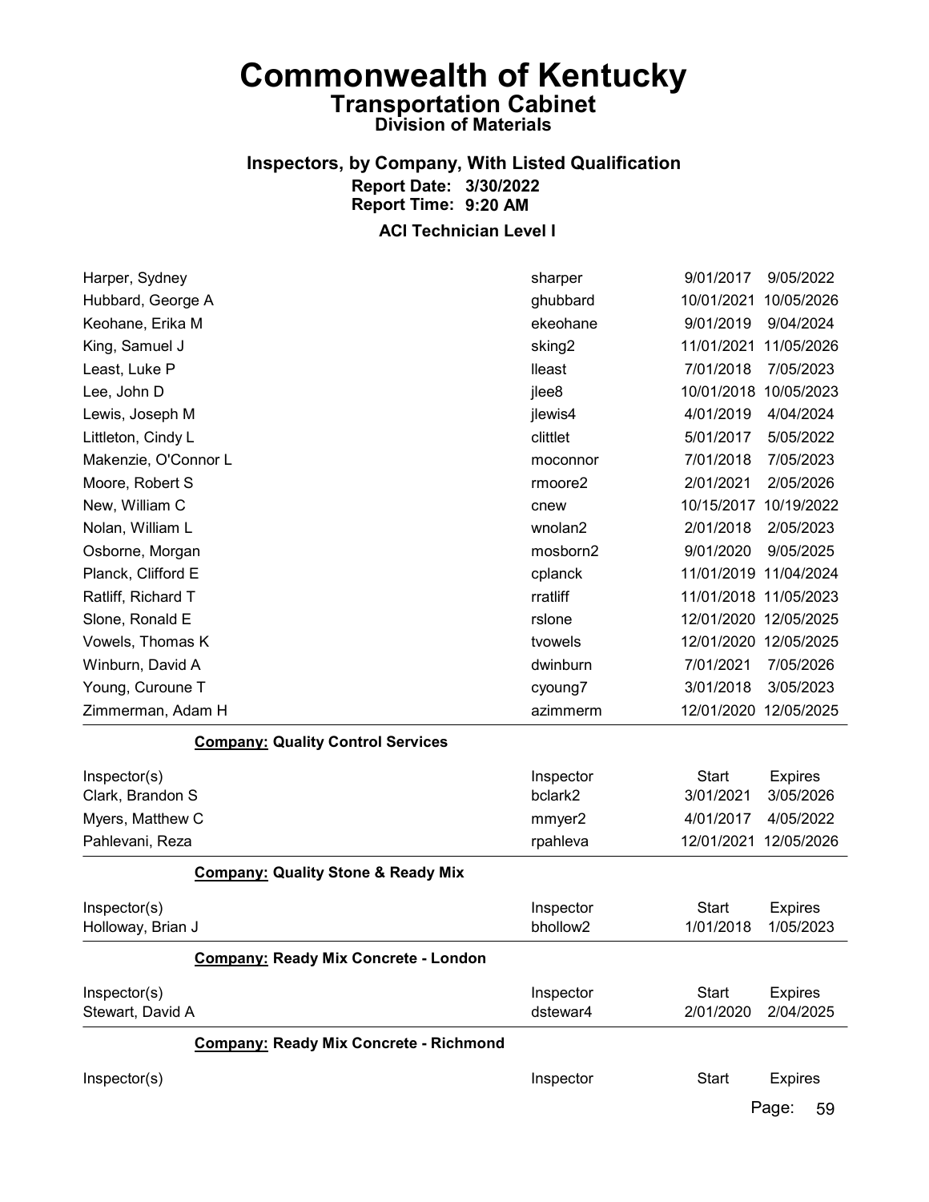# Commonwealth of Kentucky
## Transportation Cabinet
### Division of Materials

### Inspectors, by Company, With Listed Qualification
**Report Date: 3/30/2022**
**Report Time: 9:20 AM**

**ACI Technician Level I**

| Inspector(s) | Inspector | Start | Expires |
|---|---|---|---|
| Harper, Sydney | sharper | 9/01/2017 | 9/05/2022 |
| Hubbard, George A | ghubbard | 10/01/2021 | 10/05/2026 |
| Keohane, Erika M | ekeohane | 9/01/2019 | 9/04/2024 |
| King, Samuel J | sking2 | 11/01/2021 | 11/05/2026 |
| Least, Luke P | lleast | 7/01/2018 | 7/05/2023 |
| Lee, John D | jlee8 | 10/01/2018 | 10/05/2023 |
| Lewis, Joseph M | jlewis4 | 4/01/2019 | 4/04/2024 |
| Littleton, Cindy L | clittlet | 5/01/2017 | 5/05/2022 |
| Makenzie, O'Connor L | moconnor | 7/01/2018 | 7/05/2023 |
| Moore, Robert S | rmoore2 | 2/01/2021 | 2/05/2026 |
| New, William C | cnew | 10/15/2017 | 10/19/2022 |
| Nolan, William L | wnolan2 | 2/01/2018 | 2/05/2023 |
| Osborne, Morgan | mosborn2 | 9/01/2020 | 9/05/2025 |
| Planck, Clifford E | cplanck | 11/01/2019 | 11/04/2024 |
| Ratliff, Richard T | rratliff | 11/01/2018 | 11/05/2023 |
| Slone, Ronald E | rslone | 12/01/2020 | 12/05/2025 |
| Vowels, Thomas K | tvowels | 12/01/2020 | 12/05/2025 |
| Winburn, David A | dwinburn | 7/01/2021 | 7/05/2026 |
| Young, Curoune T | cyoung7 | 3/01/2018 | 3/05/2023 |
| Zimmerman, Adam H | azimmerm | 12/01/2020 | 12/05/2025 |

**Company: Quality Control Services**

| Inspector(s) | Inspector | Start | Expires |
|---|---|---|---|
| Clark, Brandon S | bclark2 | 3/01/2021 | 3/05/2026 |
| Myers, Matthew C | mmyer2 | 4/01/2017 | 4/05/2022 |
| Pahlevani, Reza | rpahleva | 12/01/2021 | 12/05/2026 |

**Company: Quality Stone & Ready Mix**

| Inspector(s) | Inspector | Start | Expires |
|---|---|---|---|
| Holloway, Brian J | bhollow2 | 1/01/2018 | 1/05/2023 |

**Company: Ready Mix Concrete - London**

| Inspector(s) | Inspector | Start | Expires |
|---|---|---|---|
| Stewart, David A | dstewar4 | 2/01/2020 | 2/04/2025 |

**Company: Ready Mix Concrete - Richmond**

| Inspector(s) | Inspector | Start | Expires |
|---|---|---|---|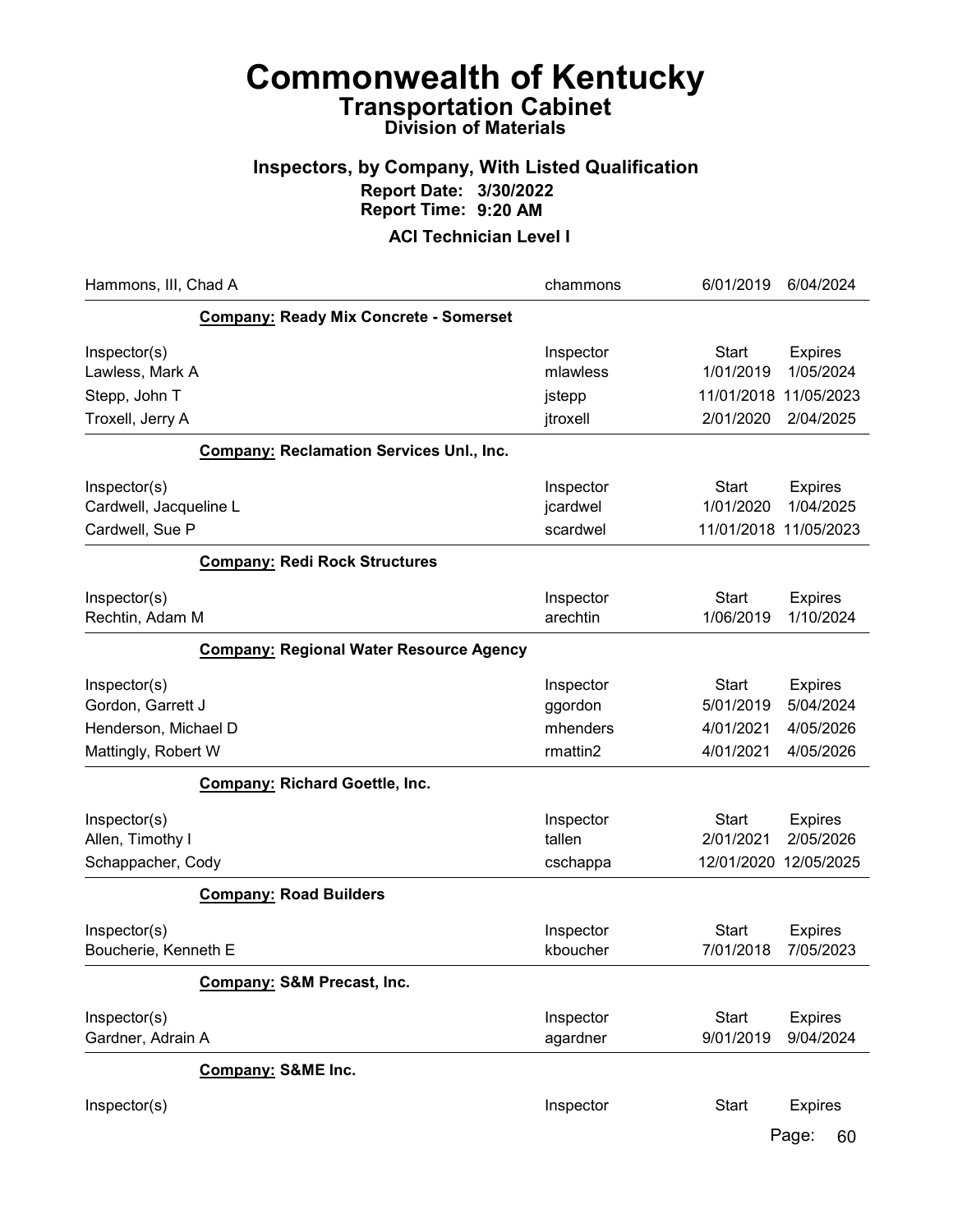# Commonwealth of Kentucky
## Transportation Cabinet
### Division of Materials

### Inspectors, by Company, With Listed Qualification
**Report Date: 3/30/2022**
**Report Time: 9:20 AM**

### ACI Technician Level I

| | Inspector | Start | Expires |
|---|---|---|---|
| Hammons, III, Chad A | chammons | 6/01/2019 | 6/04/2024 |

**Company:** **Ready Mix Concrete - Somerset**

| Inspector(s) | Inspector | Start | Expires |
|---|---|---|---|
| Lawless, Mark A | mlawless | 1/01/2019 | 1/05/2024 |
| Stepp, John T | jstepp | 11/01/2018 | 11/05/2023 |
| Troxell, Jerry A | jtroxell | 2/01/2020 | 2/04/2025 |

**Company:** **Reclamation Services Unl., Inc.**

| Inspector(s) | Inspector | Start | Expires |
|---|---|---|---|
| Cardwell, Jacqueline L | jcardwel | 1/01/2020 | 1/04/2025 |
| Cardwell, Sue P | scardwel | 11/01/2018 | 11/05/2023 |

**Company:** **Redi Rock Structures**

| Inspector(s) | Inspector | Start | Expires |
|---|---|---|---|
| Rechtin, Adam M | arechtin | 1/06/2019 | 1/10/2024 |

**Company:** **Regional Water Resource Agency**

| Inspector(s) | Inspector | Start | Expires |
|---|---|---|---|
| Gordon, Garrett J | ggordon | 5/01/2019 | 5/04/2024 |
| Henderson, Michael D | mhenders | 4/01/2021 | 4/05/2026 |
| Mattingly, Robert W | rmattin2 | 4/01/2021 | 4/05/2026 |

**Company:** **Richard Goettle, Inc.**

| Inspector(s) | Inspector | Start | Expires |
|---|---|---|---|
| Allen, Timothy I | tallen | 2/01/2021 | 2/05/2026 |
| Schappacher, Cody | cschappa | 12/01/2020 | 12/05/2025 |

**Company:** **Road Builders**

| Inspector(s) | Inspector | Start | Expires |
|---|---|---|---|
| Boucherie, Kenneth E | kboucher | 7/01/2018 | 7/05/2023 |

**Company:** **S&M Precast, Inc.**

| Inspector(s) | Inspector | Start | Expires |
|---|---|---|---|
| Gardner, Adrain A | agardner | 9/01/2019 | 9/04/2024 |

**Company:** **S&ME Inc.**

| Inspector(s) | Inspector | Start | Expires |
|---|---|---|---|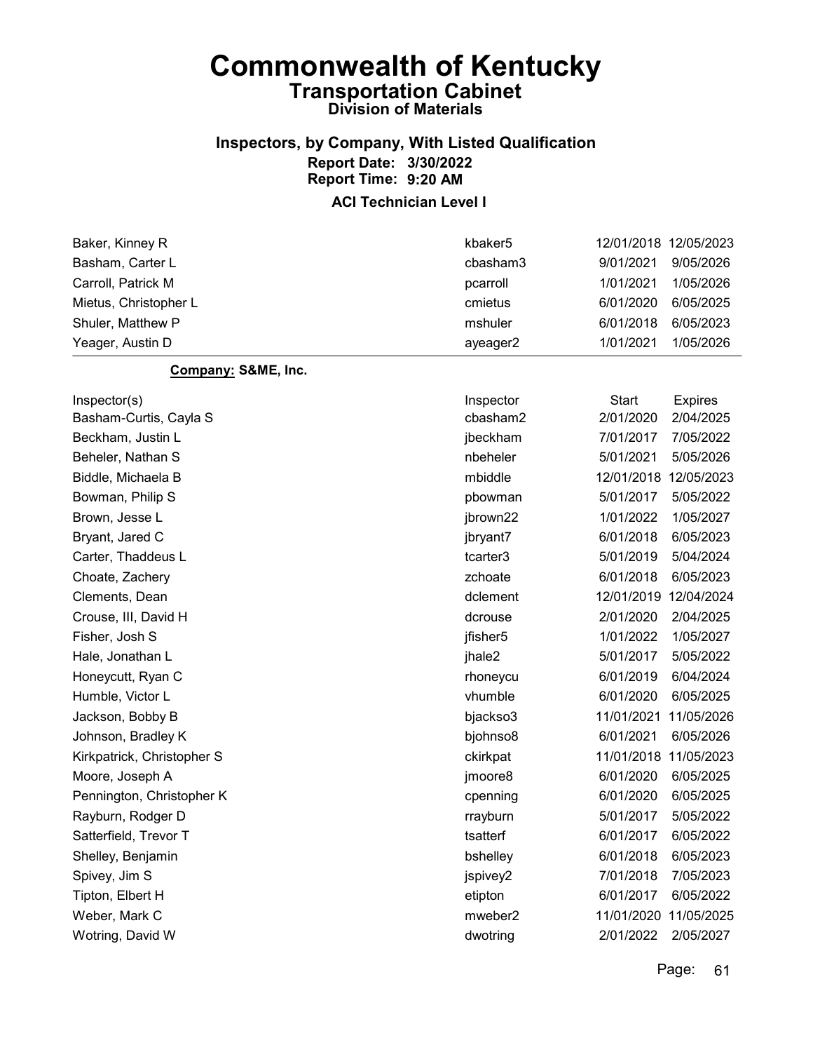# Commonwealth of Kentucky

## Transportation Cabinet

### Division of Materials

### Inspectors, by Company, With Listed Qualification

**Report Date: 3/30/2022**

**Report Time: 9:20 AM**

**ACI Technician Level I**

| | | | |
|---|---|---|---|
| Baker, Kinney R | kbaker5 | 12/01/2018 | 12/05/2023 |
| Basham, Carter L | cbasham3 | 9/01/2021 | 9/05/2026 |
| Carroll, Patrick M | pcarroll | 1/01/2021 | 1/05/2026 |
| Mietus, Christopher L | cmietus | 6/01/2020 | 6/05/2025 |
| Shuler, Matthew P | mshuler | 6/01/2018 | 6/05/2023 |
| Yeager, Austin D | ayeager2 | 1/01/2021 | 1/05/2026 |

**Company: S&ME, Inc.**

| Inspector(s) | Inspector | Start | Expires |
|---|---|---|---|
| Basham-Curtis, Cayla S | cbasham2 | 2/01/2020 | 2/04/2025 |
| Beckham, Justin L | jbeckham | 7/01/2017 | 7/05/2022 |
| Beheler, Nathan S | nbeheler | 5/01/2021 | 5/05/2026 |
| Biddle, Michaela B | mbiddle | 12/01/2018 | 12/05/2023 |
| Bowman, Philip S | pbowman | 5/01/2017 | 5/05/2022 |
| Brown, Jesse L | jbrown22 | 1/01/2022 | 1/05/2027 |
| Bryant, Jared C | jbryant7 | 6/01/2018 | 6/05/2023 |
| Carter, Thaddeus L | tcarter3 | 5/01/2019 | 5/04/2024 |
| Choate, Zachery | zchoate | 6/01/2018 | 6/05/2023 |
| Clements, Dean | dclement | 12/01/2019 | 12/04/2024 |
| Crouse, III, David H | dcrouse | 2/01/2020 | 2/04/2025 |
| Fisher, Josh S | jfisher5 | 1/01/2022 | 1/05/2027 |
| Hale, Jonathan L | jhale2 | 5/01/2017 | 5/05/2022 |
| Honeycutt, Ryan C | rhoneycu | 6/01/2019 | 6/04/2024 |
| Humble, Victor L | vhumble | 6/01/2020 | 6/05/2025 |
| Jackson, Bobby B | bjackso3 | 11/01/2021 | 11/05/2026 |
| Johnson, Bradley K | bjohnso8 | 6/01/2021 | 6/05/2026 |
| Kirkpatrick, Christopher S | ckirkpat | 11/01/2018 | 11/05/2023 |
| Moore, Joseph A | jmoore8 | 6/01/2020 | 6/05/2025 |
| Pennington, Christopher K | cpenning | 6/01/2020 | 6/05/2025 |
| Rayburn, Rodger D | rrayburn | 5/01/2017 | 5/05/2022 |
| Satterfield, Trevor T | tsatterf | 6/01/2017 | 6/05/2022 |
| Shelley, Benjamin | bshelley | 6/01/2018 | 6/05/2023 |
| Spivey, Jim S | jspivey2 | 7/01/2018 | 7/05/2023 |
| Tipton, Elbert H | etipton | 6/01/2017 | 6/05/2022 |
| Weber, Mark C | mweber2 | 11/01/2020 | 11/05/2025 |
| Wotring, David W | dwotring | 2/01/2022 | 2/05/2027 |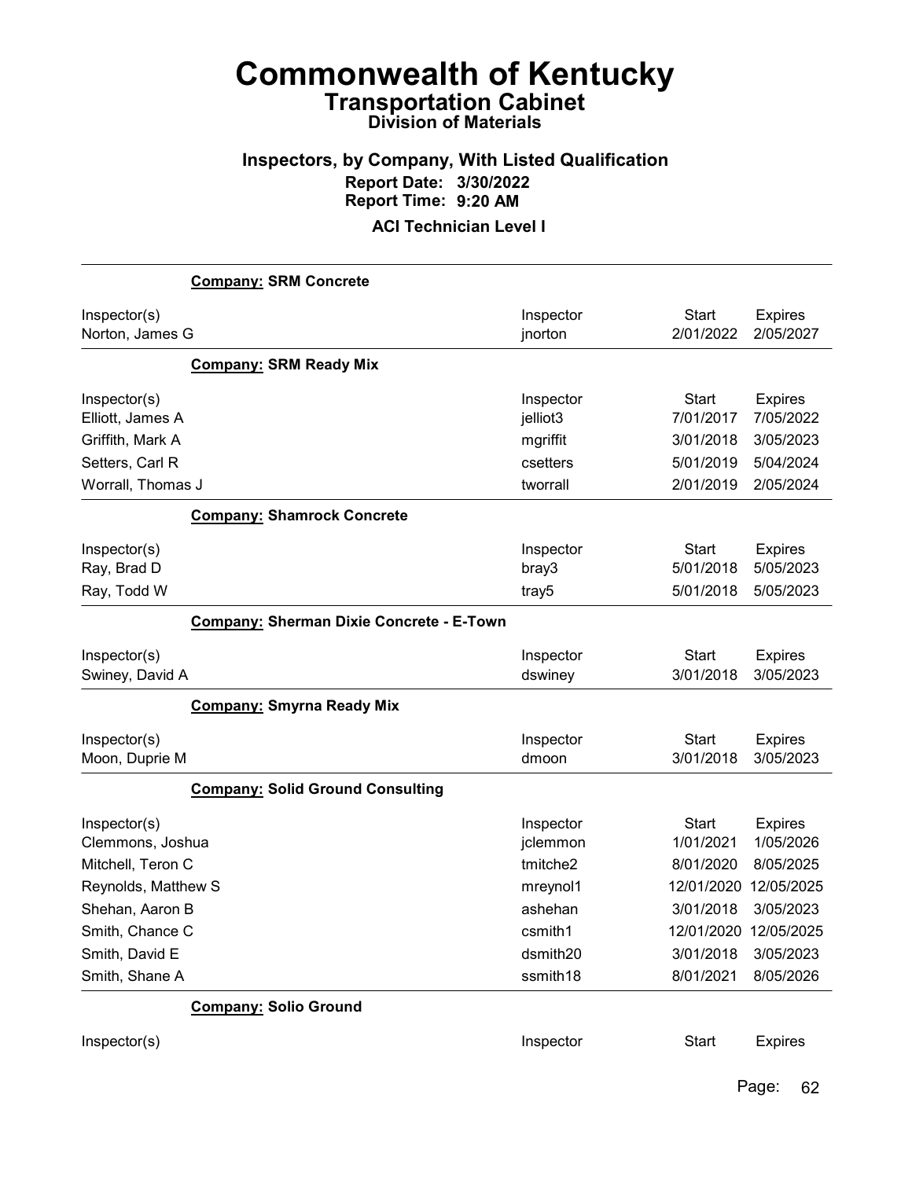# Commonwealth of Kentucky

## Transportation Cabinet

### Division of Materials

### Inspectors, by Company, With Listed Qualification

**Report Date: 3/30/2022**
**Report Time: 9:20 AM**

**ACI Technician Level I**

**Company: SRM Concrete**

| Inspector(s) | Inspector | Start | Expires |
|---|---|---|---|
| Norton, James G | jnorton | 2/01/2022 | 2/05/2027 |

**Company: SRM Ready Mix**

| Inspector(s) | Inspector | Start | Expires |
|---|---|---|---|
| Elliott, James A | jelliot3 | 7/01/2017 | 7/05/2022 |
| Griffith, Mark A | mgriffit | 3/01/2018 | 3/05/2023 |
| Setters, Carl R | csetters | 5/01/2019 | 5/04/2024 |
| Worrall, Thomas J | tworrall | 2/01/2019 | 2/05/2024 |

**Company: Shamrock Concrete**

| Inspector(s) | Inspector | Start | Expires |
|---|---|---|---|
| Ray, Brad D | bray3 | 5/01/2018 | 5/05/2023 |
| Ray, Todd W | tray5 | 5/01/2018 | 5/05/2023 |

**Company: Sherman Dixie Concrete - E-Town**

| Inspector(s) | Inspector | Start | Expires |
|---|---|---|---|
| Swiney, David A | dswiney | 3/01/2018 | 3/05/2023 |

**Company: Smyrna Ready Mix**

| Inspector(s) | Inspector | Start | Expires |
|---|---|---|---|
| Moon, Duprie M | dmoon | 3/01/2018 | 3/05/2023 |

**Company: Solid Ground Consulting**

| Inspector(s) | Inspector | Start | Expires |
|---|---|---|---|
| Clemmons, Joshua | jclemmon | 1/01/2021 | 1/05/2026 |
| Mitchell, Teron C | tmitche2 | 8/01/2020 | 8/05/2025 |
| Reynolds, Matthew S | mreynol1 | 12/01/2020 | 12/05/2025 |
| Shehan, Aaron B | ashehan | 3/01/2018 | 3/05/2023 |
| Smith, Chance C | csmith1 | 12/01/2020 | 12/05/2025 |
| Smith, David E | dsmith20 | 3/01/2018 | 3/05/2023 |
| Smith, Shane A | ssmith18 | 8/01/2021 | 8/05/2026 |

**Company: Solio Ground**

| Inspector(s) | Inspector | Start | Expires |
|---|---|---|---|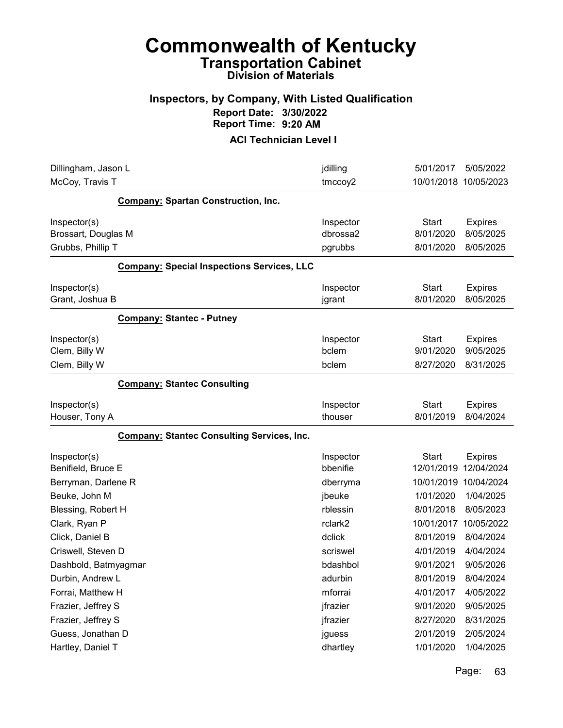# Commonwealth of Kentucky
## Transportation Cabinet
### Division of Materials

### Inspectors, by Company, With Listed Qualification
**Report Date: 3/30/2022**
**Report Time: 9:20 AM**

**ACI Technician Level I**

| | | | |
|---|---|---|---|
| Dillingham, Jason L | jdilling | 5/01/2017 | 5/05/2022 |
| McCoy, Travis T | tmccoy2 | 10/01/2018 | 10/05/2023 |

**Company: Spartan Construction, Inc.**

| Inspector(s) | Inspector | Start | Expires |
|---|---|---|---|
| Brossart, Douglas M | dbrossa2 | 8/01/2020 | 8/05/2025 |
| Grubbs, Phillip T | pgrubbs | 8/01/2020 | 8/05/2025 |

**Company: Special Inspections Services, LLC**

| Inspector(s) | Inspector | Start | Expires |
|---|---|---|---|
| Grant, Joshua B | jgrant | 8/01/2020 | 8/05/2025 |

**Company: Stantec - Putney**

| Inspector(s) | Inspector | Start | Expires |
|---|---|---|---|
| Clem, Billy W | bclem | 9/01/2020 | 9/05/2025 |
| Clem, Billy W | bclem | 8/27/2020 | 8/31/2025 |

**Company: Stantec Consulting**

| Inspector(s) | Inspector | Start | Expires |
|---|---|---|---|
| Houser, Tony A | thouser | 8/01/2019 | 8/04/2024 |

**Company: Stantec Consulting Services, Inc.**

| Inspector(s) | Inspector | Start | Expires |
|---|---|---|---|
| Benifield, Bruce E | bbenifie | 12/01/2019 | 12/04/2024 |
| Berryman, Darlene R | dberryma | 10/01/2019 | 10/04/2024 |
| Beuke, John M | jbeuke | 1/01/2020 | 1/04/2025 |
| Blessing, Robert H | rblessin | 8/01/2018 | 8/05/2023 |
| Clark, Ryan P | rclark2 | 10/01/2017 | 10/05/2022 |
| Click, Daniel B | dclick | 8/01/2019 | 8/04/2024 |
| Criswell, Steven D | scriswel | 4/01/2019 | 4/04/2024 |
| Dashbold, Batmyagmar | bdashbol | 9/01/2021 | 9/05/2026 |
| Durbin, Andrew L | adurbin | 8/01/2019 | 8/04/2024 |
| Forrai, Matthew H | mforrai | 4/01/2017 | 4/05/2022 |
| Frazier, Jeffrey S | jfrazier | 9/01/2020 | 9/05/2025 |
| Frazier, Jeffrey S | jfrazier | 8/27/2020 | 8/31/2025 |
| Guess, Jonathan D | jguess | 2/01/2019 | 2/05/2024 |
| Hartley, Daniel T | dhartley | 1/01/2020 | 1/04/2025 |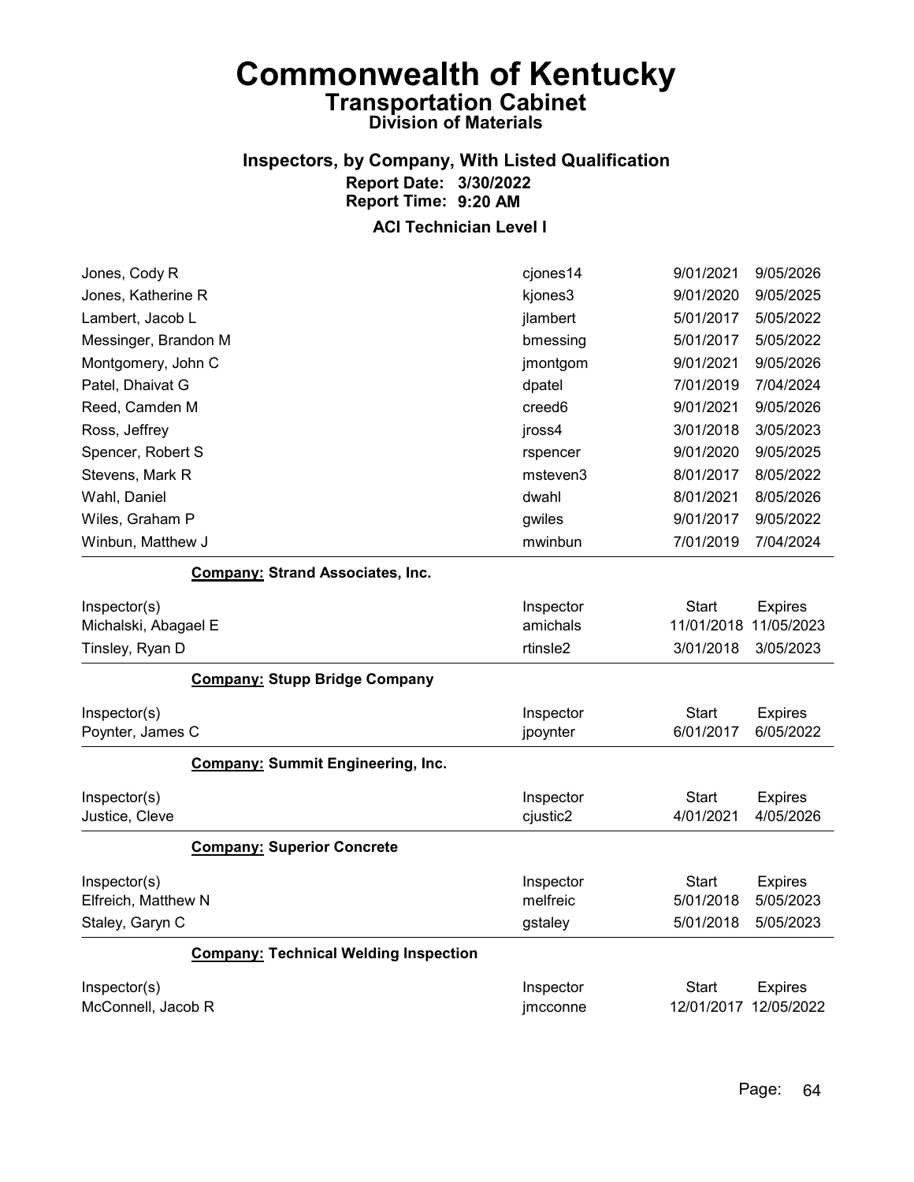# Commonwealth of Kentucky
## Transportation Cabinet
### Division of Materials

### Inspectors, by Company, With Listed Qualification
**Report Date: 3/30/2022**
**Report Time: 9:20 AM**

**ACI Technician Level I**

| | | | |
|---|---|---|---|
| Jones, Cody R | cjones14 | 9/01/2021 | 9/05/2026 |
| Jones, Katherine R | kjones3 | 9/01/2020 | 9/05/2025 |
| Lambert, Jacob L | jlambert | 5/01/2017 | 5/05/2022 |
| Messinger, Brandon M | bmessing | 5/01/2017 | 5/05/2022 |
| Montgomery, John C | jmontgom | 9/01/2021 | 9/05/2026 |
| Patel, Dhaivat G | dpatel | 7/01/2019 | 7/04/2024 |
| Reed, Camden M | creed6 | 9/01/2021 | 9/05/2026 |
| Ross, Jeffrey | jross4 | 3/01/2018 | 3/05/2023 |
| Spencer, Robert S | rspencer | 9/01/2020 | 9/05/2025 |
| Stevens, Mark R | msteven3 | 8/01/2017 | 8/05/2022 |
| Wahl, Daniel | dwahl | 8/01/2021 | 8/05/2026 |
| Wiles, Graham P | gwiles | 9/01/2017 | 9/05/2022 |
| Winbun, Matthew J | mwinbun | 7/01/2019 | 7/04/2024 |

**Company: Strand Associates, Inc.**

| Inspector(s) | Inspector | Start | Expires |
|---|---|---|---|
| Michalski, Abagael E | amichals | 11/01/2018 | 11/05/2023 |
| Tinsley, Ryan D | rtinsle2 | 3/01/2018 | 3/05/2023 |

**Company: Stupp Bridge Company**

| Inspector(s) | Inspector | Start | Expires |
|---|---|---|---|
| Poynter, James C | jpoynter | 6/01/2017 | 6/05/2022 |

**Company: Summit Engineering, Inc.**

| Inspector(s) | Inspector | Start | Expires |
|---|---|---|---|
| Justice, Cleve | cjustic2 | 4/01/2021 | 4/05/2026 |

**Company: Superior Concrete**

| Inspector(s) | Inspector | Start | Expires |
|---|---|---|---|
| Elfreich, Matthew N | melfreic | 5/01/2018 | 5/05/2023 |
| Staley, Garyn C | gstaley | 5/01/2018 | 5/05/2023 |

**Company: Technical Welding Inspection**

| Inspector(s) | Inspector | Start | Expires |
|---|---|---|---|
| McConnell, Jacob R | jmcconne | 12/01/2017 | 12/05/2022 |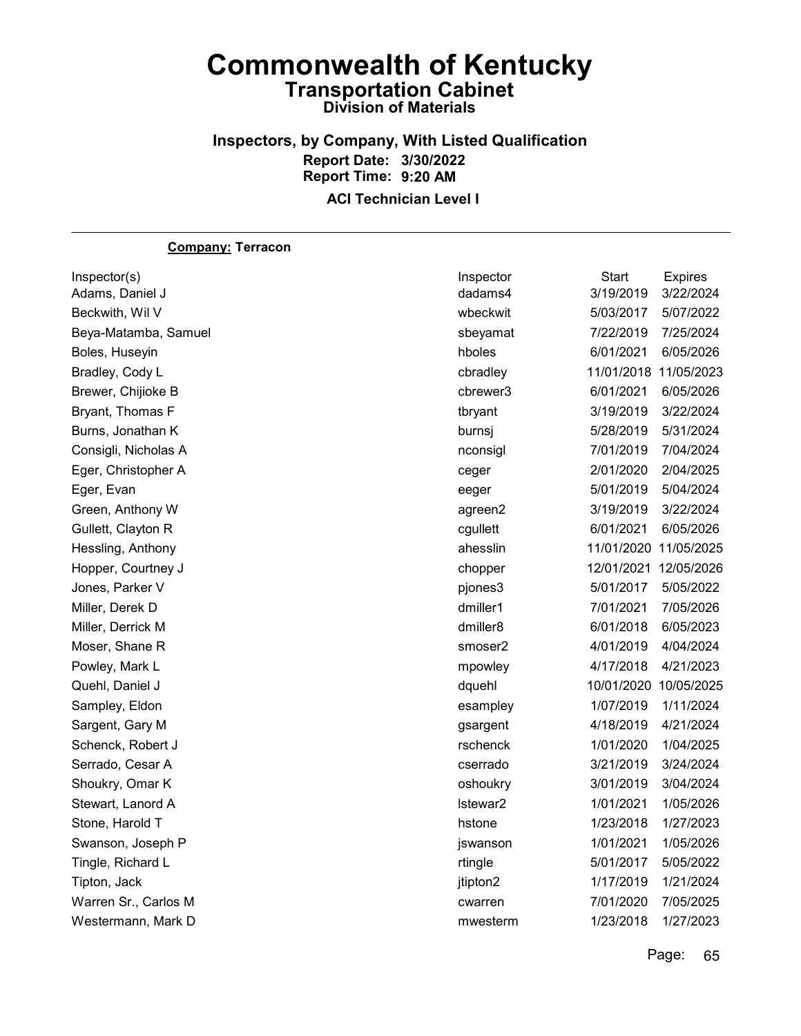# Commonwealth of Kentucky

## Transportation Cabinet

### Division of Materials

**Inspectors, by Company, With Listed Qualification**

**Report Date: 3/30/2022**

**Report Time: 9:20 AM**

**ACI Technician Level I**

---

**Company: Terracon**

| Inspector(s) | Inspector | Start | Expires |
|---|---|---|---|
| Adams, Daniel J | dadams4 | 3/19/2019 | 3/22/2024 |
| Beckwith, Wil V | wbeckwit | 5/03/2017 | 5/07/2022 |
| Beya-Matamba, Samuel | sbeyamat | 7/22/2019 | 7/25/2024 |
| Boles, Huseyin | hboles | 6/01/2021 | 6/05/2026 |
| Bradley, Cody L | cbradley | 11/01/2018 | 11/05/2023 |
| Brewer, Chijioke B | cbrewer3 | 6/01/2021 | 6/05/2026 |
| Bryant, Thomas F | tbryant | 3/19/2019 | 3/22/2024 |
| Burns, Jonathan K | burnsj | 5/28/2019 | 5/31/2024 |
| Consigli, Nicholas A | nconsigl | 7/01/2019 | 7/04/2024 |
| Eger, Christopher A | ceger | 2/01/2020 | 2/04/2025 |
| Eger, Evan | eeger | 5/01/2019 | 5/04/2024 |
| Green, Anthony W | agreen2 | 3/19/2019 | 3/22/2024 |
| Gullett, Clayton R | cgullett | 6/01/2021 | 6/05/2026 |
| Hessling, Anthony | ahesslin | 11/01/2020 | 11/05/2025 |
| Hopper, Courtney J | chopper | 12/01/2021 | 12/05/2026 |
| Jones, Parker V | pjones3 | 5/01/2017 | 5/05/2022 |
| Miller, Derek D | dmiller1 | 7/01/2021 | 7/05/2026 |
| Miller, Derrick M | dmiller8 | 6/01/2018 | 6/05/2023 |
| Moser, Shane R | smoser2 | 4/01/2019 | 4/04/2024 |
| Powley, Mark L | mpowley | 4/17/2018 | 4/21/2023 |
| Quehl, Daniel J | dquehl | 10/01/2020 | 10/05/2025 |
| Sampley, Eldon | esampley | 1/07/2019 | 1/11/2024 |
| Sargent, Gary M | gsargent | 4/18/2019 | 4/21/2024 |
| Schenck, Robert J | rschenck | 1/01/2020 | 1/04/2025 |
| Serrado, Cesar A | cserrado | 3/21/2019 | 3/24/2024 |
| Shoukry, Omar K | oshoukry | 3/01/2019 | 3/04/2024 |
| Stewart, Lanord A | lstewar2 | 1/01/2021 | 1/05/2026 |
| Stone, Harold T | hstone | 1/23/2018 | 1/27/2023 |
| Swanson, Joseph P | jswanson | 1/01/2021 | 1/05/2026 |
| Tingle, Richard L | rtingle | 5/01/2017 | 5/05/2022 |
| Tipton, Jack | jtipton2 | 1/17/2019 | 1/21/2024 |
| Warren Sr., Carlos M | cwarren | 7/01/2020 | 7/05/2025 |
| Westermann, Mark D | mwesterm | 1/23/2018 | 1/27/2023 |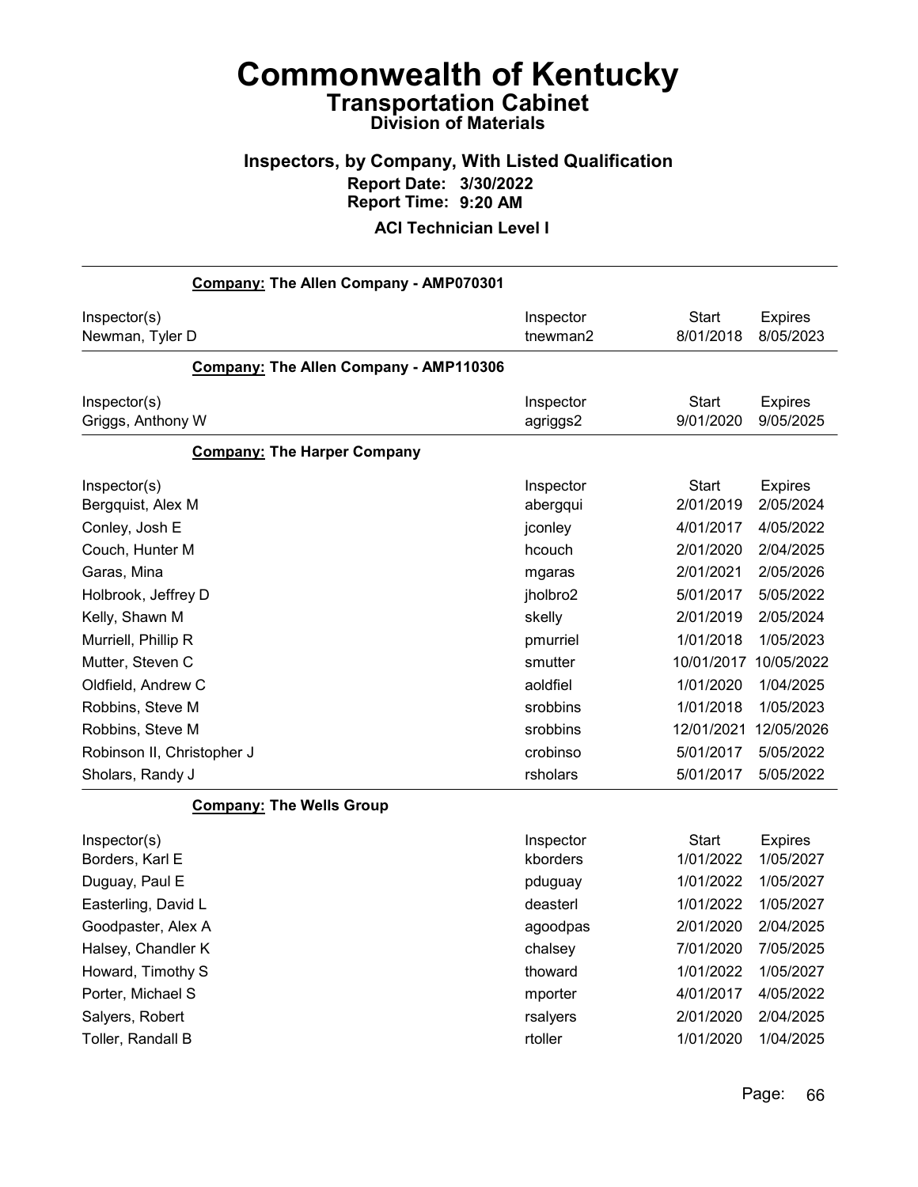# Commonwealth of Kentucky

## Transportation Cabinet

### Division of Materials

### Inspectors, by Company, With Listed Qualification

**Report Date: 3/30/2022**
**Report Time: 9:20 AM**

**ACI Technician Level I**

**Company: The Allen Company - AMP070301**

| Inspector(s) | Inspector | Start | Expires |
|---|---|---|---|
| Newman, Tyler D | tnewman2 | 8/01/2018 | 8/05/2023 |

**Company: The Allen Company - AMP110306**

| Inspector(s) | Inspector | Start | Expires |
|---|---|---|---|
| Griggs, Anthony W | agriggs2 | 9/01/2020 | 9/05/2025 |

**Company: The Harper Company**

| Inspector(s) | Inspector | Start | Expires |
|---|---|---|---|
| Bergquist, Alex M | abergqui | 2/01/2019 | 2/05/2024 |
| Conley, Josh E | jconley | 4/01/2017 | 4/05/2022 |
| Couch, Hunter M | hcouch | 2/01/2020 | 2/04/2025 |
| Garas, Mina | mgaras | 2/01/2021 | 2/05/2026 |
| Holbrook, Jeffrey D | jholbro2 | 5/01/2017 | 5/05/2022 |
| Kelly, Shawn M | skelly | 2/01/2019 | 2/05/2024 |
| Murriell, Phillip R | pmurriel | 1/01/2018 | 1/05/2023 |
| Mutter, Steven C | smutter | 10/01/2017 | 10/05/2022 |
| Oldfield, Andrew C | aoldfiel | 1/01/2020 | 1/04/2025 |
| Robbins, Steve M | srobbins | 1/01/2018 | 1/05/2023 |
| Robbins, Steve M | srobbins | 12/01/2021 | 12/05/2026 |
| Robinson II, Christopher J | crobinso | 5/01/2017 | 5/05/2022 |
| Sholars, Randy J | rsholars | 5/01/2017 | 5/05/2022 |

**Company: The Wells Group**

| Inspector(s) | Inspector | Start | Expires |
|---|---|---|---|
| Borders, Karl E | kborders | 1/01/2022 | 1/05/2027 |
| Duguay, Paul E | pduguay | 1/01/2022 | 1/05/2027 |
| Easterling, David L | deasterl | 1/01/2022 | 1/05/2027 |
| Goodpaster, Alex A | agoodpas | 2/01/2020 | 2/04/2025 |
| Halsey, Chandler K | chalsey | 7/01/2020 | 7/05/2025 |
| Howard, Timothy S | thoward | 1/01/2022 | 1/05/2027 |
| Porter, Michael S | mporter | 4/01/2017 | 4/05/2022 |
| Salyers, Robert | rsalyers | 2/01/2020 | 2/04/2025 |
| Toller, Randall B | rtoller | 1/01/2020 | 1/04/2025 |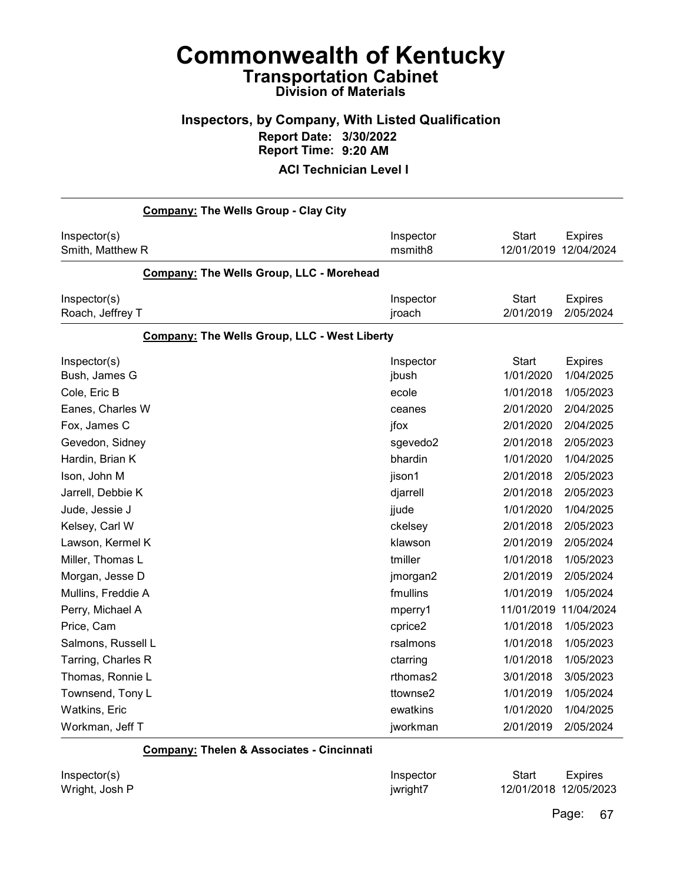# Commonwealth of Kentucky

## Transportation Cabinet

### Division of Materials

### Inspectors, by Company, With Listed Qualification

**Report Date: 3/30/2022**
**Report Time: 9:20 AM**

**ACI Technician Level I**

**Company: The Wells Group - Clay City**

| Inspector(s) | Inspector | Start | Expires |
|---|---|---|---|
| Smith, Matthew R | msmith8 | 12/01/2019 | 12/04/2024 |

**Company: The Wells Group, LLC - Morehead**

| Inspector(s) | Inspector | Start | Expires |
|---|---|---|---|
| Roach, Jeffrey T | jroach | 2/01/2019 | 2/05/2024 |

**Company: The Wells Group, LLC - West Liberty**

| Inspector(s) | Inspector | Start | Expires |
|---|---|---|---|
| Bush, James G | jbush | 1/01/2020 | 1/04/2025 |
| Cole, Eric B | ecole | 1/01/2018 | 1/05/2023 |
| Eanes, Charles W | ceanes | 2/01/2020 | 2/04/2025 |
| Fox, James C | jfox | 2/01/2020 | 2/04/2025 |
| Gevedon, Sidney | sgevedo2 | 2/01/2018 | 2/05/2023 |
| Hardin, Brian K | bhardin | 1/01/2020 | 1/04/2025 |
| Ison, John M | jison1 | 2/01/2018 | 2/05/2023 |
| Jarrell, Debbie K | djarrell | 2/01/2018 | 2/05/2023 |
| Jude, Jessie J | jjude | 1/01/2020 | 1/04/2025 |
| Kelsey, Carl W | ckelsey | 2/01/2018 | 2/05/2023 |
| Lawson, Kermel K | klawson | 2/01/2019 | 2/05/2024 |
| Miller, Thomas L | tmiller | 1/01/2018 | 1/05/2023 |
| Morgan, Jesse D | jmorgan2 | 2/01/2019 | 2/05/2024 |
| Mullins, Freddie A | fmullins | 1/01/2019 | 1/05/2024 |
| Perry, Michael A | mperry1 | 11/01/2019 | 11/04/2024 |
| Price, Cam | cprice2 | 1/01/2018 | 1/05/2023 |
| Salmons, Russell L | rsalmons | 1/01/2018 | 1/05/2023 |
| Tarring, Charles R | ctarring | 1/01/2018 | 1/05/2023 |
| Thomas, Ronnie L | rthomas2 | 3/01/2018 | 3/05/2023 |
| Townsend, Tony L | ttownse2 | 1/01/2019 | 1/05/2024 |
| Watkins, Eric | ewatkins | 1/01/2020 | 1/04/2025 |
| Workman, Jeff T | jworkman | 2/01/2019 | 2/05/2024 |

**Company: Thelen & Associates - Cincinnati**

| Inspector(s) | Inspector | Start | Expires |
|---|---|---|---|
| Wright, Josh P | jwright7 | 12/01/2018 | 12/05/2023 |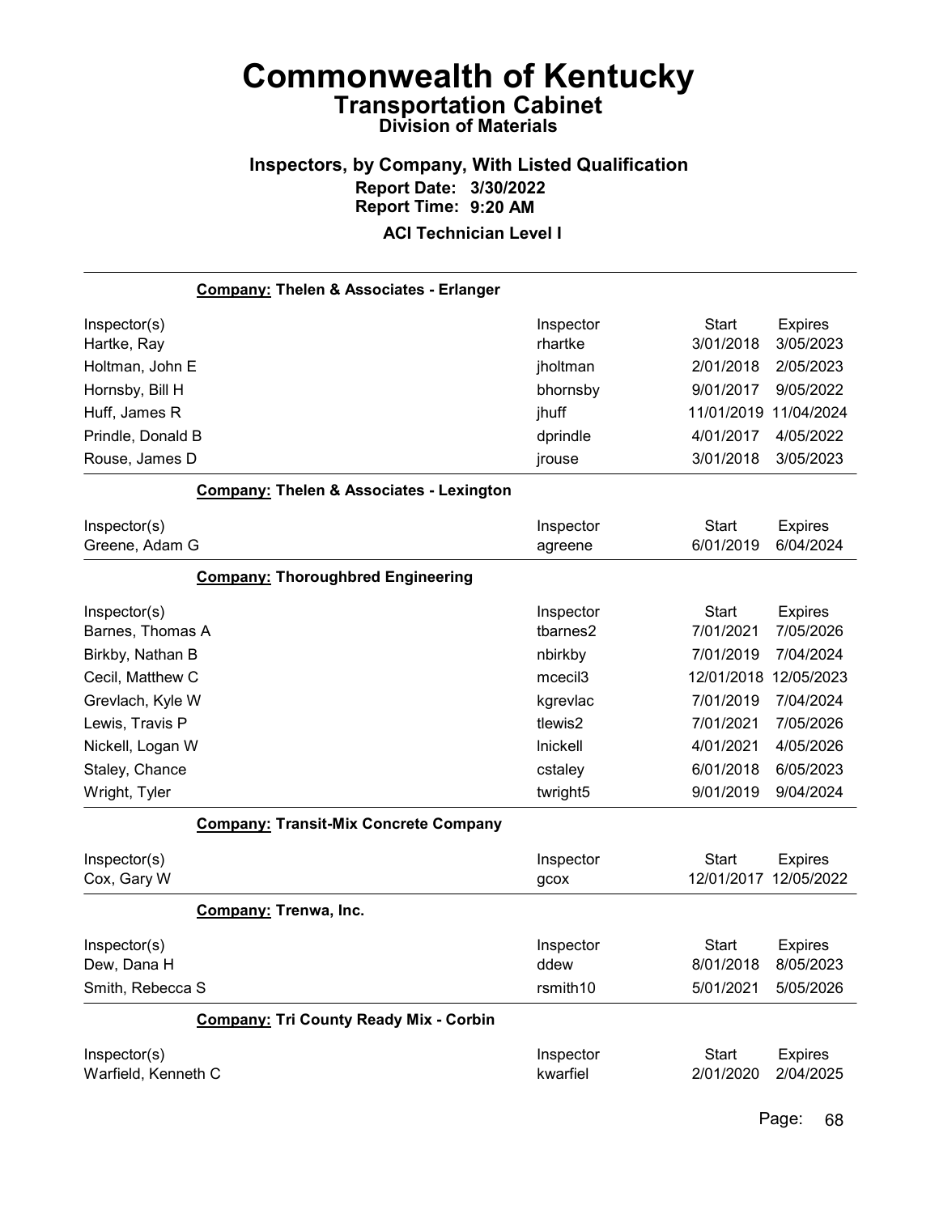# Commonwealth of Kentucky
## Transportation Cabinet
### Division of Materials

### Inspectors, by Company, With Listed Qualification

**Report Date: 3/30/2022**
**Report Time: 9:20 AM**

**ACI Technician Level I**

---

**Company: Thelen & Associates - Erlanger**

| Inspector(s) | Inspector | Start | Expires |
|---|---|---|---|
| Hartke, Ray | rhartke | 3/01/2018 | 3/05/2023 |
| Holtman, John E | jholtman | 2/01/2018 | 2/05/2023 |
| Hornsby, Bill H | bhornsby | 9/01/2017 | 9/05/2022 |
| Huff, James R | jhuff | 11/01/2019 | 11/04/2024 |
| Prindle, Donald B | dprindle | 4/01/2017 | 4/05/2022 |
| Rouse, James D | jrouse | 3/01/2018 | 3/05/2023 |

**Company: Thelen & Associates - Lexington**

| Inspector(s) | Inspector | Start | Expires |
|---|---|---|---|
| Greene, Adam G | agreene | 6/01/2019 | 6/04/2024 |

**Company: Thoroughbred Engineering**

| Inspector(s) | Inspector | Start | Expires |
|---|---|---|---|
| Barnes, Thomas A | tbarnes2 | 7/01/2021 | 7/05/2026 |
| Birkby, Nathan B | nbirkby | 7/01/2019 | 7/04/2024 |
| Cecil, Matthew C | mcecil3 | 12/01/2018 | 12/05/2023 |
| Grevlach, Kyle W | kgrevlac | 7/01/2019 | 7/04/2024 |
| Lewis, Travis P | tlewis2 | 7/01/2021 | 7/05/2026 |
| Nickell, Logan W | lnickell | 4/01/2021 | 4/05/2026 |
| Staley, Chance | cstaley | 6/01/2018 | 6/05/2023 |
| Wright, Tyler | twright5 | 9/01/2019 | 9/04/2024 |

**Company: Transit-Mix Concrete Company**

| Inspector(s) | Inspector | Start | Expires |
|---|---|---|---|
| Cox, Gary W | gcox | 12/01/2017 | 12/05/2022 |

**Company: Trenwa, Inc.**

| Inspector(s) | Inspector | Start | Expires |
|---|---|---|---|
| Dew, Dana H | ddew | 8/01/2018 | 8/05/2023 |
| Smith, Rebecca S | rsmith10 | 5/01/2021 | 5/05/2026 |

**Company: Tri County Ready Mix - Corbin**

| Inspector(s) | Inspector | Start | Expires |
|---|---|---|---|
| Warfield, Kenneth C | kwarfiel | 2/01/2020 | 2/04/2025 |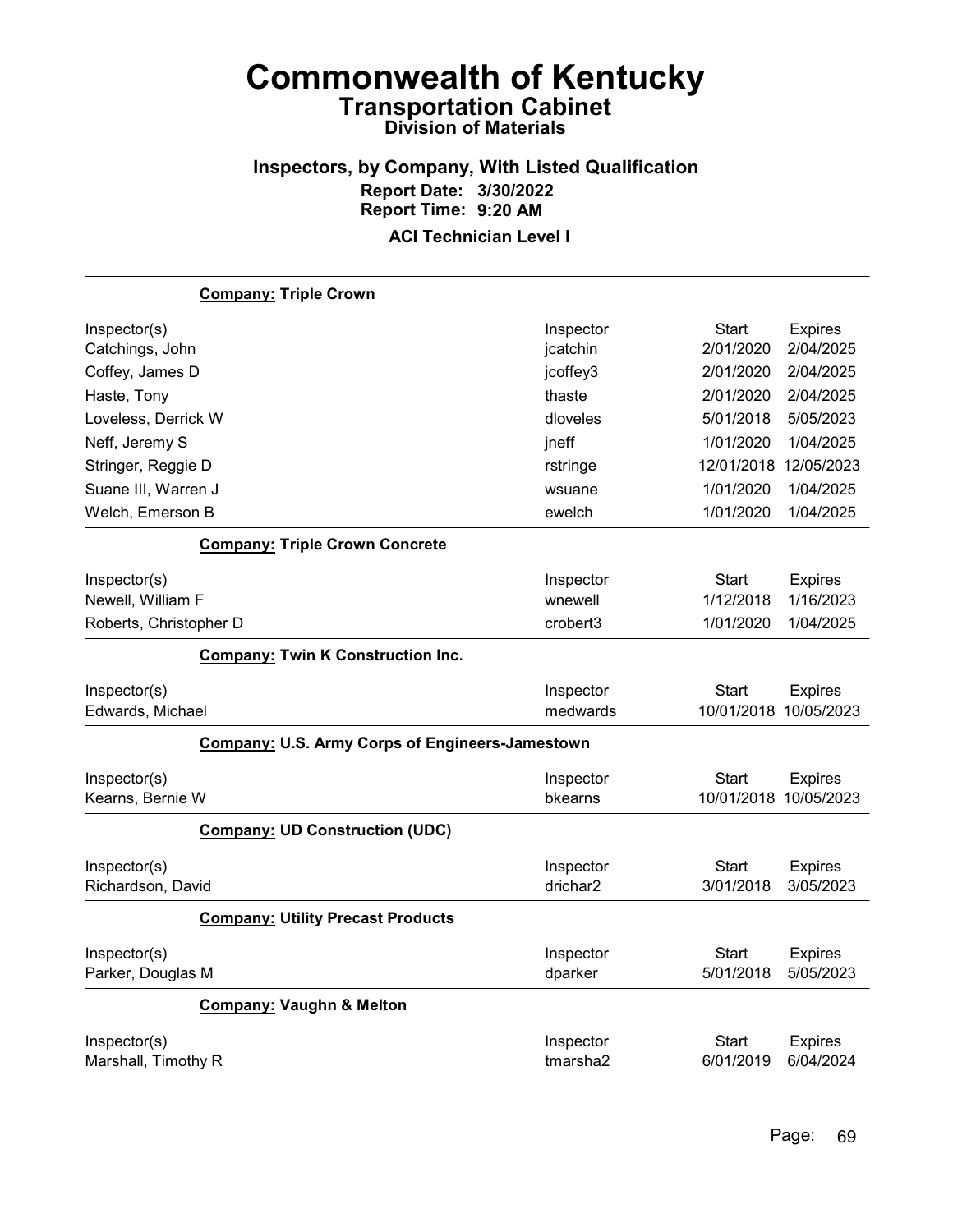# Commonwealth of Kentucky
## Transportation Cabinet
### Division of Materials

### Inspectors, by Company, With Listed Qualification
**Report Date: 3/30/2022**
**Report Time: 9:20 AM**

**ACI Technician Level I**

**Company: Triple Crown**

| Inspector(s) | Inspector | Start | Expires |
|---|---|---|---|
| Catchings, John | jcatchin | 2/01/2020 | 2/04/2025 |
| Coffey, James D | jcoffey3 | 2/01/2020 | 2/04/2025 |
| Haste, Tony | thaste | 2/01/2020 | 2/04/2025 |
| Loveless, Derrick W | dloveles | 5/01/2018 | 5/05/2023 |
| Neff, Jeremy S | jneff | 1/01/2020 | 1/04/2025 |
| Stringer, Reggie D | rstringe | 12/01/2018 | 12/05/2023 |
| Suane III, Warren J | wsuane | 1/01/2020 | 1/04/2025 |
| Welch, Emerson B | ewelch | 1/01/2020 | 1/04/2025 |

**Company: Triple Crown Concrete**

| Inspector(s) | Inspector | Start | Expires |
|---|---|---|---|
| Newell, William F | wnewell | 1/12/2018 | 1/16/2023 |
| Roberts, Christopher D | crobert3 | 1/01/2020 | 1/04/2025 |

**Company: Twin K Construction Inc.**

| Inspector(s) | Inspector | Start | Expires |
|---|---|---|---|
| Edwards, Michael | medwards | 10/01/2018 | 10/05/2023 |

**Company: U.S. Army Corps of Engineers-Jamestown**

| Inspector(s) | Inspector | Start | Expires |
|---|---|---|---|
| Kearns, Bernie W | bkearns | 10/01/2018 | 10/05/2023 |

**Company: UD Construction (UDC)**

| Inspector(s) | Inspector | Start | Expires |
|---|---|---|---|
| Richardson, David | drichar2 | 3/01/2018 | 3/05/2023 |

**Company: Utility Precast Products**

| Inspector(s) | Inspector | Start | Expires |
|---|---|---|---|
| Parker, Douglas M | dparker | 5/01/2018 | 5/05/2023 |

**Company: Vaughn & Melton**

| Inspector(s) | Inspector | Start | Expires |
|---|---|---|---|
| Marshall, Timothy R | tmarsha2 | 6/01/2019 | 6/04/2024 |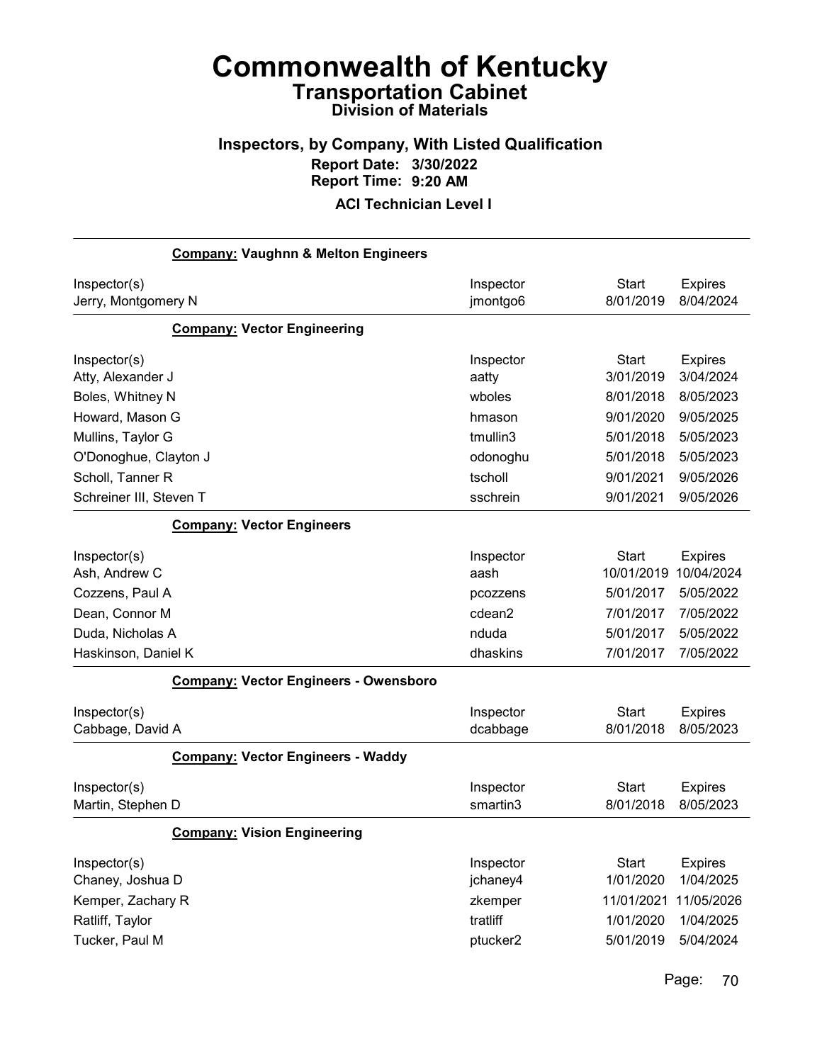# Commonwealth of Kentucky

## Transportation Cabinet

### Division of Materials

### Inspectors, by Company, With Listed Qualification

**Report Date: 3/30/2022**

**Report Time: 9:20 AM**

**ACI Technician Level I**

**Company: Vaughnn & Melton Engineers**

| Inspector(s) | Inspector | Start | Expires |
|---|---|---|---|
| Jerry, Montgomery N | jmontgo6 | 8/01/2019 | 8/04/2024 |

**Company: Vector Engineering**

| Inspector(s) | Inspector | Start | Expires |
|---|---|---|---|
| Atty, Alexander J | aatty | 3/01/2019 | 3/04/2024 |
| Boles, Whitney N | wboles | 8/01/2018 | 8/05/2023 |
| Howard, Mason G | hmason | 9/01/2020 | 9/05/2025 |
| Mullins, Taylor G | tmullin3 | 5/01/2018 | 5/05/2023 |
| O'Donoghue, Clayton J | odonoghu | 5/01/2018 | 5/05/2023 |
| Scholl, Tanner R | tscholl | 9/01/2021 | 9/05/2026 |
| Schreiner III, Steven T | sschrein | 9/01/2021 | 9/05/2026 |

**Company: Vector Engineers**

| Inspector(s) | Inspector | Start | Expires |
|---|---|---|---|
| Ash, Andrew C | aash | 10/01/2019 | 10/04/2024 |
| Cozzens, Paul A | pcozzens | 5/01/2017 | 5/05/2022 |
| Dean, Connor M | cdean2 | 7/01/2017 | 7/05/2022 |
| Duda, Nicholas A | nduda | 5/01/2017 | 5/05/2022 |
| Haskinson, Daniel K | dhaskins | 7/01/2017 | 7/05/2022 |

**Company: Vector Engineers - Owensboro**

| Inspector(s) | Inspector | Start | Expires |
|---|---|---|---|
| Cabbage, David A | dcabbage | 8/01/2018 | 8/05/2023 |

**Company: Vector Engineers - Waddy**

| Inspector(s) | Inspector | Start | Expires |
|---|---|---|---|
| Martin, Stephen D | smartin3 | 8/01/2018 | 8/05/2023 |

**Company: Vision Engineering**

| Inspector(s) | Inspector | Start | Expires |
|---|---|---|---|
| Chaney, Joshua D | jchaney4 | 1/01/2020 | 1/04/2025 |
| Kemper, Zachary R | zkemper | 11/01/2021 | 11/05/2026 |
| Ratliff, Taylor | tratliff | 1/01/2020 | 1/04/2025 |
| Tucker, Paul M | ptucker2 | 5/01/2019 | 5/04/2024 |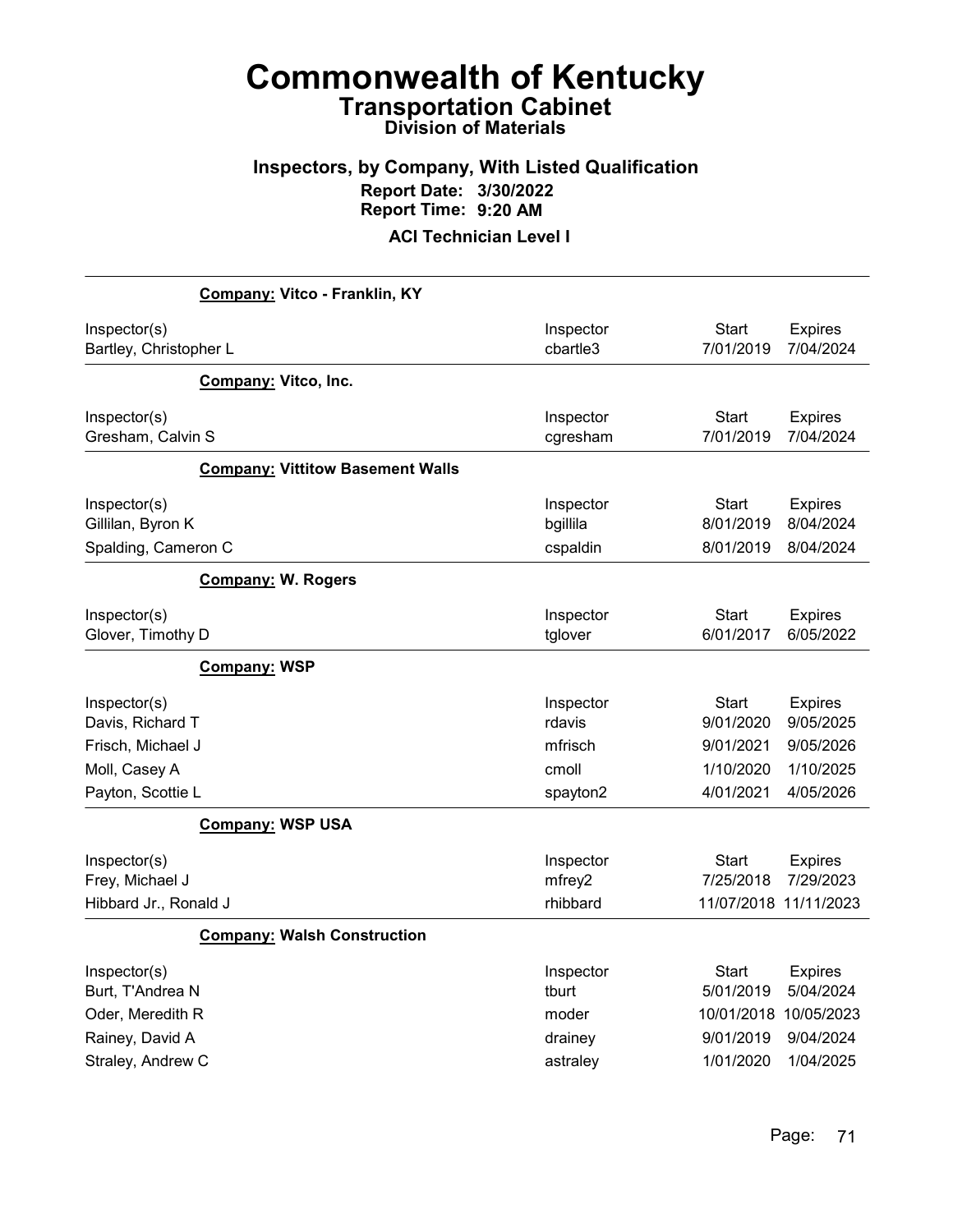# Commonwealth of Kentucky
## Transportation Cabinet
### Division of Materials

### Inspectors, by Company, With Listed Qualification
**Report Date: 3/30/2022**
**Report Time: 9:20 AM**

**ACI Technician Level I**

---

**Company: Vitco - Franklin, KY**

| Inspector(s) | Inspector | Start | Expires |
|---|---|---|---|
| Bartley, Christopher L | cbartle3 | 7/01/2019 | 7/04/2024 |

**Company: Vitco, Inc.**

| Inspector(s) | Inspector | Start | Expires |
|---|---|---|---|
| Gresham, Calvin S | cgresham | 7/01/2019 | 7/04/2024 |

**Company: Vittitow Basement Walls**

| Inspector(s) | Inspector | Start | Expires |
|---|---|---|---|
| Gillilan, Byron K | bgillila | 8/01/2019 | 8/04/2024 |
| Spalding, Cameron C | cspaldin | 8/01/2019 | 8/04/2024 |

**Company: W. Rogers**

| Inspector(s) | Inspector | Start | Expires |
|---|---|---|---|
| Glover, Timothy D | tglover | 6/01/2017 | 6/05/2022 |

**Company: WSP**

| Inspector(s) | Inspector | Start | Expires |
|---|---|---|---|
| Davis, Richard T | rdavis | 9/01/2020 | 9/05/2025 |
| Frisch, Michael J | mfrisch | 9/01/2021 | 9/05/2026 |
| Moll, Casey A | cmoll | 1/10/2020 | 1/10/2025 |
| Payton, Scottie L | spayton2 | 4/01/2021 | 4/05/2026 |

**Company: WSP USA**

| Inspector(s) | Inspector | Start | Expires |
|---|---|---|---|
| Frey, Michael J | mfrey2 | 7/25/2018 | 7/29/2023 |
| Hibbard Jr., Ronald J | rhibbard | 11/07/2018 | 11/11/2023 |

**Company: Walsh Construction**

| Inspector(s) | Inspector | Start | Expires |
|---|---|---|---|
| Burt, T'Andrea N | tburt | 5/01/2019 | 5/04/2024 |
| Oder, Meredith R | moder | 10/01/2018 | 10/05/2023 |
| Rainey, David A | drainey | 9/01/2019 | 9/04/2024 |
| Straley, Andrew C | astraley | 1/01/2020 | 1/04/2025 |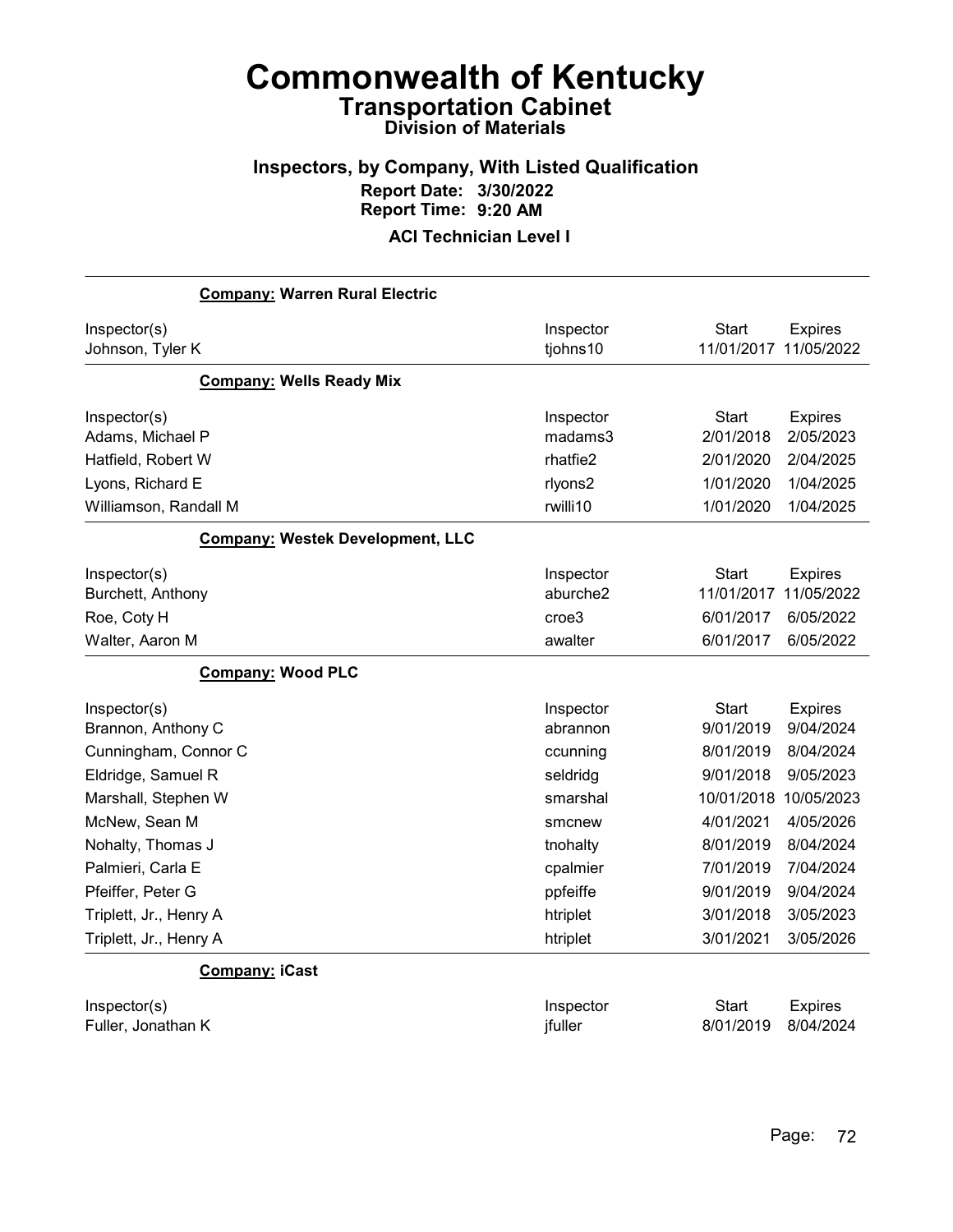# Commonwealth of Kentucky
## Transportation Cabinet
### Division of Materials

### Inspectors, by Company, With Listed Qualification
**Report Date: 3/30/2022**
**Report Time: 9:20 AM**

**ACI Technician Level I**

**Company: Warren Rural Electric**

| Inspector(s) | Inspector | Start | Expires |
|---|---|---|---|
| Johnson, Tyler K | tjohns10 | 11/01/2017 | 11/05/2022 |

**Company: Wells Ready Mix**

| Inspector(s) | Inspector | Start | Expires |
|---|---|---|---|
| Adams, Michael P | madams3 | 2/01/2018 | 2/05/2023 |
| Hatfield, Robert W | rhatfie2 | 2/01/2020 | 2/04/2025 |
| Lyons, Richard E | rlyons2 | 1/01/2020 | 1/04/2025 |
| Williamson, Randall M | rwilli10 | 1/01/2020 | 1/04/2025 |

**Company: Westek Development, LLC**

| Inspector(s) | Inspector | Start | Expires |
|---|---|---|---|
| Burchett, Anthony | aburche2 | 11/01/2017 | 11/05/2022 |
| Roe, Coty H | croe3 | 6/01/2017 | 6/05/2022 |
| Walter, Aaron M | awalter | 6/01/2017 | 6/05/2022 |

**Company: Wood PLC**

| Inspector(s) | Inspector | Start | Expires |
|---|---|---|---|
| Brannon, Anthony C | abrannon | 9/01/2019 | 9/04/2024 |
| Cunningham, Connor C | ccunning | 8/01/2019 | 8/04/2024 |
| Eldridge, Samuel R | seldridg | 9/01/2018 | 9/05/2023 |
| Marshall, Stephen W | smarshal | 10/01/2018 | 10/05/2023 |
| McNew, Sean M | smcnew | 4/01/2021 | 4/05/2026 |
| Nohalty, Thomas J | tnohalty | 8/01/2019 | 8/04/2024 |
| Palmieri, Carla E | cpalmier | 7/01/2019 | 7/04/2024 |
| Pfeiffer, Peter G | ppfeiffe | 9/01/2019 | 9/04/2024 |
| Triplett, Jr., Henry A | htriplet | 3/01/2018 | 3/05/2023 |
| Triplett, Jr., Henry A | htriplet | 3/01/2021 | 3/05/2026 |

**Company: iCast**

| Inspector(s) | Inspector | Start | Expires |
|---|---|---|---|
| Fuller, Jonathan K | jfuller | 8/01/2019 | 8/04/2024 |